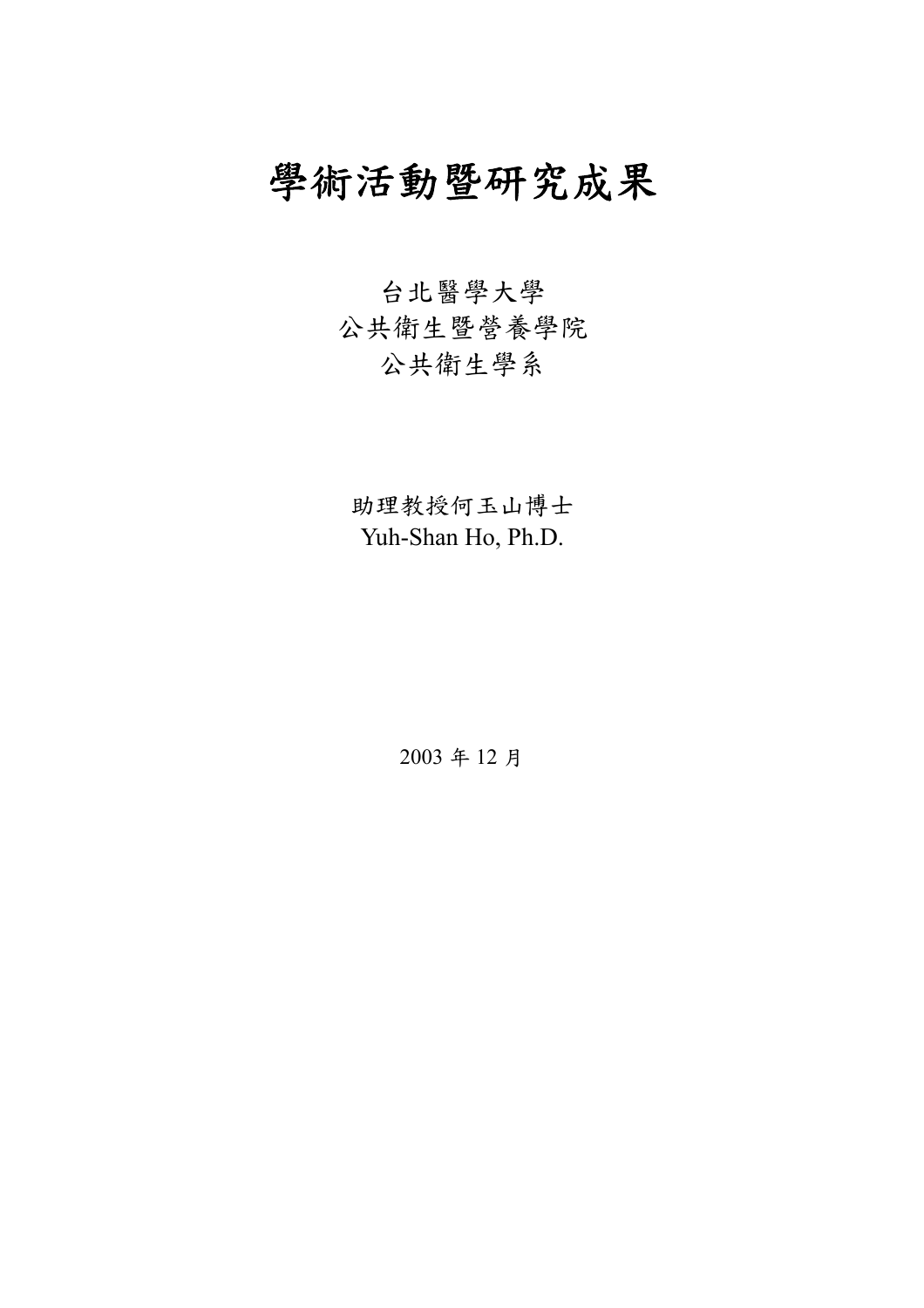# 學術活動暨研究成果

台北醫學大學
公共衛生暨營養學院
公共衛生學系

助理教授何玉山博士
Yuh-Shan Ho, Ph.D.

2003 年 12 月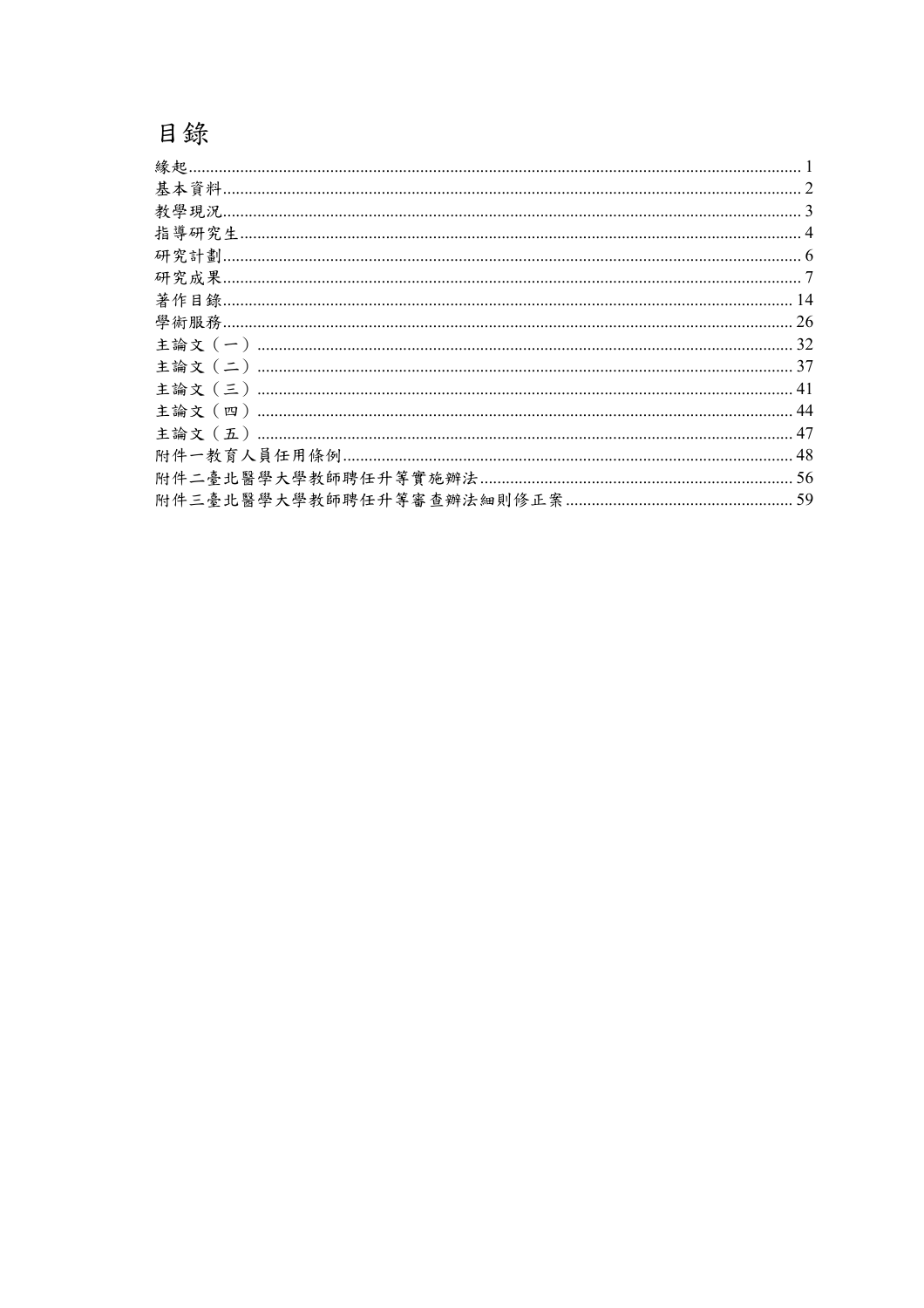# 目錄

緣起.......1
基本資料.......2
教學現況.......3
指導研究生.......4
研究計劃.......6
研究成果.......7
著作目錄.......14
學術服務.......26
主論文（一）.......32
主論文（二）.......37
主論文（三）.......41
主論文（四）.......44
主論文（五）.......47
附件一教育人員任用條例.......48
附件二臺北醫學大學教師聘任升等實施辦法.......56
附件三臺北醫學大學教師聘任升等審查辦法細則修正案.......59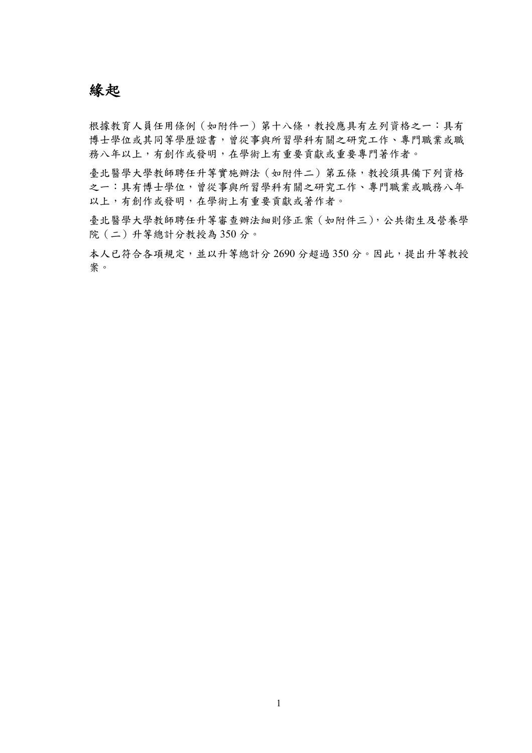# 緣起

根據教育人員任用條例（如附件一）第十八條，教授應具有左列資格之一：具有博士學位或其同等學歷證書，曾從事與所習學科有關之研究工作、專門職業或職務八年以上，有創作或發明，在學術上有重要貢獻或重要專門著作者。

臺北醫學大學教師聘任升等實施辦法（如附件二）第五條，教授須具備下列資格之一：具有博士學位，曾從事與所習學科有關之研究工作、專門職業或職務八年以上，有創作或發明，在學術上有重要貢獻或著作者。

臺北醫學大學教師聘任升等審查辦法細則修正案（如附件三），公共衛生及營養學院（二）升等總計分教授為 350 分。

本人已符合各項規定，並以升等總計分 2690 分超過 350 分。因此，提出升等教授案。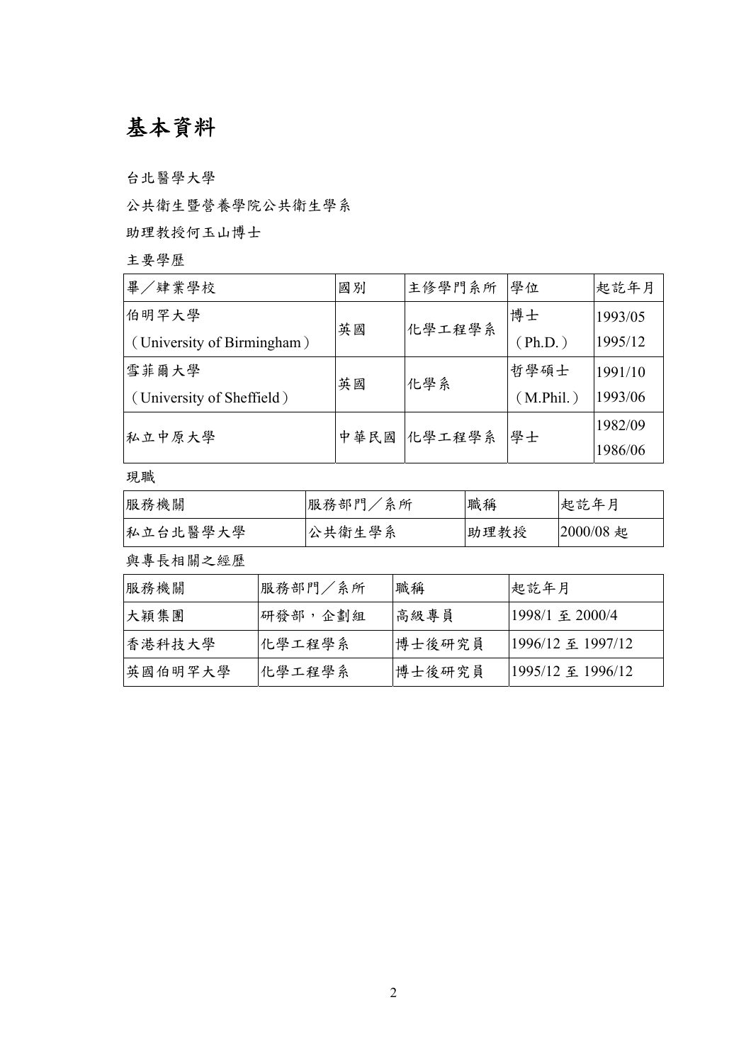# 基本資料

台北醫學大學

公共衛生暨營養學院公共衛生學系

助理教授何玉山博士

主要學歷

| 畢／肄業學校 | 國別 | 主修學門系所 | 學位 | 起訖年月 |
|---|---|---|---|---|
| 伯明罕大學（University of Birmingham） | 英國 | 化學工程學系 | 博士（Ph.D.） | 1993/05 1995/12 |
| 雪菲爾大學（University of Sheffield） | 英國 | 化學系 | 哲學碩士（M.Phil.） | 1991/10 1993/06 |
| 私立中原大學 | 中華民國 | 化學工程學系 | 學士 | 1982/09 1986/06 |

現職

| 服務機關 | 服務部門／系所 | 職稱 | 起訖年月 |
|---|---|---|---|
| 私立台北醫學大學 | 公共衛生學系 | 助理教授 | 2000/08 起 |

與專長相關之經歷

| 服務機關 | 服務部門／系所 | 職稱 | 起訖年月 |
|---|---|---|---|
| 大穎集團 | 研發部，企劃組 | 高級專員 | 1998/1 至 2000/4 |
| 香港科技大學 | 化學工程學系 | 博士後研究員 | 1996/12 至 1997/12 |
| 英國伯明罕大學 | 化學工程學系 | 博士後研究員 | 1995/12 至 1996/12 |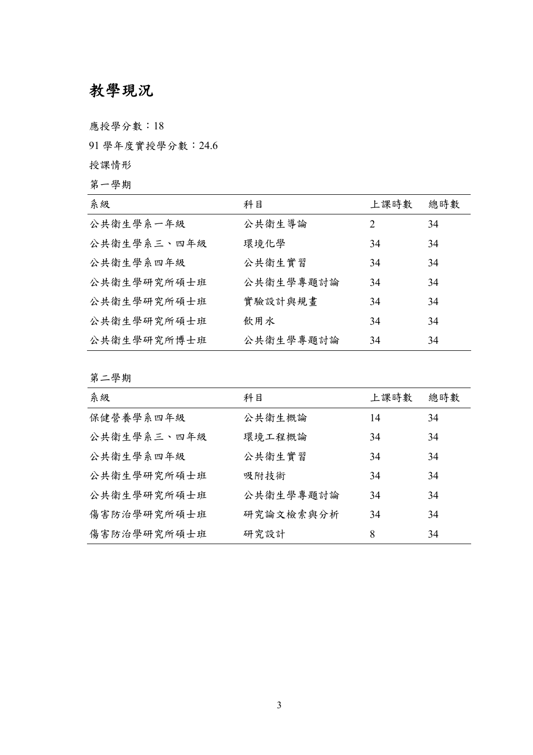# 教學現況

應授學分數：18

91 學年度實授學分數：24.6

授課情形

第一學期

| 系級 | 科目 | 上課時數 | 總時數 |
|---|---|---|---|
| 公共衛生學系一年級 | 公共衛生導論 | 2 | 34 |
| 公共衛生學系三、四年級 | 環境化學 | 34 | 34 |
| 公共衛生學系四年級 | 公共衛生實習 | 34 | 34 |
| 公共衛生學研究所碩士班 | 公共衛生學專題討論 | 34 | 34 |
| 公共衛生學研究所碩士班 | 實驗設計與規畫 | 34 | 34 |
| 公共衛生學研究所碩士班 | 飲用水 | 34 | 34 |
| 公共衛生學研究所博士班 | 公共衛生學專題討論 | 34 | 34 |

第二學期

| 系級 | 科目 | 上課時數 | 總時數 |
|---|---|---|---|
| 保健營養學系四年級 | 公共衛生概論 | 14 | 34 |
| 公共衛生學系三、四年級 | 環境工程概論 | 34 | 34 |
| 公共衛生學系四年級 | 公共衛生實習 | 34 | 34 |
| 公共衛生學研究所碩士班 | 吸附技術 | 34 | 34 |
| 公共衛生學研究所碩士班 | 公共衛生學專題討論 | 34 | 34 |
| 傷害防治學研究所碩士班 | 研究論文檢索與分析 | 34 | 34 |
| 傷害防治學研究所碩士班 | 研究設計 | 8 | 34 |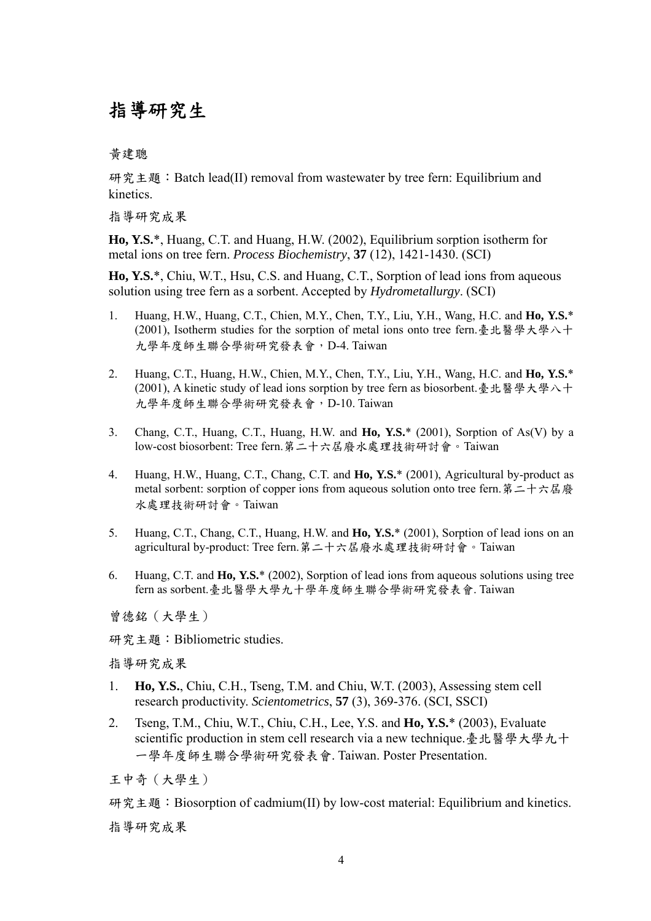# 指導研究生

黃建聰

研究主題：Batch lead(II) removal from wastewater by tree fern: Equilibrium and kinetics.

指導研究成果

**Ho, Y.S.***, Huang, C.T. and Huang, H.W. (2002), Equilibrium sorption isotherm for metal ions on tree fern. *Process Biochemistry*, **37** (12), 1421-1430. (SCI)

**Ho, Y.S.***, Chiu, W.T., Hsu, C.S. and Huang, C.T., Sorption of lead ions from aqueous solution using tree fern as a sorbent. Accepted by *Hydrometallurgy*. (SCI)

1. Huang, H.W., Huang, C.T., Chien, M.Y., Chen, T.Y., Liu, Y.H., Wang, H.C. and **Ho, Y.S.*** (2001), Isotherm studies for the sorption of metal ions onto tree fern.臺北醫學大學八十九學年度師生聯合學術研究發表會，D-4. Taiwan
2. Huang, C.T., Huang, H.W., Chien, M.Y., Chen, T.Y., Liu, Y.H., Wang, H.C. and **Ho, Y.S.*** (2001), A kinetic study of lead ions sorption by tree fern as biosorbent.臺北醫學大學八十九學年度師生聯合學術研究發表會，D-10. Taiwan
3. Chang, C.T., Huang, C.T., Huang, H.W. and **Ho, Y.S.*** (2001), Sorption of As(V) by a low-cost biosorbent: Tree fern.第二十六屆廢水處理技術研討會。Taiwan
4. Huang, H.W., Huang, C.T., Chang, C.T. and **Ho, Y.S.*** (2001), Agricultural by-product as metal sorbent: sorption of copper ions from aqueous solution onto tree fern.第二十六屆廢水處理技術研討會。Taiwan
5. Huang, C.T., Chang, C.T., Huang, H.W and **Ho, Y.S.*** (2001), Sorption of lead ions on an agricultural by-product: Tree fern.第二十六屆廢水處理技術研討會。Taiwan
6. Huang, C.T. and **Ho, Y.S.*** (2002), Sorption of lead ions from aqueous solutions using tree fern as sorbent.臺北醫學大學九十學年度師生聯合學術研究發表會. Taiwan

曾德銘（大學生）

研究主題：Bibliometric studies.

指導研究成果

1. **Ho, Y.S.**, Chiu, C.H., Tseng, T.M. and Chiu, W.T. (2003), Assessing stem cell research productivity. *Scientometrics*, **57** (3), 369-376. (SCI, SSCI)
2. Tseng, T.M., Chiu, W.T., Chiu, C.H., Lee, Y.S. and **Ho, Y.S.*** (2003), Evaluate scientific production in stem cell research via a new technique.臺北醫學大學九十一學年度師生聯合學術研究發表會. Taiwan. Poster Presentation.

王中奇（大學生）

研究主題：Biosorption of cadmium(II) by low-cost material: Equilibrium and kinetics.

指導研究成果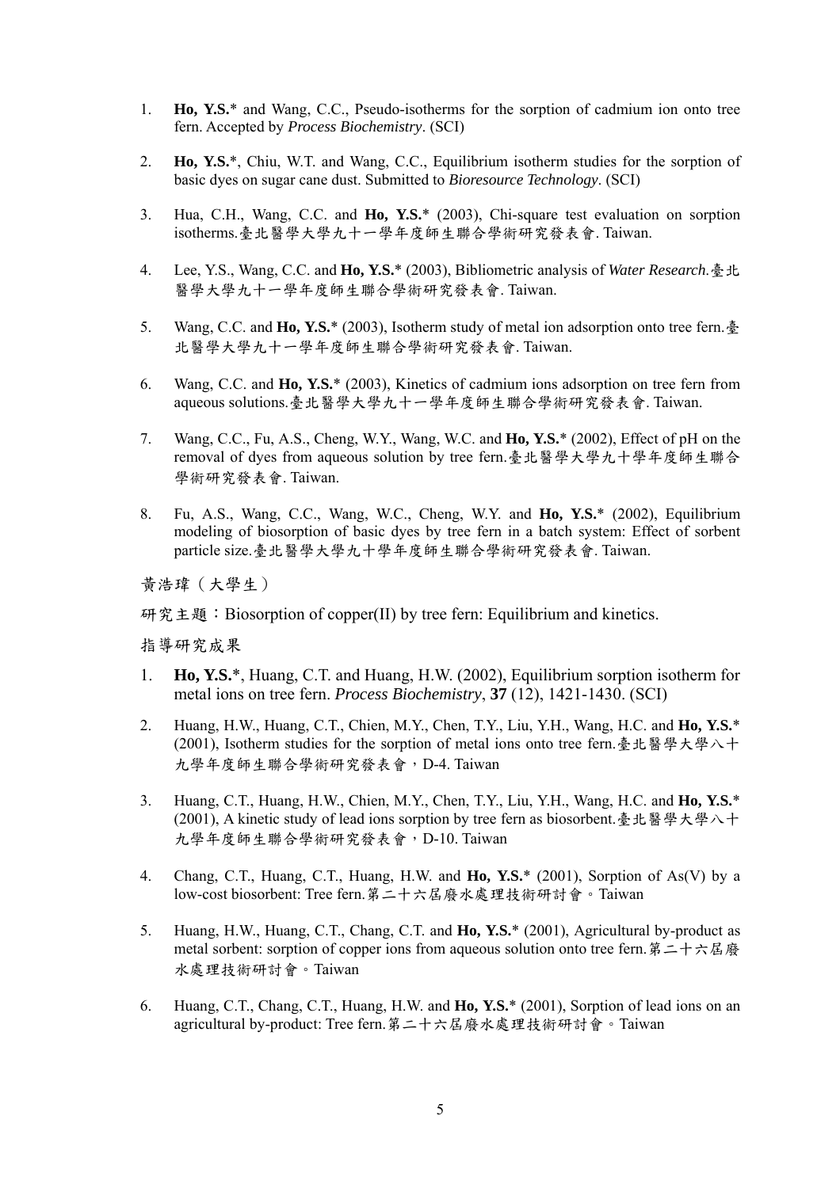1. **Ho, Y.S.*** and Wang, C.C., Pseudo-isotherms for the sorption of cadmium ion onto tree fern. Accepted by *Process Biochemistry*. (SCI)

2. **Ho, Y.S.***, Chiu, W.T. and Wang, C.C., Equilibrium isotherm studies for the sorption of basic dyes on sugar cane dust. Submitted to *Bioresource Technology*. (SCI)

3. Hua, C.H., Wang, C.C. and **Ho, Y.S.*** (2003), Chi-square test evaluation on sorption isotherms.臺北醫學大學九十一學年度師生聯合學術研究發表會. Taiwan.

4. Lee, Y.S., Wang, C.C. and **Ho, Y.S.*** (2003), Bibliometric analysis of *Water Research*.臺北醫學大學九十一學年度師生聯合學術研究發表會. Taiwan.

5. Wang, C.C. and **Ho, Y.S.*** (2003), Isotherm study of metal ion adsorption onto tree fern.臺北醫學大學九十一學年度師生聯合學術研究發表會. Taiwan.

6. Wang, C.C. and **Ho, Y.S.*** (2003), Kinetics of cadmium ions adsorption on tree fern from aqueous solutions.臺北醫學大學九十一學年度師生聯合學術研究發表會. Taiwan.

7. Wang, C.C., Fu, A.S., Cheng, W.Y., Wang, W.C. and **Ho, Y.S.*** (2002), Effect of pH on the removal of dyes from aqueous solution by tree fern.臺北醫學大學九十學年度師生聯合學術研究發表會. Taiwan.

8. Fu, A.S., Wang, C.C., Wang, W.C., Cheng, W.Y. and **Ho, Y.S.*** (2002), Equilibrium modeling of biosorption of basic dyes by tree fern in a batch system: Effect of sorbent particle size.臺北醫學大學九十學年度師生聯合學術研究發表會. Taiwan.

黃浩瑋（大學生）

研究主題：Biosorption of copper(II) by tree fern: Equilibrium and kinetics.

指導研究成果

1. **Ho, Y.S.***, Huang, C.T. and Huang, H.W. (2002), Equilibrium sorption isotherm for metal ions on tree fern. *Process Biochemistry*, **37** (12), 1421-1430. (SCI)

2. Huang, H.W., Huang, C.T., Chien, M.Y., Chen, T.Y., Liu, Y.H., Wang, H.C. and **Ho, Y.S.*** (2001), Isotherm studies for the sorption of metal ions onto tree fern.臺北醫學大學八十九學年度師生聯合學術研究發表會，D-4. Taiwan

3. Huang, C.T., Huang, H.W., Chien, M.Y., Chen, T.Y., Liu, Y.H., Wang, H.C. and **Ho, Y.S.*** (2001), A kinetic study of lead ions sorption by tree fern as biosorbent.臺北醫學大學八十九學年度師生聯合學術研究發表會，D-10. Taiwan

4. Chang, C.T., Huang, C.T., Huang, H.W. and **Ho, Y.S.*** (2001), Sorption of As(V) by a low-cost biosorbent: Tree fern.第二十六屆廢水處理技術研討會。Taiwan

5. Huang, H.W., Huang, C.T., Chang, C.T. and **Ho, Y.S.*** (2001), Agricultural by-product as metal sorbent: sorption of copper ions from aqueous solution onto tree fern.第二十六屆廢水處理技術研討會。Taiwan

6. Huang, C.T., Chang, C.T., Huang, H.W. and **Ho, Y.S.*** (2001), Sorption of lead ions on an agricultural by-product: Tree fern.第二十六屆廢水處理技術研討會。Taiwan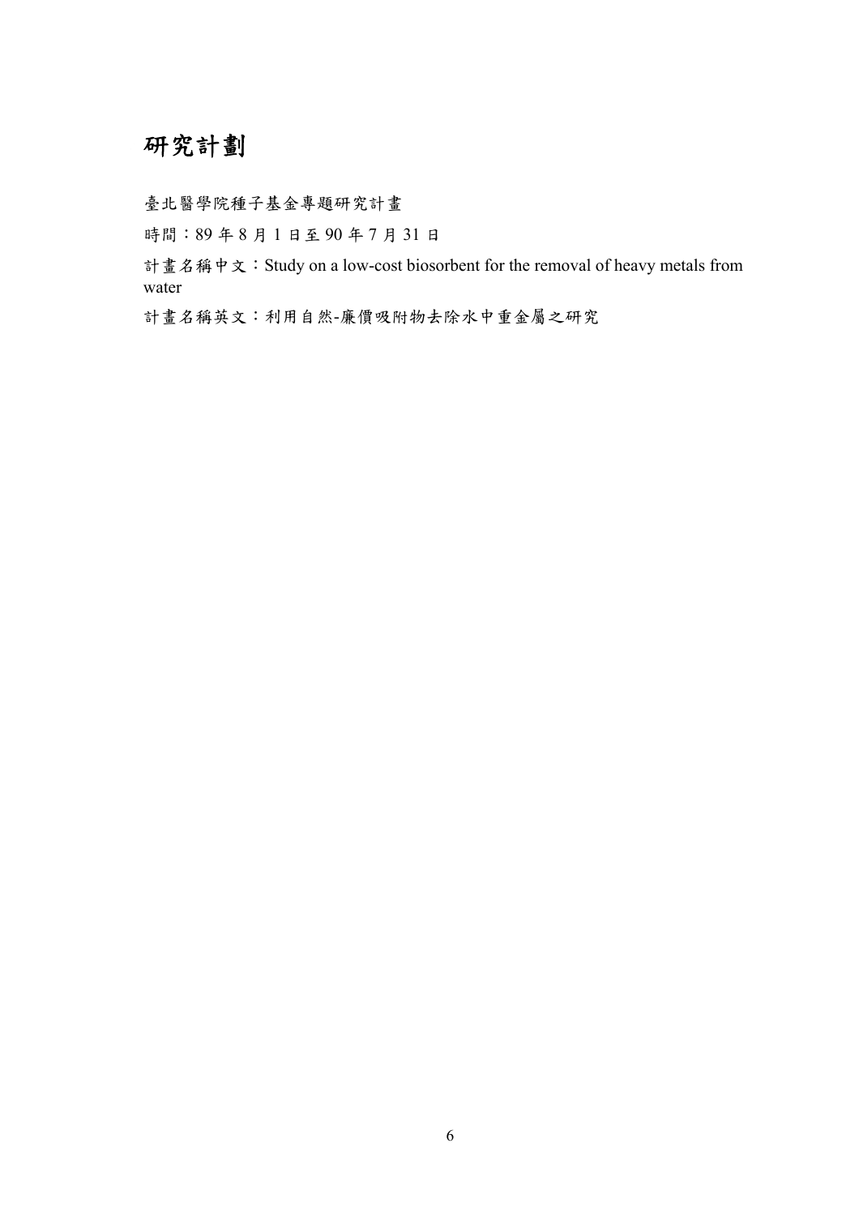# 研究計劃

臺北醫學院種子基金專題研究計畫

時間：89 年 8 月 1 日至 90 年 7 月 31 日

計畫名稱中文：Study on a low-cost biosorbent for the removal of heavy metals from water

計畫名稱英文：利用自然-廉價吸附物去除水中重金屬之研究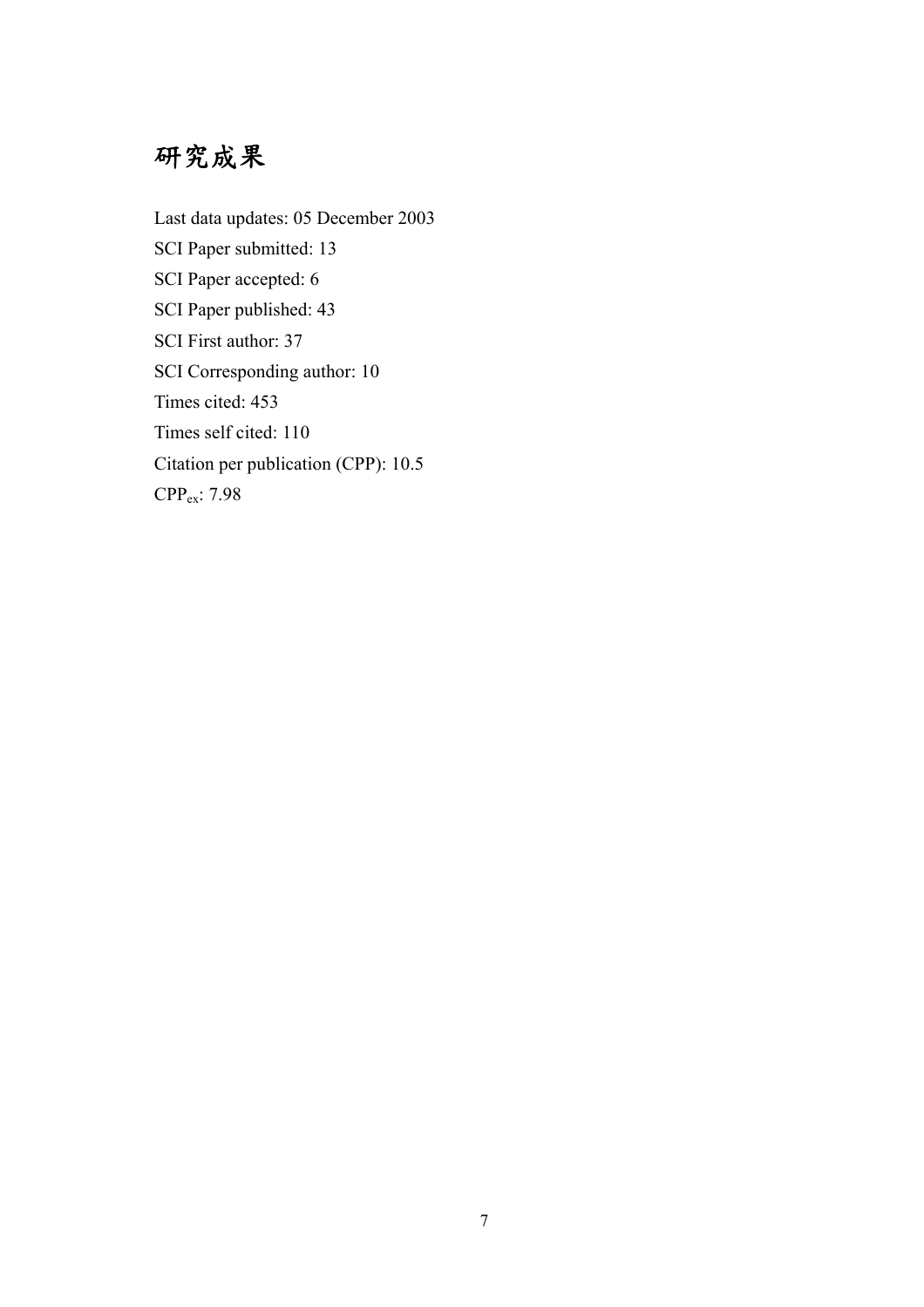# 研究成果

Last data updates: 05 December 2003

SCI Paper submitted: 13

SCI Paper accepted: 6

SCI Paper published: 43

SCI First author: 37

SCI Corresponding author: 10

Times cited: 453

Times self cited: 110

Citation per publication (CPP): 10.5

$CPP_{ex}$: 7.98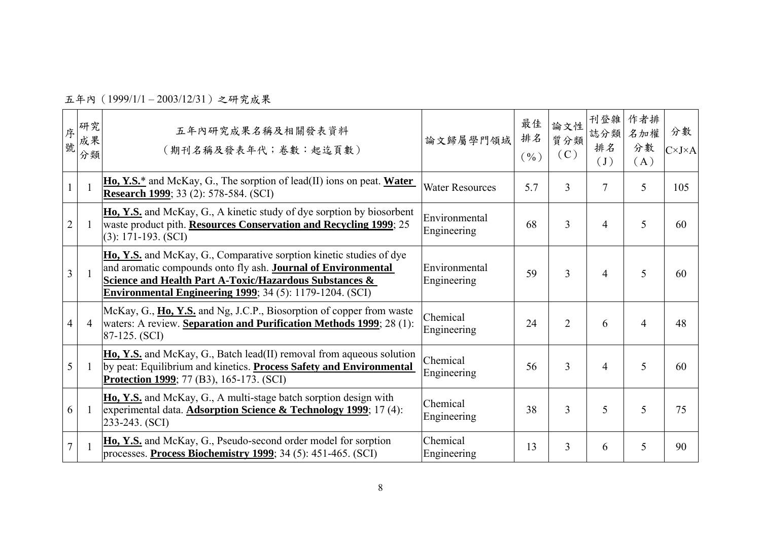五年內（1999/1/1 – 2003/12/31）之研究成果

| 序號 | 研究成果分類 | 五年內研究成果名稱及相關發表資料<br>（期刊名稱及發表年代；卷數：起迄頁數） | 論文歸屬學門領域 | 最佳排名（%） | 論文性質分類（C） | 刊登雜誌分類排名（J） | 作者排名加權分數（A） | 分數 C×J×A |
|---|---|---|---|---|---|---|---|---|
| 1 | 1 | **Ho, Y.S.*** and McKay, G., The sorption of lead(II) ions on peat. **Water Research 1999**; 33 (2): 578-584. (SCI) | Water Resources | 5.7 | 3 | 7 | 5 | 105 |
| 2 | 1 | **Ho, Y.S.** and McKay, G., A kinetic study of dye sorption by biosorbent waste product pith. **Resources Conservation and Recycling 1999**; 25 (3): 171-193. (SCI) | Environmental Engineering | 68 | 3 | 4 | 5 | 60 |
| 3 | 1 | **Ho, Y.S.** and McKay, G., Comparative sorption kinetic studies of dye and aromatic compounds onto fly ash. **Journal of Environmental Science and Health Part A-Toxic/Hazardous Substances & Environmental Engineering 1999**; 34 (5): 1179-1204. (SCI) | Environmental Engineering | 59 | 3 | 4 | 5 | 60 |
| 4 | 4 | McKay, G., **Ho, Y.S.** and Ng, J.C.P., Biosorption of copper from waste waters: A review. **Separation and Purification Methods 1999**; 28 (1): 87-125. (SCI) | Chemical Engineering | 24 | 2 | 6 | 4 | 48 |
| 5 | 1 | **Ho, Y.S.** and McKay, G., Batch lead(II) removal from aqueous solution by peat: Equilibrium and kinetics. **Process Safety and Environmental Protection 1999**; 77 (B3), 165-173. (SCI) | Chemical Engineering | 56 | 3 | 4 | 5 | 60 |
| 6 | 1 | **Ho, Y.S.** and McKay, G., A multi-stage batch sorption design with experimental data. **Adsorption Science & Technology 1999**; 17 (4): 233-243. (SCI) | Chemical Engineering | 38 | 3 | 5 | 5 | 75 |
| 7 | 1 | **Ho, Y.S.** and McKay, G., Pseudo-second order model for sorption processes. **Process Biochemistry 1999**; 34 (5): 451-465. (SCI) | Chemical Engineering | 13 | 3 | 6 | 5 | 90 |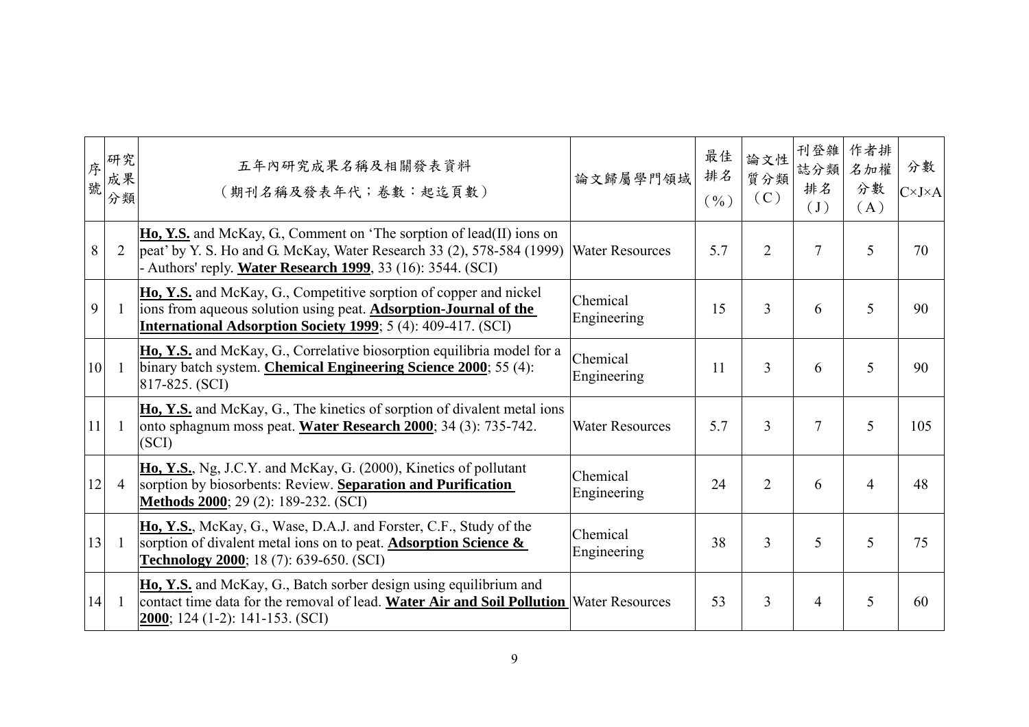| 序號 | 研究成果分類 | 五年內研究成果名稱及相關發表資料<br>（期刊名稱及發表年代；卷數：起迄頁數） | 論文歸屬學門領域 | 最佳排名（%） | 論文性質分類（C） | 刊登雜誌分類排名（J） | 作者排名加權分數（A） | 分數 C×J×A |
|---|---|---|---|---|---|---|---|---|
| 8 | 2 | **<u>Ho, Y.S.</u>** and McKay, G., Comment on 'The sorption of lead(II) ions on peat' by Y. S. Ho and G. McKay, Water Research 33 (2), 578-584 (1999) - Authors' reply. **<u>Water Research 1999</u>**, 33 (16): 3544. (SCI) | Water Resources | 5.7 | 2 | 7 | 5 | 70 |
| 9 | 1 | **<u>Ho, Y.S.</u>** and McKay, G., Competitive sorption of copper and nickel ions from aqueous solution using peat. **<u>Adsorption-Journal of the International Adsorption Society 1999</u>**; 5 (4): 409-417. (SCI) | Chemical Engineering | 15 | 3 | 6 | 5 | 90 |
| 10 | 1 | **<u>Ho, Y.S.</u>** and McKay, G., Correlative biosorption equilibria model for a binary batch system. **<u>Chemical Engineering Science 2000</u>**; 55 (4): 817-825. (SCI) | Chemical Engineering | 11 | 3 | 6 | 5 | 90 |
| 11 | 1 | **<u>Ho, Y.S.</u>** and McKay, G., The kinetics of sorption of divalent metal ions onto sphagnum moss peat. **<u>Water Research 2000</u>**; 34 (3): 735-742. (SCI) | Water Resources | 5.7 | 3 | 7 | 5 | 105 |
| 12 | 4 | **<u>Ho, Y.S.</u>**, Ng, J.C.Y. and McKay, G. (2000), Kinetics of pollutant sorption by biosorbents: Review. **<u>Separation and Purification Methods 2000</u>**; 29 (2): 189-232. (SCI) | Chemical Engineering | 24 | 2 | 6 | 4 | 48 |
| 13 | 1 | **<u>Ho, Y.S.</u>**, McKay, G., Wase, D.A.J. and Forster, C.F., Study of the sorption of divalent metal ions on to peat. **<u>Adsorption Science & Technology 2000</u>**; 18 (7): 639-650. (SCI) | Chemical Engineering | 38 | 3 | 5 | 5 | 75 |
| 14 | 1 | **<u>Ho, Y.S.</u>** and McKay, G., Batch sorber design using equilibrium and contact time data for the removal of lead. **<u>Water Air and Soil Pollution 2000</u>**; 124 (1-2): 141-153. (SCI) | Water Resources | 53 | 3 | 4 | 5 | 60 |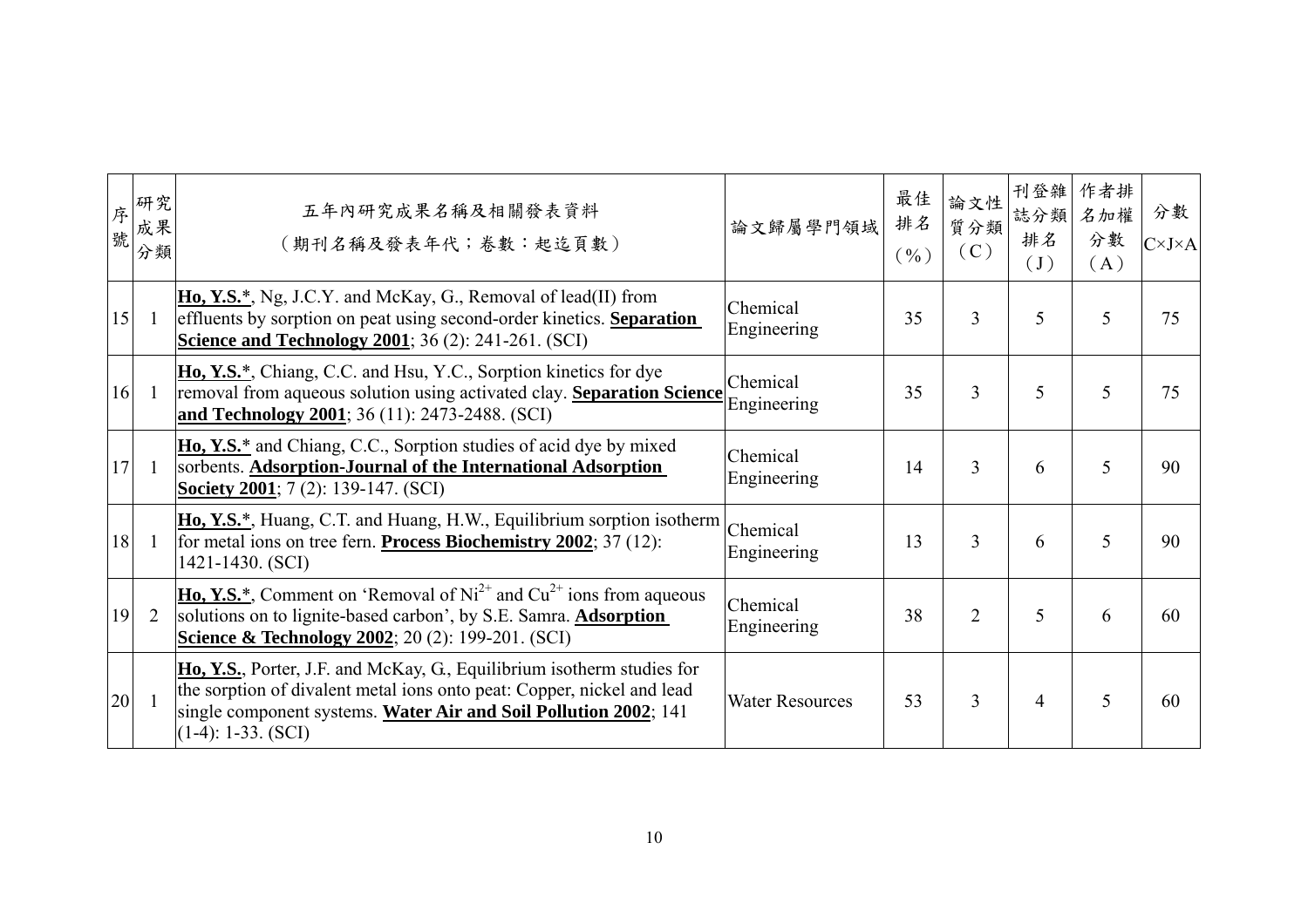| 序號 | 研究成果分類 | 五年內研究成果名稱及相關發表資料<br>（期刊名稱及發表年代；卷數：起迄頁數） | 論文歸屬學門領域 | 最佳排名（%） | 論文性質分類（C） | 刊登雜誌分類排名（J） | 作者排名加權分數（A） | 分數 C×J×A |
|---|---|---|---|---|---|---|---|---|
| 15 | 1 | **Ho, Y.S.***, Ng, J.C.Y. and McKay, G., Removal of lead(II) from effluents by sorption on peat using second-order kinetics. **Separation Science and Technology 2001**; 36 (2): 241-261. (SCI) | Chemical Engineering | 35 | 3 | 5 | 5 | 75 |
| 16 | 1 | **Ho, Y.S.***, Chiang, C.C. and Hsu, Y.C., Sorption kinetics for dye removal from aqueous solution using activated clay. **Separation Science and Technology 2001**; 36 (11): 2473-2488. (SCI) | Chemical Engineering | 35 | 3 | 5 | 5 | 75 |
| 17 | 1 | **Ho, Y.S.*** and Chiang, C.C., Sorption studies of acid dye by mixed sorbents. **Adsorption-Journal of the International Adsorption Society 2001**; 7 (2): 139-147. (SCI) | Chemical Engineering | 14 | 3 | 6 | 5 | 90 |
| 18 | 1 | **Ho, Y.S.***, Huang, C.T. and Huang, H.W., Equilibrium sorption isotherm for metal ions on tree fern. **Process Biochemistry 2002**; 37 (12): 1421-1430. (SCI) | Chemical Engineering | 13 | 3 | 6 | 5 | 90 |
| 19 | 2 | **Ho, Y.S.***, Comment on 'Removal of $Ni^{2+}$ and $Cu^{2+}$ ions from aqueous solutions on to lignite-based carbon', by S.E. Samra. **Adsorption Science & Technology 2002**; 20 (2): 199-201. (SCI) | Chemical Engineering | 38 | 2 | 5 | 6 | 60 |
| 20 | 1 | **Ho, Y.S.**, Porter, J.F. and McKay, G., Equilibrium isotherm studies for the sorption of divalent metal ions onto peat: Copper, nickel and lead single component systems. **Water Air and Soil Pollution 2002**; 141 (1-4): 1-33. (SCI) | Water Resources | 53 | 3 | 4 | 5 | 60 |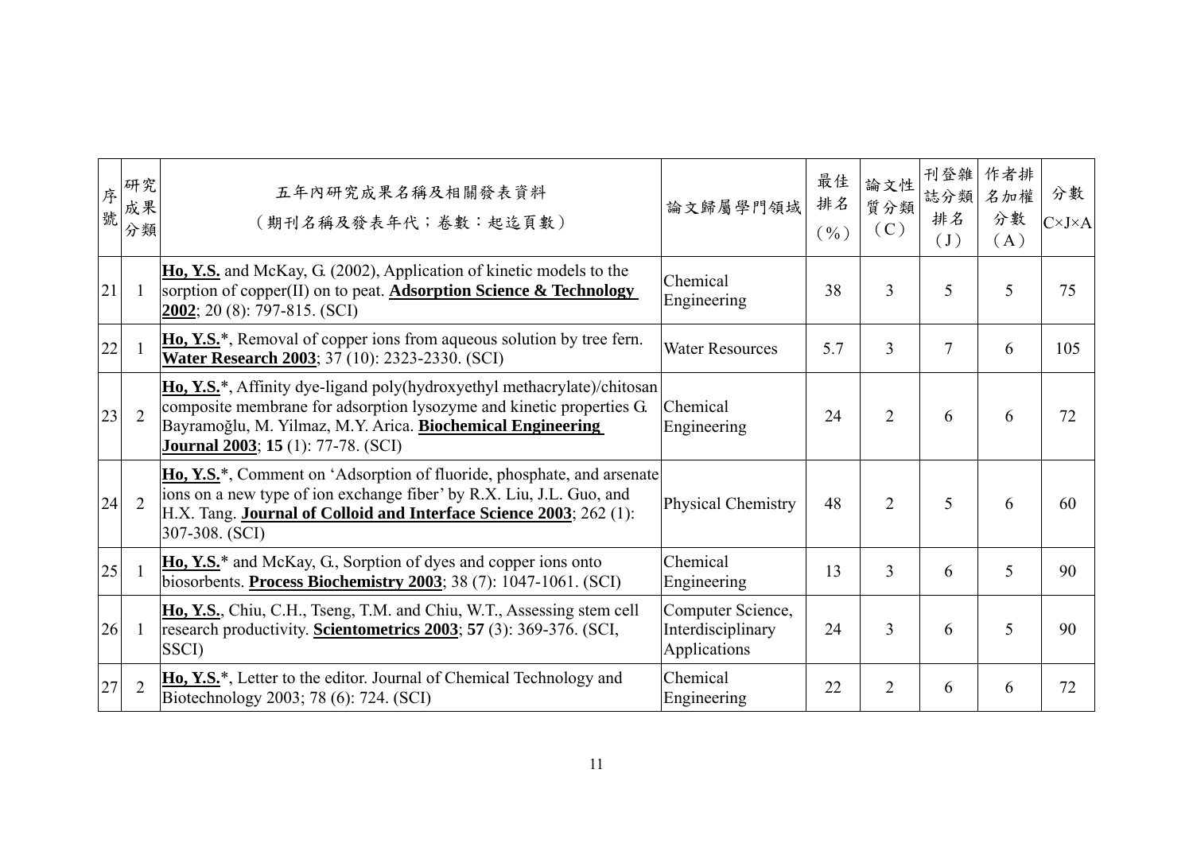| 序號 | 研究成果分類 | 五年內研究成果名稱及相關發表資料<br>（期刊名稱及發表年代；卷數：起迄頁數） | 論文歸屬學門領域 | 最佳排名（%） | 論文性質分類（C） | 刊登雜誌分類排名（J） | 作者排名加權分數（A） | 分數 C×J×A |
|---|---|---|---|---|---|---|---|---|
| 21 | 1 | **Ho, Y.S.** and McKay, G. (2002), Application of kinetic models to the sorption of copper(II) on to peat. **Adsorption Science & Technology 2002**; 20 (8): 797-815. (SCI) | Chemical Engineering | 38 | 3 | 5 | 5 | 75 |
| 22 | 1 | **Ho, Y.S.***, Removal of copper ions from aqueous solution by tree fern. **Water Research 2003**; 37 (10): 2323-2330. (SCI) | Water Resources | 5.7 | 3 | 7 | 6 | 105 |
| 23 | 2 | **Ho, Y.S.***, Affinity dye-ligand poly(hydroxyethyl methacrylate)/chitosan composite membrane for adsorption lysozyme and kinetic properties G. Bayramoğlu, M. Yilmaz, M.Y. Arica. **Biochemical Engineering Journal 2003**; **15** (1): 77-78. (SCI) | Chemical Engineering | 24 | 2 | 6 | 6 | 72 |
| 24 | 2 | **Ho, Y.S.***, Comment on 'Adsorption of fluoride, phosphate, and arsenate ions on a new type of ion exchange fiber' by R.X. Liu, J.L. Guo, and H.X. Tang. **Journal of Colloid and Interface Science 2003**; 262 (1): 307-308. (SCI) | Physical Chemistry | 48 | 2 | 5 | 6 | 60 |
| 25 | 1 | **Ho, Y.S.*** and McKay, G., Sorption of dyes and copper ions onto biosorbents. **Process Biochemistry 2003**; 38 (7): 1047-1061. (SCI) | Chemical Engineering | 13 | 3 | 6 | 5 | 90 |
| 26 | 1 | **Ho, Y.S.**, Chiu, C.H., Tseng, T.M. and Chiu, W.T., Assessing stem cell research productivity. **Scientometrics 2003**; **57** (3): 369-376. (SCI, SSCI) | Computer Science, Interdisciplinary Applications | 24 | 3 | 6 | 5 | 90 |
| 27 | 2 | **Ho, Y.S.***, Letter to the editor. Journal of Chemical Technology and Biotechnology 2003; 78 (6): 724. (SCI) | Chemical Engineering | 22 | 2 | 6 | 6 | 72 |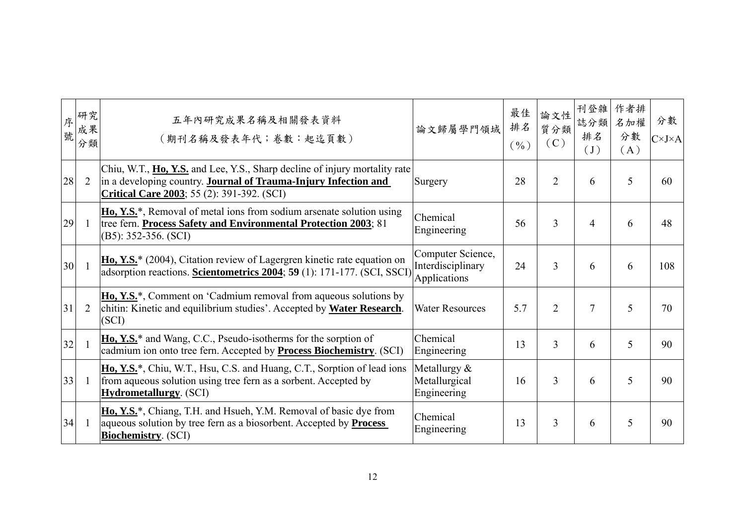| 序號 | 研究成果分類 | 五年內研究成果名稱及相關發表資料<br>（期刊名稱及發表年代；卷數：起迄頁數） | 論文歸屬學門領域 | 最佳排名（%） | 論文性質分類（C） | 刊登雜誌分類排名（J） | 作者排名加權分數（A） | 分數 C×J×A |
|---|---|---|---|---|---|---|---|---|
| 28 | 2 | Chiu, W.T., **Ho, Y.S.** and Lee, Y.S., Sharp decline of injury mortality rate in a developing country. **Journal of Trauma-Injury Infection and Critical Care 2003**; 55 (2): 391-392. (SCI) | Surgery | 28 | 2 | 6 | 5 | 60 |
| 29 | 1 | **Ho, Y.S.***, Removal of metal ions from sodium arsenate solution using tree fern. **Process Safety and Environmental Protection 2003**; 81 (B5): 352-356. (SCI) | Chemical Engineering | 56 | 3 | 4 | 6 | 48 |
| 30 | 1 | **Ho, Y.S.*** (2004), Citation review of Lagergren kinetic rate equation on adsorption reactions. **Scientometrics 2004**; **59** (1): 171-177. (SCI, SSCI) | Computer Science, Interdisciplinary Applications | 24 | 3 | 6 | 6 | 108 |
| 31 | 2 | **Ho, Y.S.***, Comment on 'Cadmium removal from aqueous solutions by chitin: Kinetic and equilibrium studies'. Accepted by **Water Research**. (SCI) | Water Resources | 5.7 | 2 | 7 | 5 | 70 |
| 32 | 1 | **Ho, Y.S.*** and Wang, C.C., Pseudo-isotherms for the sorption of cadmium ion onto tree fern. Accepted by **Process Biochemistry**. (SCI) | Chemical Engineering | 13 | 3 | 6 | 5 | 90 |
| 33 | 1 | **Ho, Y.S.***, Chiu, W.T., Hsu, C.S. and Huang, C.T., Sorption of lead ions from aqueous solution using tree fern as a sorbent. Accepted by **Hydrometallurgy**. (SCI) | Metallurgy & Metallurgical Engineering | 16 | 3 | 6 | 5 | 90 |
| 34 | 1 | **Ho, Y.S.***, Chiang, T.H. and Hsueh, Y.M. Removal of basic dye from aqueous solution by tree fern as a biosorbent. Accepted by **Process Biochemistry**. (SCI) | Chemical Engineering | 13 | 3 | 6 | 5 | 90 |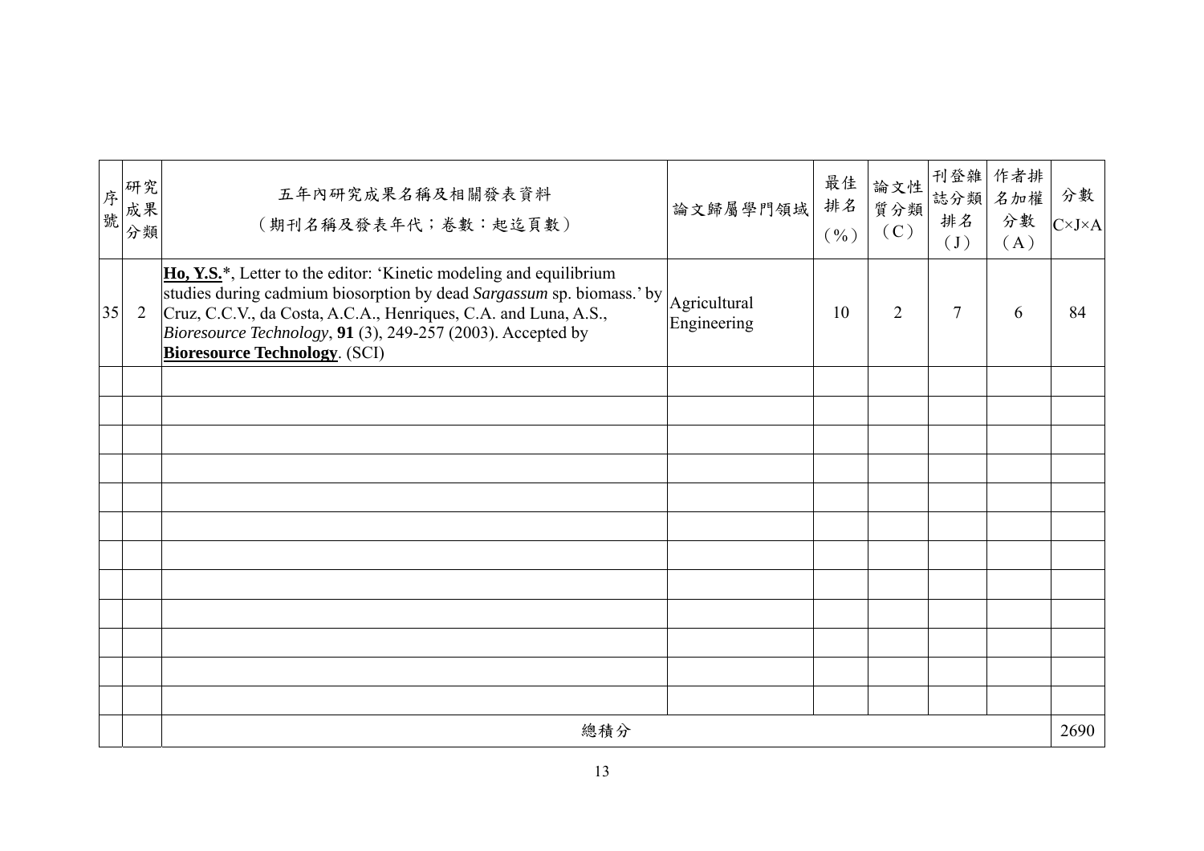| 序號 | 研究成果分類 | 五年內研究成果名稱及相關發表資料（期刊名稱及發表年代；卷數：起迄頁數） | 論文歸屬學門領域 | 最佳排名（%） | 論文性質分類（C） | 刊登雜誌分類排名（J） | 作者排名加權分數（A） | 分數 C×J×A |
|---|---|---|---|---|---|---|---|---|
| 35 | 2 | **Ho, Y.S.***, Letter to the editor: 'Kinetic modeling and equilibrium studies during cadmium biosorption by dead *Sargassum* sp. biomass.' by Cruz, C.C.V., da Costa, A.C.A., Henriques, C.A. and Luna, A.S., *Bioresource Technology*, **91** (3), 249-257 (2003). Accepted by **Bioresource Technology**. (SCI) | Agricultural Engineering | 10 | 2 | 7 | 6 | 84 |
| | | | | | | | | |
| | | | | | | | | |
| | | | | | | | | |
| | | | | | | | | |
| | | | | | | | | |
| | | | | | | | | |
| | | | | | | | | |
| | | | | | | | | |
| | | | | | | | | |
| | | | | | | | | |
| | | | | | | | | |
| | | | | | | | | |
| | | 總積分 | | | | | | 2690 |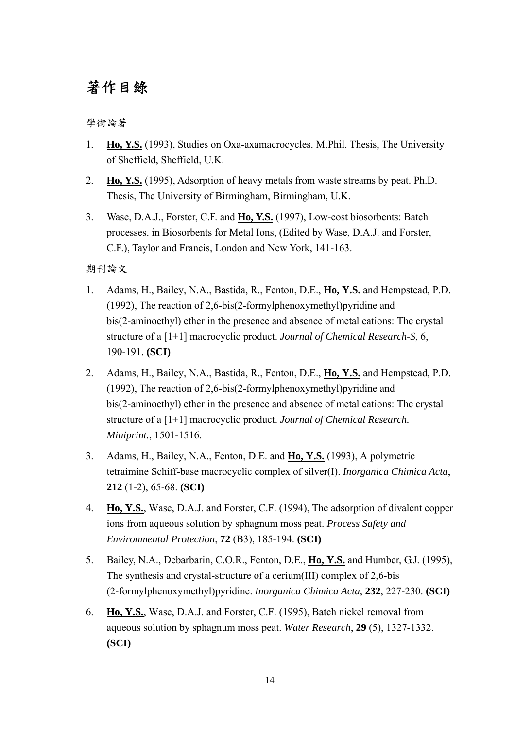# 著作目錄

學術論著

1. **Ho, Y.S.** (1993), Studies on Oxa-axamacrocycles. M.Phil. Thesis, The University of Sheffield, Sheffield, U.K.

2. **Ho, Y.S.** (1995), Adsorption of heavy metals from waste streams by peat. Ph.D. Thesis, The University of Birmingham, Birmingham, U.K.

3. Wase, D.A.J., Forster, C.F. and **Ho, Y.S.** (1997), Low-cost biosorbents: Batch processes. in Biosorbents for Metal Ions, (Edited by Wase, D.A.J. and Forster, C.F.), Taylor and Francis, London and New York, 141-163.

期刊論文

1. Adams, H., Bailey, N.A., Bastida, R., Fenton, D.E., **Ho, Y.S.** and Hempstead, P.D. (1992), The reaction of 2,6-bis(2-formylphenoxymethyl)pyridine and bis(2-aminoethyl) ether in the presence and absence of metal cations: The crystal structure of a [1+1] macrocyclic product. *Journal of Chemical Research-S*, 6, 190-191. **(SCI)**

2. Adams, H., Bailey, N.A., Bastida, R., Fenton, D.E., **Ho, Y.S.** and Hempstead, P.D. (1992), The reaction of 2,6-bis(2-formylphenoxymethyl)pyridine and bis(2-aminoethyl) ether in the presence and absence of metal cations: The crystal structure of a [1+1] macrocyclic product. *Journal of Chemical Research. Miniprint.*, 1501-1516.

3. Adams, H., Bailey, N.A., Fenton, D.E. and **Ho, Y.S.** (1993), A polymetric tetraimine Schiff-base macrocyclic complex of silver(I). *Inorganica Chimica Acta*, **212** (1-2), 65-68. **(SCI)**

4. **Ho, Y.S.**, Wase, D.A.J. and Forster, C.F. (1994), The adsorption of divalent copper ions from aqueous solution by sphagnum moss peat. *Process Safety and Environmental Protection*, **72** (B3), 185-194. **(SCI)**

5. Bailey, N.A., Debarbarin, C.O.R., Fenton, D.E., **Ho, Y.S.** and Humber, G.J. (1995), The synthesis and crystal-structure of a cerium(III) complex of 2,6-bis (2-formylphenoxymethyl)pyridine. *Inorganica Chimica Acta*, **232**, 227-230. **(SCI)**

6. **Ho, Y.S.**, Wase, D.A.J. and Forster, C.F. (1995), Batch nickel removal from aqueous solution by sphagnum moss peat. *Water Research*, **29** (5), 1327-1332. **(SCI)**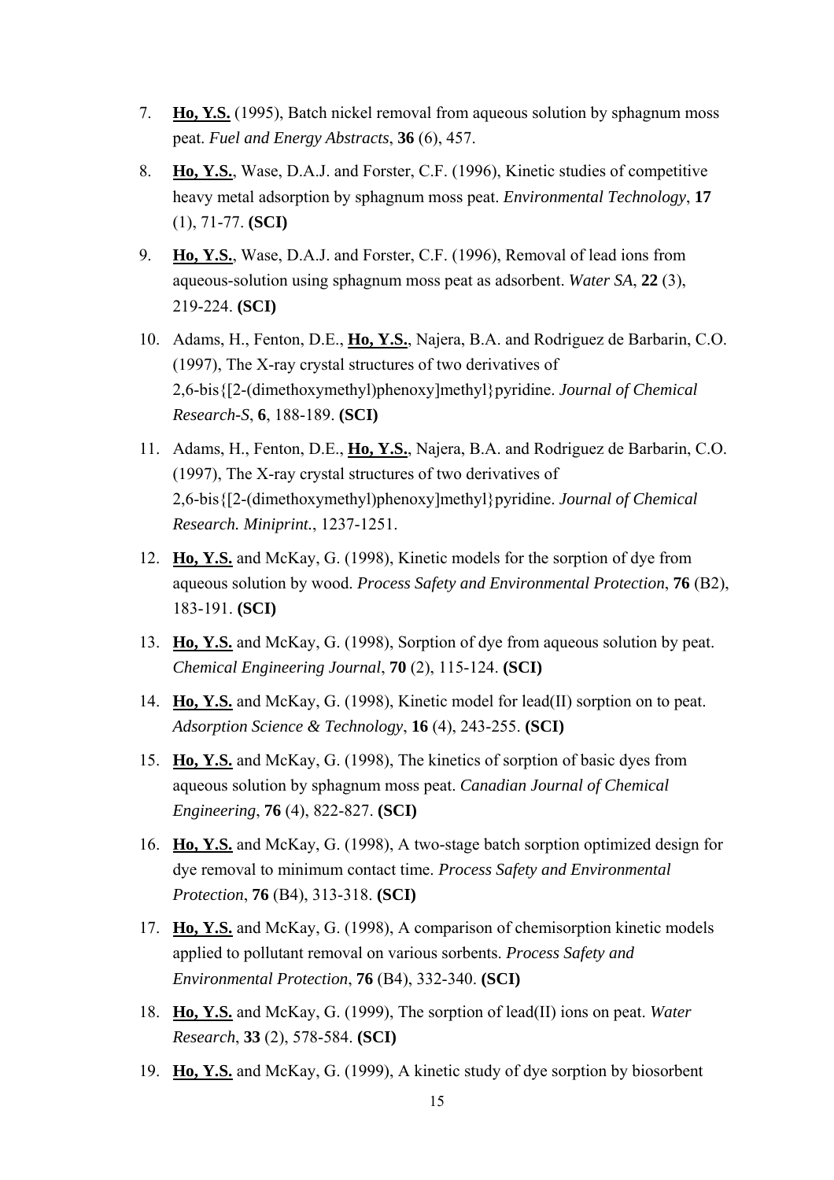7. **Ho, Y.S.** (1995), Batch nickel removal from aqueous solution by sphagnum moss peat. *Fuel and Energy Abstracts*, **36** (6), 457.
8. **Ho, Y.S.**, Wase, D.A.J. and Forster, C.F. (1996), Kinetic studies of competitive heavy metal adsorption by sphagnum moss peat. *Environmental Technology*, **17** (1), 71-77. **(SCI)**
9. **Ho, Y.S.**, Wase, D.A.J. and Forster, C.F. (1996), Removal of lead ions from aqueous-solution using sphagnum moss peat as adsorbent. *Water SA*, **22** (3), 219-224. **(SCI)**
10. Adams, H., Fenton, D.E., **Ho, Y.S.**, Najera, B.A. and Rodriguez de Barbarin, C.O. (1997), The X-ray crystal structures of two derivatives of 2,6-bis{[2-(dimethoxymethyl)phenoxy]methyl}pyridine. *Journal of Chemical Research-S*, **6**, 188-189. **(SCI)**
11. Adams, H., Fenton, D.E., **Ho, Y.S.**, Najera, B.A. and Rodriguez de Barbarin, C.O. (1997), The X-ray crystal structures of two derivatives of 2,6-bis{[2-(dimethoxymethyl)phenoxy]methyl}pyridine. *Journal of Chemical Research. Miniprint.*, 1237-1251.
12. **Ho, Y.S.** and McKay, G. (1998), Kinetic models for the sorption of dye from aqueous solution by wood. *Process Safety and Environmental Protection*, **76** (B2), 183-191. **(SCI)**
13. **Ho, Y.S.** and McKay, G. (1998), Sorption of dye from aqueous solution by peat. *Chemical Engineering Journal*, **70** (2), 115-124. **(SCI)**
14. **Ho, Y.S.** and McKay, G. (1998), Kinetic model for lead(II) sorption on to peat. *Adsorption Science & Technology*, **16** (4), 243-255. **(SCI)**
15. **Ho, Y.S.** and McKay, G. (1998), The kinetics of sorption of basic dyes from aqueous solution by sphagnum moss peat. *Canadian Journal of Chemical Engineering*, **76** (4), 822-827. **(SCI)**
16. **Ho, Y.S.** and McKay, G. (1998), A two-stage batch sorption optimized design for dye removal to minimum contact time. *Process Safety and Environmental Protection*, **76** (B4), 313-318. **(SCI)**
17. **Ho, Y.S.** and McKay, G. (1998), A comparison of chemisorption kinetic models applied to pollutant removal on various sorbents. *Process Safety and Environmental Protection*, **76** (B4), 332-340. **(SCI)**
18. **Ho, Y.S.** and McKay, G. (1999), The sorption of lead(II) ions on peat. *Water Research*, **33** (2), 578-584. **(SCI)**
19. **Ho, Y.S.** and McKay, G. (1999), A kinetic study of dye sorption by biosorbent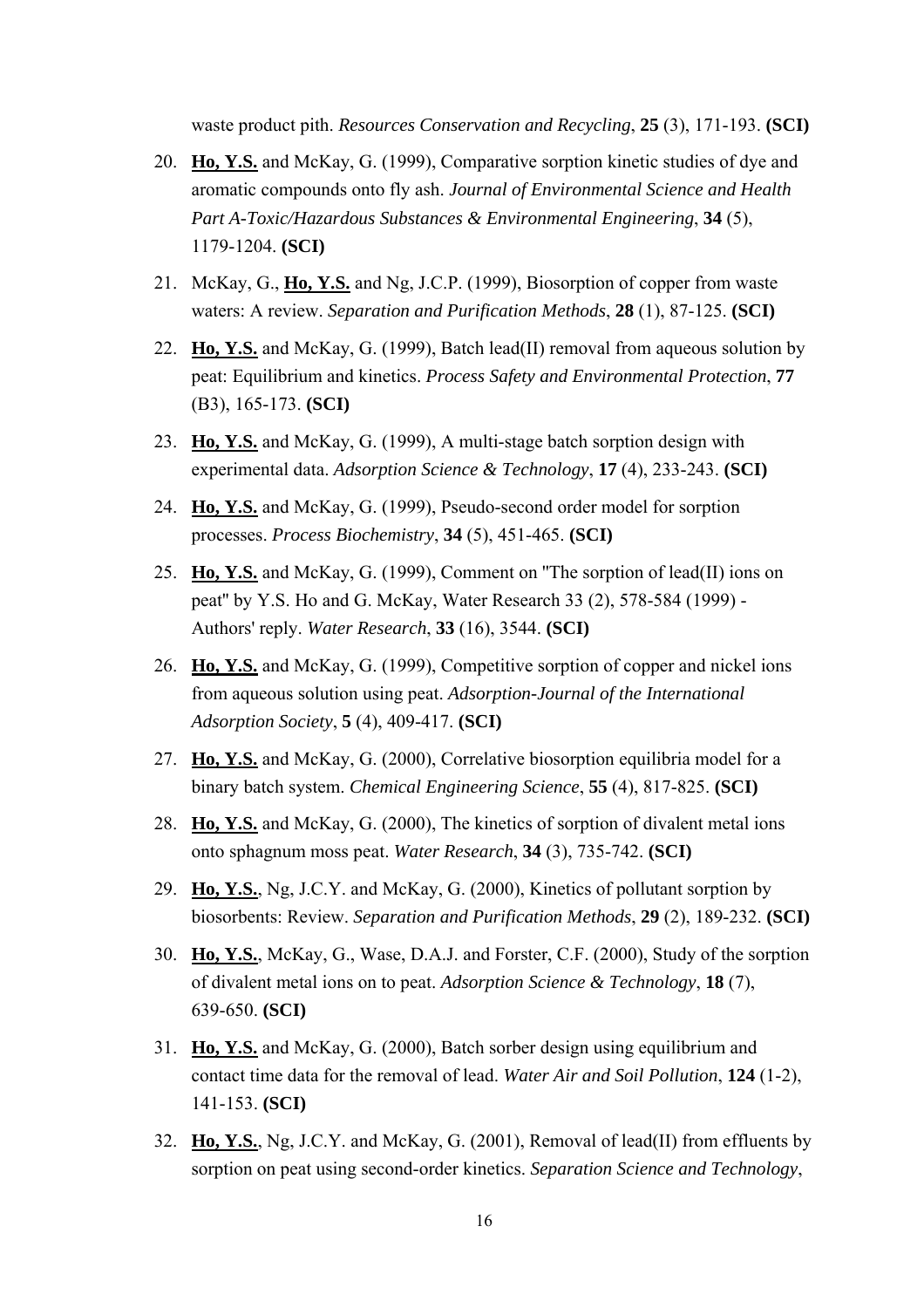waste product pith. *Resources Conservation and Recycling*, **25** (3), 171-193. **(SCI)**

20. **Ho, Y.S.** and McKay, G. (1999), Comparative sorption kinetic studies of dye and aromatic compounds onto fly ash. *Journal of Environmental Science and Health Part A-Toxic/Hazardous Substances & Environmental Engineering*, **34** (5), 1179-1204. **(SCI)**
21. McKay, G., **Ho, Y.S.** and Ng, J.C.P. (1999), Biosorption of copper from waste waters: A review. *Separation and Purification Methods*, **28** (1), 87-125. **(SCI)**
22. **Ho, Y.S.** and McKay, G. (1999), Batch lead(II) removal from aqueous solution by peat: Equilibrium and kinetics. *Process Safety and Environmental Protection*, **77** (B3), 165-173. **(SCI)**
23. **Ho, Y.S.** and McKay, G. (1999), A multi-stage batch sorption design with experimental data. *Adsorption Science & Technology*, **17** (4), 233-243. **(SCI)**
24. **Ho, Y.S.** and McKay, G. (1999), Pseudo-second order model for sorption processes. *Process Biochemistry*, **34** (5), 451-465. **(SCI)**
25. **Ho, Y.S.** and McKay, G. (1999), Comment on "The sorption of lead(II) ions on peat" by Y.S. Ho and G. McKay, Water Research 33 (2), 578-584 (1999) - Authors' reply. *Water Research*, **33** (16), 3544. **(SCI)**
26. **Ho, Y.S.** and McKay, G. (1999), Competitive sorption of copper and nickel ions from aqueous solution using peat. *Adsorption-Journal of the International Adsorption Society*, **5** (4), 409-417. **(SCI)**
27. **Ho, Y.S.** and McKay, G. (2000), Correlative biosorption equilibria model for a binary batch system. *Chemical Engineering Science*, **55** (4), 817-825. **(SCI)**
28. **Ho, Y.S.** and McKay, G. (2000), The kinetics of sorption of divalent metal ions onto sphagnum moss peat. *Water Research*, **34** (3), 735-742. **(SCI)**
29. **Ho, Y.S.**, Ng, J.C.Y. and McKay, G. (2000), Kinetics of pollutant sorption by biosorbents: Review. *Separation and Purification Methods*, **29** (2), 189-232. **(SCI)**
30. **Ho, Y.S.**, McKay, G., Wase, D.A.J. and Forster, C.F. (2000), Study of the sorption of divalent metal ions on to peat. *Adsorption Science & Technology*, **18** (7), 639-650. **(SCI)**
31. **Ho, Y.S.** and McKay, G. (2000), Batch sorber design using equilibrium and contact time data for the removal of lead. *Water Air and Soil Pollution*, **124** (1-2), 141-153. **(SCI)**
32. **Ho, Y.S.**, Ng, J.C.Y. and McKay, G. (2001), Removal of lead(II) from effluents by sorption on peat using second-order kinetics. *Separation Science and Technology*,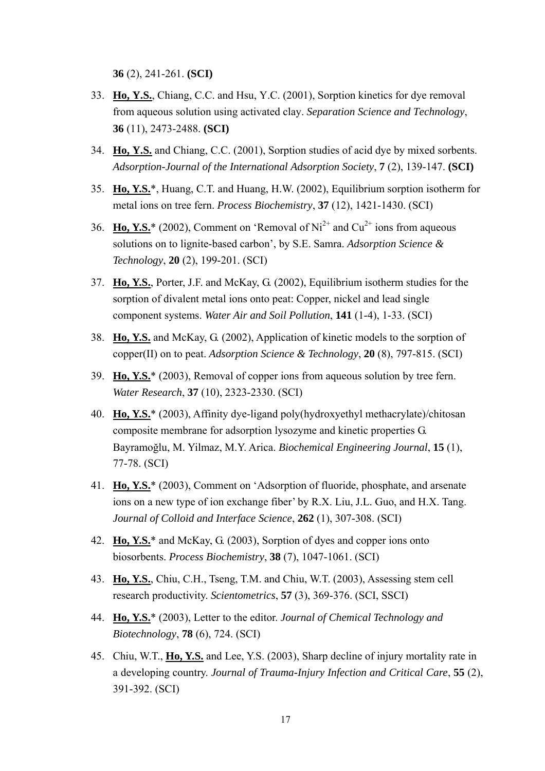**36** (2), 241-261. **(SCI)**

33. **<u>Ho, Y.S.</u>**, Chiang, C.C. and Hsu, Y.C. (2001), Sorption kinetics for dye removal from aqueous solution using activated clay. *Separation Science and Technology*, **36** (11), 2473-2488. **(SCI)**
34. **<u>Ho, Y.S.</u>** and Chiang, C.C. (2001), Sorption studies of acid dye by mixed sorbents. *Adsorption-Journal of the International Adsorption Society*, **7** (2), 139-147. **(SCI)**
35. **<u>Ho, Y.S.</u>***, Huang, C.T. and Huang, H.W. (2002), Equilibrium sorption isotherm for metal ions on tree fern. *Process Biochemistry*, **37** (12), 1421-1430. (SCI)
36. **<u>Ho, Y.S.</u>*** (2002), Comment on 'Removal of $Ni^{2+}$ and $Cu^{2+}$ ions from aqueous solutions on to lignite-based carbon', by S.E. Samra. *Adsorption Science & Technology*, **20** (2), 199-201. (SCI)
37. **<u>Ho, Y.S.</u>**, Porter, J.F. and McKay, G. (2002), Equilibrium isotherm studies for the sorption of divalent metal ions onto peat: Copper, nickel and lead single component systems. *Water Air and Soil Pollution*, **141** (1-4), 1-33. (SCI)
38. **<u>Ho, Y.S.</u>** and McKay, G. (2002), Application of kinetic models to the sorption of copper(II) on to peat. *Adsorption Science & Technology*, **20** (8), 797-815. (SCI)
39. **<u>Ho, Y.S.</u>*** (2003), Removal of copper ions from aqueous solution by tree fern. *Water Research*, **37** (10), 2323-2330. (SCI)
40. **<u>Ho, Y.S.</u>*** (2003), Affinity dye-ligand poly(hydroxyethyl methacrylate)/chitosan composite membrane for adsorption lysozyme and kinetic properties G. Bayramoğlu, M. Yilmaz, M.Y. Arica. *Biochemical Engineering Journal*, **15** (1), 77-78. (SCI)
41. **<u>Ho, Y.S.</u>*** (2003), Comment on 'Adsorption of fluoride, phosphate, and arsenate ions on a new type of ion exchange fiber' by R.X. Liu, J.L. Guo, and H.X. Tang. *Journal of Colloid and Interface Science*, **262** (1), 307-308. (SCI)
42. **<u>Ho, Y.S.</u>*** and McKay, G. (2003), Sorption of dyes and copper ions onto biosorbents. *Process Biochemistry*, **38** (7), 1047-1061. (SCI)
43. **<u>Ho, Y.S.</u>**, Chiu, C.H., Tseng, T.M. and Chiu, W.T. (2003), Assessing stem cell research productivity. *Scientometrics*, **57** (3), 369-376. (SCI, SSCI)
44. **<u>Ho, Y.S.</u>*** (2003), Letter to the editor. *Journal of Chemical Technology and Biotechnology*, **78** (6), 724. (SCI)
45. Chiu, W.T., **<u>Ho, Y.S.</u>** and Lee, Y.S. (2003), Sharp decline of injury mortality rate in a developing country. *Journal of Trauma-Injury Infection and Critical Care*, **55** (2), 391-392. (SCI)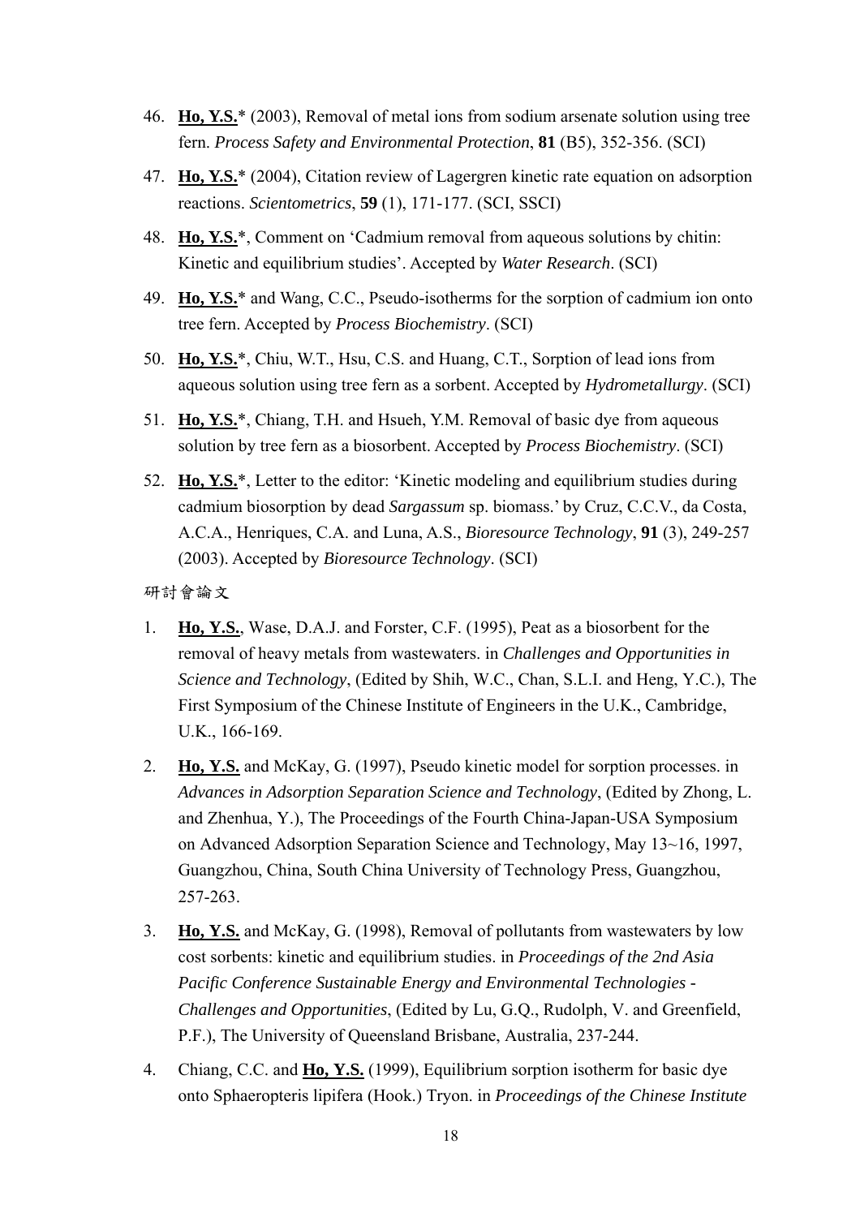46. **Ho, Y.S.*** (2003), Removal of metal ions from sodium arsenate solution using tree fern. *Process Safety and Environmental Protection*, **81** (B5), 352-356. (SCI)

47. **Ho, Y.S.*** (2004), Citation review of Lagergren kinetic rate equation on adsorption reactions. *Scientometrics*, **59** (1), 171-177. (SCI, SSCI)

48. **Ho, Y.S.***, Comment on 'Cadmium removal from aqueous solutions by chitin: Kinetic and equilibrium studies'. Accepted by *Water Research*. (SCI)

49. **Ho, Y.S.*** and Wang, C.C., Pseudo-isotherms for the sorption of cadmium ion onto tree fern. Accepted by *Process Biochemistry*. (SCI)

50. **Ho, Y.S.***, Chiu, W.T., Hsu, C.S. and Huang, C.T., Sorption of lead ions from aqueous solution using tree fern as a sorbent. Accepted by *Hydrometallurgy*. (SCI)

51. **Ho, Y.S.***, Chiang, T.H. and Hsueh, Y.M. Removal of basic dye from aqueous solution by tree fern as a biosorbent. Accepted by *Process Biochemistry*. (SCI)

52. **Ho, Y.S.***, Letter to the editor: 'Kinetic modeling and equilibrium studies during cadmium biosorption by dead *Sargassum* sp. biomass.' by Cruz, C.C.V., da Costa, A.C.A., Henriques, C.A. and Luna, A.S., *Bioresource Technology*, **91** (3), 249-257 (2003). Accepted by *Bioresource Technology*. (SCI)

研討會論文

1. **Ho, Y.S.**, Wase, D.A.J. and Forster, C.F. (1995), Peat as a biosorbent for the removal of heavy metals from wastewaters. in *Challenges and Opportunities in Science and Technology*, (Edited by Shih, W.C., Chan, S.L.I. and Heng, Y.C.), The First Symposium of the Chinese Institute of Engineers in the U.K., Cambridge, U.K., 166-169.

2. **Ho, Y.S.** and McKay, G. (1997), Pseudo kinetic model for sorption processes. in *Advances in Adsorption Separation Science and Technology*, (Edited by Zhong, L. and Zhenhua, Y.), The Proceedings of the Fourth China-Japan-USA Symposium on Advanced Adsorption Separation Science and Technology, May 13~16, 1997, Guangzhou, China, South China University of Technology Press, Guangzhou, 257-263.

3. **Ho, Y.S.** and McKay, G. (1998), Removal of pollutants from wastewaters by low cost sorbents: kinetic and equilibrium studies. in *Proceedings of the 2nd Asia Pacific Conference Sustainable Energy and Environmental Technologies - Challenges and Opportunities*, (Edited by Lu, G.Q., Rudolph, V. and Greenfield, P.F.), The University of Queensland Brisbane, Australia, 237-244.

4. Chiang, C.C. and **Ho, Y.S.** (1999), Equilibrium sorption isotherm for basic dye onto Sphaeropteris lipifera (Hook.) Tryon. in *Proceedings of the Chinese Institute*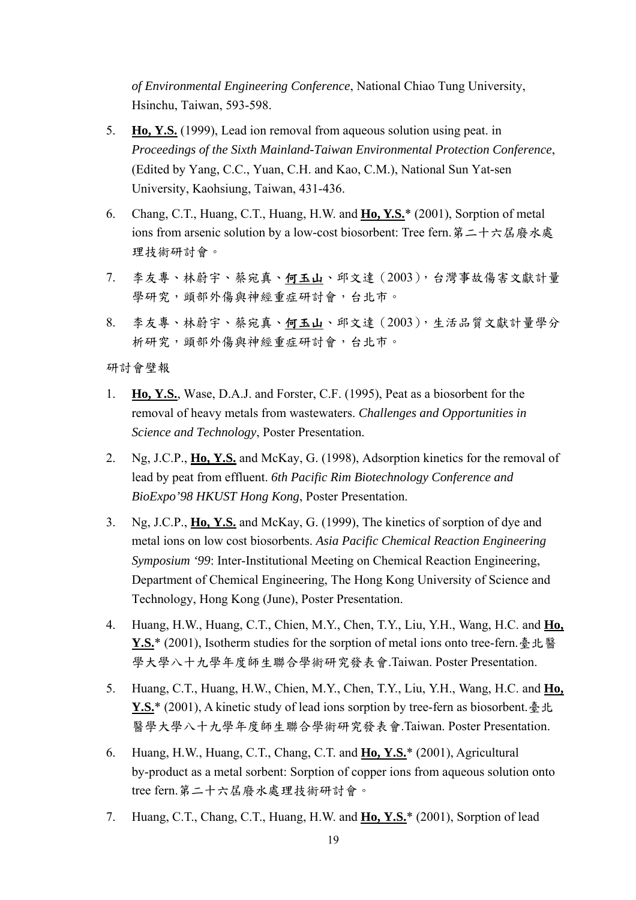*of Environmental Engineering Conference*, National Chiao Tung University, Hsinchu, Taiwan, 593-598.

5. **Ho, Y.S.** (1999), Lead ion removal from aqueous solution using peat. in *Proceedings of the Sixth Mainland-Taiwan Environmental Protection Conference*, (Edited by Yang, C.C., Yuan, C.H. and Kao, C.M.), National Sun Yat-sen University, Kaohsiung, Taiwan, 431-436.
6. Chang, C.T., Huang, C.T., Huang, H.W. and **Ho, Y.S.**\* (2001), Sorption of metal ions from arsenic solution by a low-cost biosorbent: Tree fern.第二十六屆廢水處理技術研討會。
7. 李友專、林蔚宇、蔡宛真、**何玉山**、邱文達（2003），台灣事故傷害文獻計量學研究，頭部外傷與神經重症研討會，台北市。
8. 李友專、林蔚宇、蔡宛真、**何玉山**、邱文達（2003），生活品質文獻計量學分析研究，頭部外傷與神經重症研討會，台北市。

研討會壁報

1. **Ho, Y.S.**, Wase, D.A.J. and Forster, C.F. (1995), Peat as a biosorbent for the removal of heavy metals from wastewaters. *Challenges and Opportunities in Science and Technology*, Poster Presentation.
2. Ng, J.C.P., **Ho, Y.S.** and McKay, G. (1998), Adsorption kinetics for the removal of lead by peat from effluent. *6th Pacific Rim Biotechnology Conference and BioExpo'98 HKUST Hong Kong*, Poster Presentation.
3. Ng, J.C.P., **Ho, Y.S.** and McKay, G. (1999), The kinetics of sorption of dye and metal ions on low cost biosorbents. *Asia Pacific Chemical Reaction Engineering Symposium '99*: Inter-Institutional Meeting on Chemical Reaction Engineering, Department of Chemical Engineering, The Hong Kong University of Science and Technology, Hong Kong (June), Poster Presentation.
4. Huang, H.W., Huang, C.T., Chien, M.Y., Chen, T.Y., Liu, Y.H., Wang, H.C. and **Ho, Y.S.**\* (2001), Isotherm studies for the sorption of metal ions onto tree-fern.臺北醫學大學八十九學年度師生聯合學術研究發表會.Taiwan. Poster Presentation.
5. Huang, C.T., Huang, H.W., Chien, M.Y., Chen, T.Y., Liu, Y.H., Wang, H.C. and **Ho, Y.S.**\* (2001), A kinetic study of lead ions sorption by tree-fern as biosorbent.臺北醫學大學八十九學年度師生聯合學術研究發表會.Taiwan. Poster Presentation.
6. Huang, H.W., Huang, C.T., Chang, C.T. and **Ho, Y.S.**\* (2001), Agricultural by-product as a metal sorbent: Sorption of copper ions from aqueous solution onto tree fern.第二十六屆廢水處理技術研討會。
7. Huang, C.T., Chang, C.T., Huang, H.W. and **Ho, Y.S.**\* (2001), Sorption of lead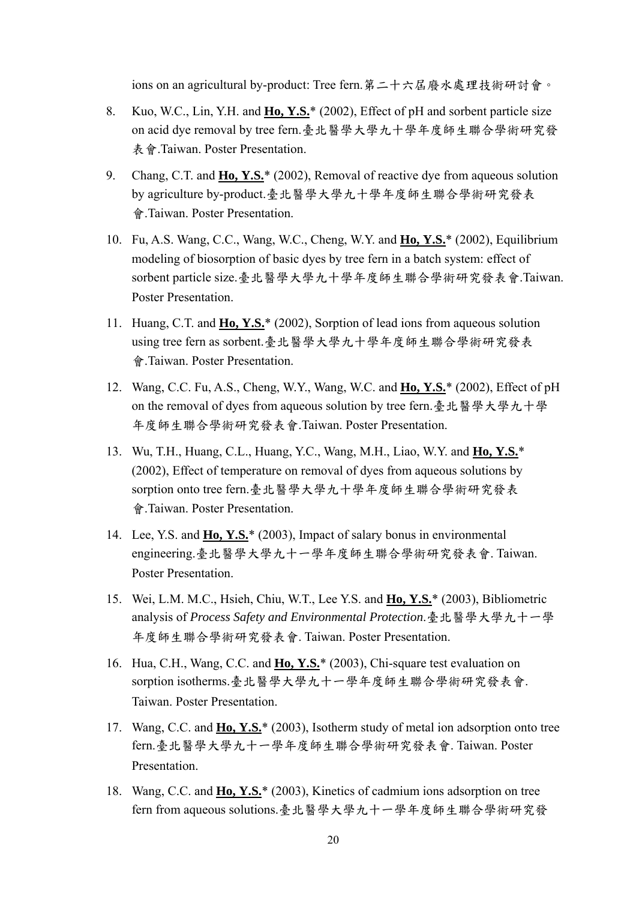ions on an agricultural by-product: Tree fern.第二十六屆廢水處理技術研討會。

8. Kuo, W.C., Lin, Y.H. and **<u>Ho, Y.S.</u>*** (2002), Effect of pH and sorbent particle size on acid dye removal by tree fern.臺北醫學大學九十學年度師生聯合學術研究發表會.Taiwan. Poster Presentation.

9. Chang, C.T. and **<u>Ho, Y.S.</u>*** (2002), Removal of reactive dye from aqueous solution by agriculture by-product.臺北醫學大學九十學年度師生聯合學術研究發表會.Taiwan. Poster Presentation.

10. Fu, A.S. Wang, C.C., Wang, W.C., Cheng, W.Y. and **<u>Ho, Y.S.</u>*** (2002), Equilibrium modeling of biosorption of basic dyes by tree fern in a batch system: effect of sorbent particle size.臺北醫學大學九十學年度師生聯合學術研究發表會.Taiwan. Poster Presentation.

11. Huang, C.T. and **<u>Ho, Y.S.</u>*** (2002), Sorption of lead ions from aqueous solution using tree fern as sorbent.臺北醫學大學九十學年度師生聯合學術研究發表會.Taiwan. Poster Presentation.

12. Wang, C.C. Fu, A.S., Cheng, W.Y., Wang, W.C. and **<u>Ho, Y.S.</u>*** (2002), Effect of pH on the removal of dyes from aqueous solution by tree fern.臺北醫學大學九十學年度師生聯合學術研究發表會.Taiwan. Poster Presentation.

13. Wu, T.H., Huang, C.L., Huang, Y.C., Wang, M.H., Liao, W.Y. and **<u>Ho, Y.S.</u>*** (2002), Effect of temperature on removal of dyes from aqueous solutions by sorption onto tree fern.臺北醫學大學九十學年度師生聯合學術研究發表會.Taiwan. Poster Presentation.

14. Lee, Y.S. and **<u>Ho, Y.S.</u>*** (2003), Impact of salary bonus in environmental engineering.臺北醫學大學九十一學年度師生聯合學術研究發表會. Taiwan. Poster Presentation.

15. Wei, L.M. M.C., Hsieh, Chiu, W.T., Lee Y.S. and **<u>Ho, Y.S.</u>*** (2003), Bibliometric analysis of *Process Safety and Environmental Protection*.臺北醫學大學九十一學年度師生聯合學術研究發表會. Taiwan. Poster Presentation.

16. Hua, C.H., Wang, C.C. and **<u>Ho, Y.S.</u>*** (2003), Chi-square test evaluation on sorption isotherms.臺北醫學大學九十一學年度師生聯合學術研究發表會. Taiwan. Poster Presentation.

17. Wang, C.C. and **<u>Ho, Y.S.</u>*** (2003), Isotherm study of metal ion adsorption onto tree fern.臺北醫學大學九十一學年度師生聯合學術研究發表會. Taiwan. Poster Presentation.

18. Wang, C.C. and **<u>Ho, Y.S.</u>*** (2003), Kinetics of cadmium ions adsorption on tree fern from aqueous solutions.臺北醫學大學九十一學年度師生聯合學術研究發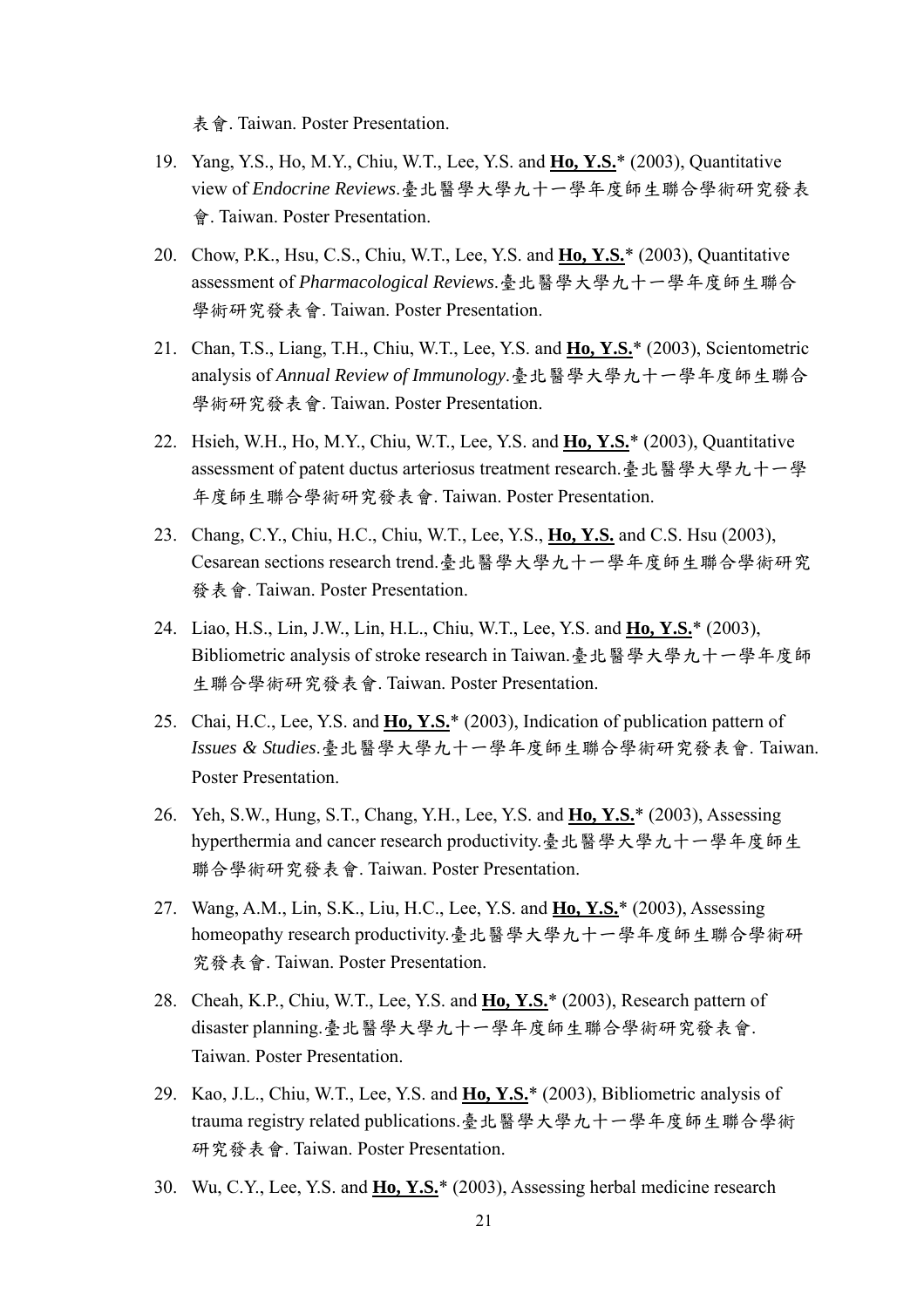表會. Taiwan. Poster Presentation.

19. Yang, Y.S., Ho, M.Y., Chiu, W.T., Lee, Y.S. and **Ho, Y.S.*** (2003), Quantitative view of *Endocrine Reviews*.臺北醫學大學九十一學年度師生聯合學術研究發表會. Taiwan. Poster Presentation.

20. Chow, P.K., Hsu, C.S., Chiu, W.T., Lee, Y.S. and **Ho, Y.S.*** (2003), Quantitative assessment of *Pharmacological Reviews*.臺北醫學大學九十一學年度師生聯合學術研究發表會. Taiwan. Poster Presentation.

21. Chan, T.S., Liang, T.H., Chiu, W.T., Lee, Y.S. and **Ho, Y.S.*** (2003), Scientometric analysis of *Annual Review of Immunology*.臺北醫學大學九十一學年度師生聯合學術研究發表會. Taiwan. Poster Presentation.

22. Hsieh, W.H., Ho, M.Y., Chiu, W.T., Lee, Y.S. and **Ho, Y.S.*** (2003), Quantitative assessment of patent ductus arteriosus treatment research.臺北醫學大學九十一學年度師生聯合學術研究發表會. Taiwan. Poster Presentation.

23. Chang, C.Y., Chiu, H.C., Chiu, W.T., Lee, Y.S., **Ho, Y.S.** and C.S. Hsu (2003), Cesarean sections research trend.臺北醫學大學九十一學年度師生聯合學術研究發表會. Taiwan. Poster Presentation.

24. Liao, H.S., Lin, J.W., Lin, H.L., Chiu, W.T., Lee, Y.S. and **Ho, Y.S.*** (2003), Bibliometric analysis of stroke research in Taiwan.臺北醫學大學九十一學年度師生聯合學術研究發表會. Taiwan. Poster Presentation.

25. Chai, H.C., Lee, Y.S. and **Ho, Y.S.*** (2003), Indication of publication pattern of *Issues & Studies*.臺北醫學大學九十一學年度師生聯合學術研究發表會. Taiwan. Poster Presentation.

26. Yeh, S.W., Hung, S.T., Chang, Y.H., Lee, Y.S. and **Ho, Y.S.*** (2003), Assessing hyperthermia and cancer research productivity.臺北醫學大學九十一學年度師生聯合學術研究發表會. Taiwan. Poster Presentation.

27. Wang, A.M., Lin, S.K., Liu, H.C., Lee, Y.S. and **Ho, Y.S.*** (2003), Assessing homeopathy research productivity.臺北醫學大學九十一學年度師生聯合學術研究發表會. Taiwan. Poster Presentation.

28. Cheah, K.P., Chiu, W.T., Lee, Y.S. and **Ho, Y.S.*** (2003), Research pattern of disaster planning.臺北醫學大學九十一學年度師生聯合學術研究發表會. Taiwan. Poster Presentation.

29. Kao, J.L., Chiu, W.T., Lee, Y.S. and **Ho, Y.S.*** (2003), Bibliometric analysis of trauma registry related publications.臺北醫學大學九十一學年度師生聯合學術研究發表會. Taiwan. Poster Presentation.

30. Wu, C.Y., Lee, Y.S. and **Ho, Y.S.*** (2003), Assessing herbal medicine research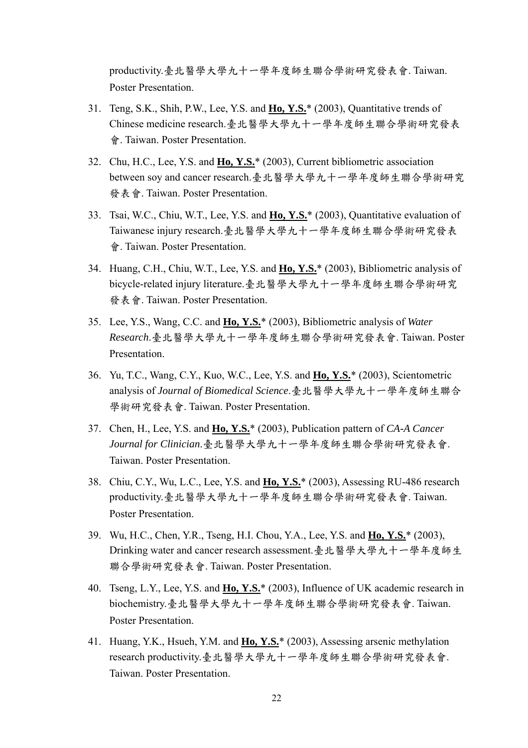productivity.臺北醫學大學九十一學年度師生聯合學術研究發表會. Taiwan. Poster Presentation.

31. Teng, S.K., Shih, P.W., Lee, Y.S. and **Ho, Y.S.*** (2003), Quantitative trends of Chinese medicine research.臺北醫學大學九十一學年度師生聯合學術研究發表會. Taiwan. Poster Presentation.
32. Chu, H.C., Lee, Y.S. and **Ho, Y.S.*** (2003), Current bibliometric association between soy and cancer research.臺北醫學大學九十一學年度師生聯合學術研究發表會. Taiwan. Poster Presentation.
33. Tsai, W.C., Chiu, W.T., Lee, Y.S. and **Ho, Y.S.*** (2003), Quantitative evaluation of Taiwanese injury research.臺北醫學大學九十一學年度師生聯合學術研究發表會. Taiwan. Poster Presentation.
34. Huang, C.H., Chiu, W.T., Lee, Y.S. and **Ho, Y.S.*** (2003), Bibliometric analysis of bicycle-related injury literature.臺北醫學大學九十一學年度師生聯合學術研究發表會. Taiwan. Poster Presentation.
35. Lee, Y.S., Wang, C.C. and **Ho, Y.S.*** (2003), Bibliometric analysis of *Water Research*.臺北醫學大學九十一學年度師生聯合學術研究發表會. Taiwan. Poster Presentation.
36. Yu, T.C., Wang, C.Y., Kuo, W.C., Lee, Y.S. and **Ho, Y.S.*** (2003), Scientometric analysis of *Journal of Biomedical Science*.臺北醫學大學九十一學年度師生聯合學術研究發表會. Taiwan. Poster Presentation.
37. Chen, H., Lee, Y.S. and **Ho, Y.S.*** (2003), Publication pattern of *CA-A Cancer Journal for Clinician*.臺北醫學大學九十一學年度師生聯合學術研究發表會. Taiwan. Poster Presentation.
38. Chiu, C.Y., Wu, L.C., Lee, Y.S. and **Ho, Y.S.*** (2003), Assessing RU-486 research productivity.臺北醫學大學九十一學年度師生聯合學術研究發表會. Taiwan. Poster Presentation.
39. Wu, H.C., Chen, Y.R., Tseng, H.I. Chou, Y.A., Lee, Y.S. and **Ho, Y.S.*** (2003), Drinking water and cancer research assessment.臺北醫學大學九十一學年度師生聯合學術研究發表會. Taiwan. Poster Presentation.
40. Tseng, L.Y., Lee, Y.S. and **Ho, Y.S.*** (2003), Influence of UK academic research in biochemistry.臺北醫學大學九十一學年度師生聯合學術研究發表會. Taiwan. Poster Presentation.
41. Huang, Y.K., Hsueh, Y.M. and **Ho, Y.S.*** (2003), Assessing arsenic methylation research productivity.臺北醫學大學九十一學年度師生聯合學術研究發表會. Taiwan. Poster Presentation.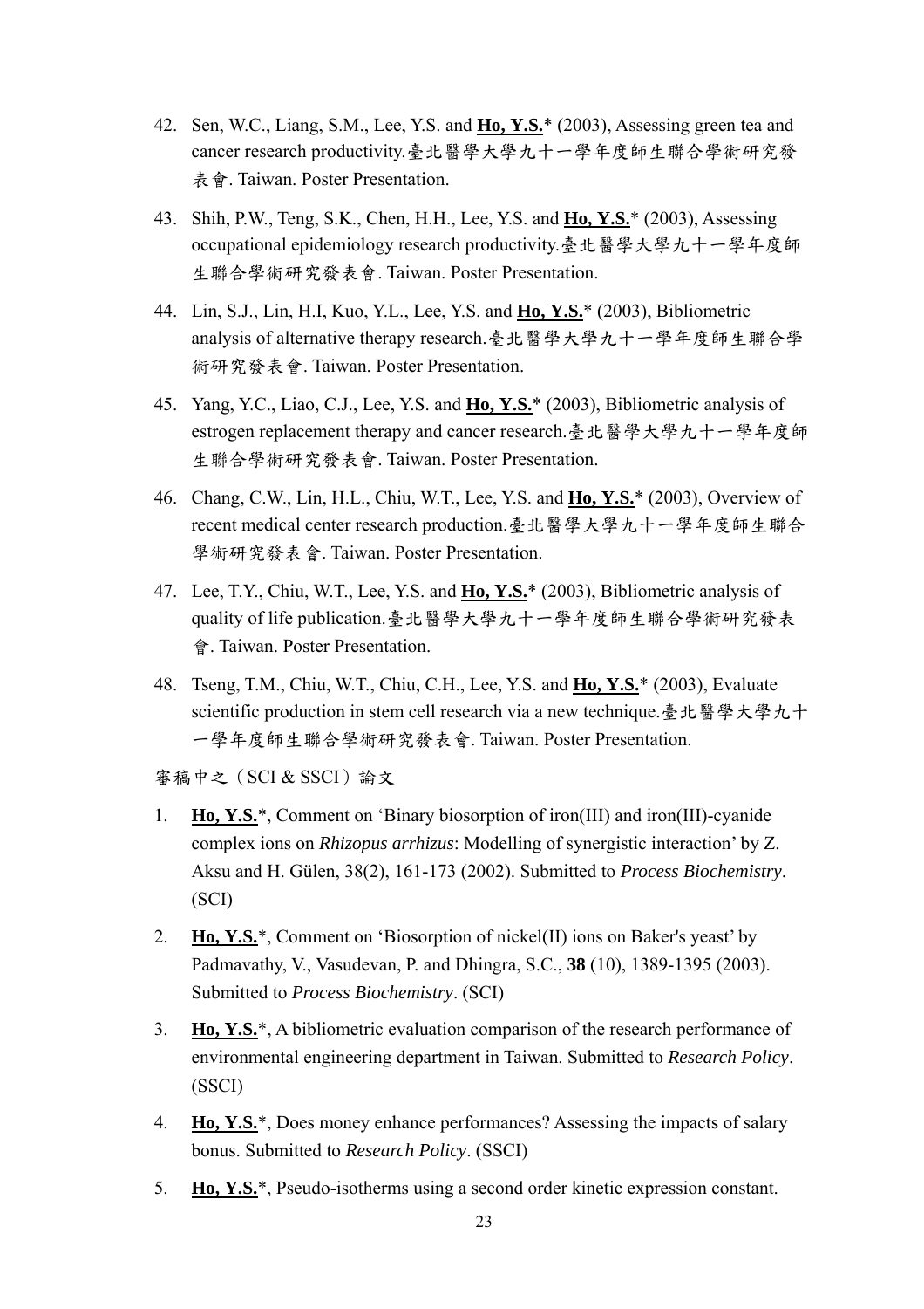42. Sen, W.C., Liang, S.M., Lee, Y.S. and **Ho, Y.S.*** (2003), Assessing green tea and cancer research productivity.臺北醫學大學九十一學年度師生聯合學術研究發表會. Taiwan. Poster Presentation.

43. Shih, P.W., Teng, S.K., Chen, H.H., Lee, Y.S. and **Ho, Y.S.*** (2003), Assessing occupational epidemiology research productivity.臺北醫學大學九十一學年度師生聯合學術研究發表會. Taiwan. Poster Presentation.

44. Lin, S.J., Lin, H.I, Kuo, Y.L., Lee, Y.S. and **Ho, Y.S.*** (2003), Bibliometric analysis of alternative therapy research.臺北醫學大學九十一學年度師生聯合學術研究發表會. Taiwan. Poster Presentation.

45. Yang, Y.C., Liao, C.J., Lee, Y.S. and **Ho, Y.S.*** (2003), Bibliometric analysis of estrogen replacement therapy and cancer research.臺北醫學大學九十一學年度師生聯合學術研究發表會. Taiwan. Poster Presentation.

46. Chang, C.W., Lin, H.L., Chiu, W.T., Lee, Y.S. and **Ho, Y.S.*** (2003), Overview of recent medical center research production.臺北醫學大學九十一學年度師生聯合學術研究發表會. Taiwan. Poster Presentation.

47. Lee, T.Y., Chiu, W.T., Lee, Y.S. and **Ho, Y.S.*** (2003), Bibliometric analysis of quality of life publication.臺北醫學大學九十一學年度師生聯合學術研究發表會. Taiwan. Poster Presentation.

48. Tseng, T.M., Chiu, W.T., Chiu, C.H., Lee, Y.S. and **Ho, Y.S.*** (2003), Evaluate scientific production in stem cell research via a new technique.臺北醫學大學九十一學年度師生聯合學術研究發表會. Taiwan. Poster Presentation.

審稿中之（SCI & SSCI）論文

1. **Ho, Y.S.***, Comment on 'Binary biosorption of iron(III) and iron(III)-cyanide complex ions on *Rhizopus arrhizus*: Modelling of synergistic interaction' by Z. Aksu and H. Gülen, 38(2), 161-173 (2002). Submitted to *Process Biochemistry*. (SCI)

2. **Ho, Y.S.***, Comment on 'Biosorption of nickel(II) ions on Baker's yeast' by Padmavathy, V., Vasudevan, P. and Dhingra, S.C., **38** (10), 1389-1395 (2003). Submitted to *Process Biochemistry*. (SCI)

3. **Ho, Y.S.***, A bibliometric evaluation comparison of the research performance of environmental engineering department in Taiwan. Submitted to *Research Policy*. (SSCI)

4. **Ho, Y.S.***, Does money enhance performances? Assessing the impacts of salary bonus. Submitted to *Research Policy*. (SSCI)

5. **Ho, Y.S.***, Pseudo-isotherms using a second order kinetic expression constant.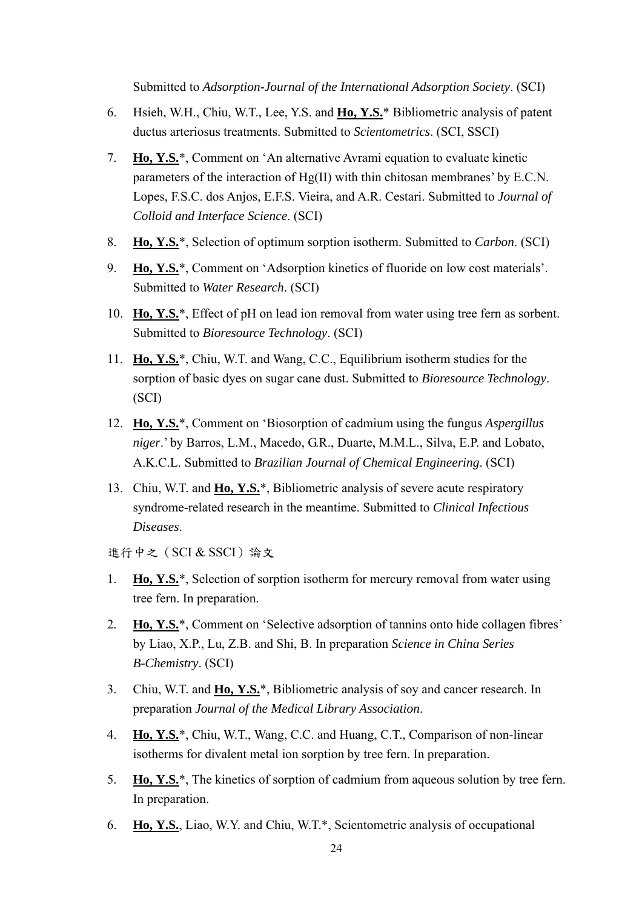Submitted to *Adsorption-Journal of the International Adsorption Society*. (SCI)

6. Hsieh, W.H., Chiu, W.T., Lee, Y.S. and **Ho, Y.S.*** Bibliometric analysis of patent ductus arteriosus treatments. Submitted to *Scientometrics*. (SCI, SSCI)

7. **Ho, Y.S.***, Comment on 'An alternative Avrami equation to evaluate kinetic parameters of the interaction of Hg(II) with thin chitosan membranes' by E.C.N. Lopes, F.S.C. dos Anjos, E.F.S. Vieira, and A.R. Cestari. Submitted to *Journal of Colloid and Interface Science*. (SCI)

8. **Ho, Y.S.***, Selection of optimum sorption isotherm. Submitted to *Carbon*. (SCI)

9. **Ho, Y.S.***, Comment on 'Adsorption kinetics of fluoride on low cost materials'. Submitted to *Water Research*. (SCI)

10. **Ho, Y.S.***, Effect of pH on lead ion removal from water using tree fern as sorbent. Submitted to *Bioresource Technology*. (SCI)

11. **Ho, Y.S.***, Chiu, W.T. and Wang, C.C., Equilibrium isotherm studies for the sorption of basic dyes on sugar cane dust. Submitted to *Bioresource Technology*. (SCI)

12. **Ho, Y.S.***, Comment on 'Biosorption of cadmium using the fungus *Aspergillus niger*.' by Barros, L.M., Macedo, G.R., Duarte, M.M.L., Silva, E.P. and Lobato, A.K.C.L. Submitted to *Brazilian Journal of Chemical Engineering*. (SCI)

13. Chiu, W.T. and **Ho, Y.S.***, Bibliometric analysis of severe acute respiratory syndrome-related research in the meantime. Submitted to *Clinical Infectious Diseases*.

進行中之（SCI & SSCI）論文

1. **Ho, Y.S.***, Selection of sorption isotherm for mercury removal from water using tree fern. In preparation.

2. **Ho, Y.S.***, Comment on 'Selective adsorption of tannins onto hide collagen fibres' by Liao, X.P., Lu, Z.B. and Shi, B. In preparation *Science in China Series B-Chemistry*. (SCI)

3. Chiu, W.T. and **Ho, Y.S.***, Bibliometric analysis of soy and cancer research. In preparation *Journal of the Medical Library Association*.

4. **Ho, Y.S.***, Chiu, W.T., Wang, C.C. and Huang, C.T., Comparison of non-linear isotherms for divalent metal ion sorption by tree fern. In preparation.

5. **Ho, Y.S.***, The kinetics of sorption of cadmium from aqueous solution by tree fern. In preparation.

6. **Ho, Y.S.**, Liao, W.Y. and Chiu, W.T.*, Scientometric analysis of occupational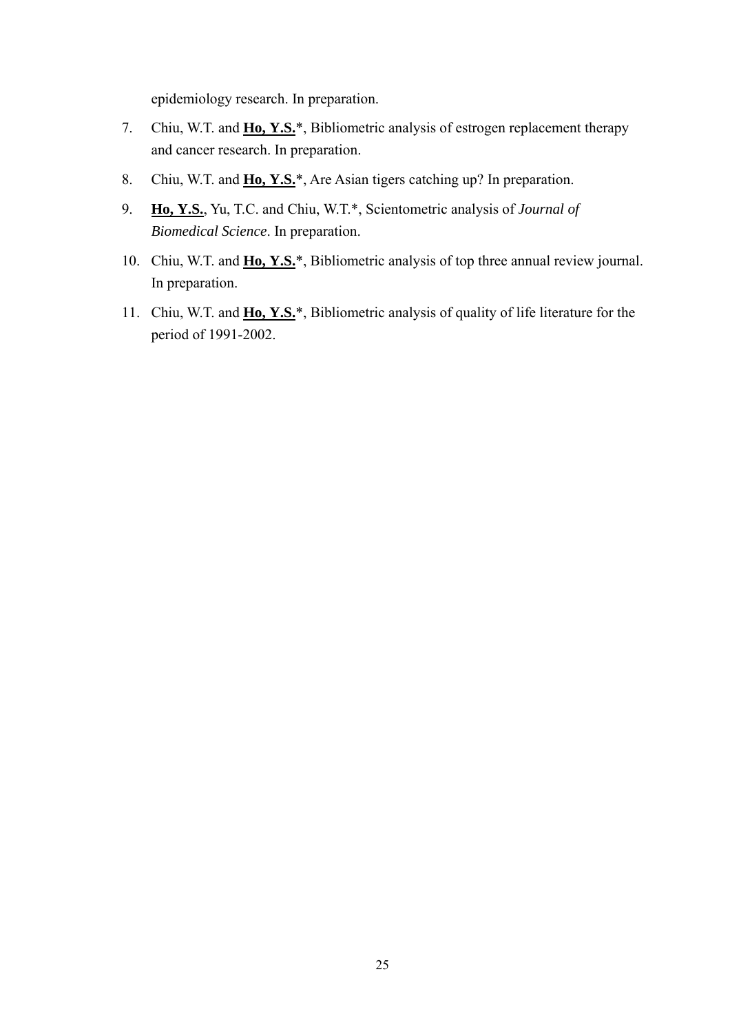epidemiology research. In preparation.

7. Chiu, W.T. and **<u>Ho, Y.S.</u>***, Bibliometric analysis of estrogen replacement therapy and cancer research. In preparation.
8. Chiu, W.T. and **<u>Ho, Y.S.</u>***, Are Asian tigers catching up? In preparation.
9. **<u>Ho, Y.S.</u>**, Yu, T.C. and Chiu, W.T.*, Scientometric analysis of *Journal of Biomedical Science*. In preparation.
10. Chiu, W.T. and **<u>Ho, Y.S.</u>***, Bibliometric analysis of top three annual review journal. In preparation.
11. Chiu, W.T. and **<u>Ho, Y.S.</u>***, Bibliometric analysis of quality of life literature for the period of 1991-2002.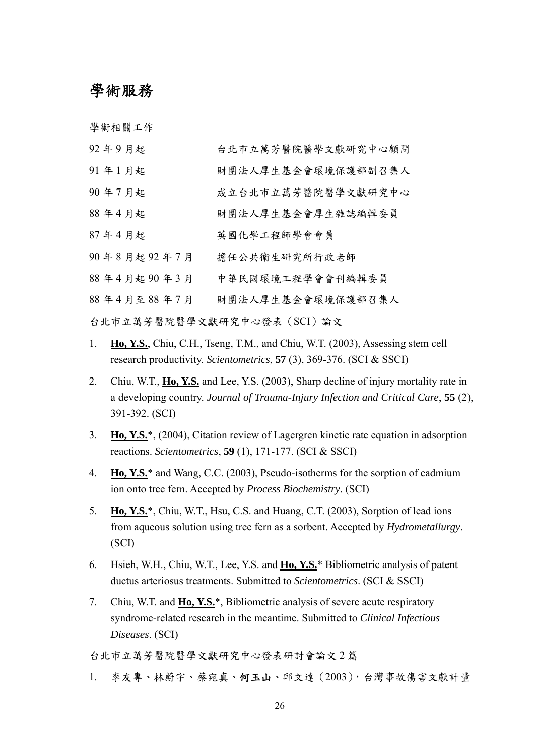# 學術服務

學術相關工作

| | |
|---|---|
| 92 年 9 月起 | 台北市立萬芳醫院醫學文獻研究中心顧問 |
| 91 年 1 月起 | 財團法人厚生基金會環境保護部副召集人 |
| 90 年 7 月起 | 成立台北市立萬芳醫院醫學文獻研究中心 |
| 88 年 4 月起 | 財團法人厚生基金會厚生雜誌編輯委員 |
| 87 年 4 月起 | 英國化學工程師學會會員 |
| 90 年 8 月起 92 年 7 月 | 擔任公共衛生研究所行政老師 |
| 88 年 4 月起 90 年 3 月 | 中華民國環境工程學會會刊編輯委員 |
| 88 年 4 月至 88 年 7 月 | 財團法人厚生基金會環境保護部召集人 |

台北市立萬芳醫院醫學文獻研究中心發表（SCI）論文

1. **Ho, Y.S.**, Chiu, C.H., Tseng, T.M., and Chiu, W.T. (2003), Assessing stem cell research productivity. *Scientometrics*, **57** (3), 369-376. (SCI & SSCI)
2. Chiu, W.T., **Ho, Y.S.** and Lee, Y.S. (2003), Sharp decline of injury mortality rate in a developing country. *Journal of Trauma-Injury Infection and Critical Care*, **55** (2), 391-392. (SCI)
3. **Ho, Y.S.***, (2004), Citation review of Lagergren kinetic rate equation in adsorption reactions. *Scientometrics*, **59** (1), 171-177. (SCI & SSCI)
4. **Ho, Y.S.*** and Wang, C.C. (2003), Pseudo-isotherms for the sorption of cadmium ion onto tree fern. Accepted by *Process Biochemistry*. (SCI)
5. **Ho, Y.S.***, Chiu, W.T., Hsu, C.S. and Huang, C.T. (2003), Sorption of lead ions from aqueous solution using tree fern as a sorbent. Accepted by *Hydrometallurgy*. (SCI)
6. Hsieh, W.H., Chiu, W.T., Lee, Y.S. and **Ho, Y.S.*** Bibliometric analysis of patent ductus arteriosus treatments. Submitted to *Scientometrics*. (SCI & SSCI)
7. Chiu, W.T. and **Ho, Y.S.***, Bibliometric analysis of severe acute respiratory syndrome-related research in the meantime. Submitted to *Clinical Infectious Diseases*. (SCI)

台北市立萬芳醫院醫學文獻研究中心發表研討會論文 2 篇

1. 李友專、林蔚宇、蔡宛真、**何玉山**、邱文達（2003），台灣事故傷害文獻計量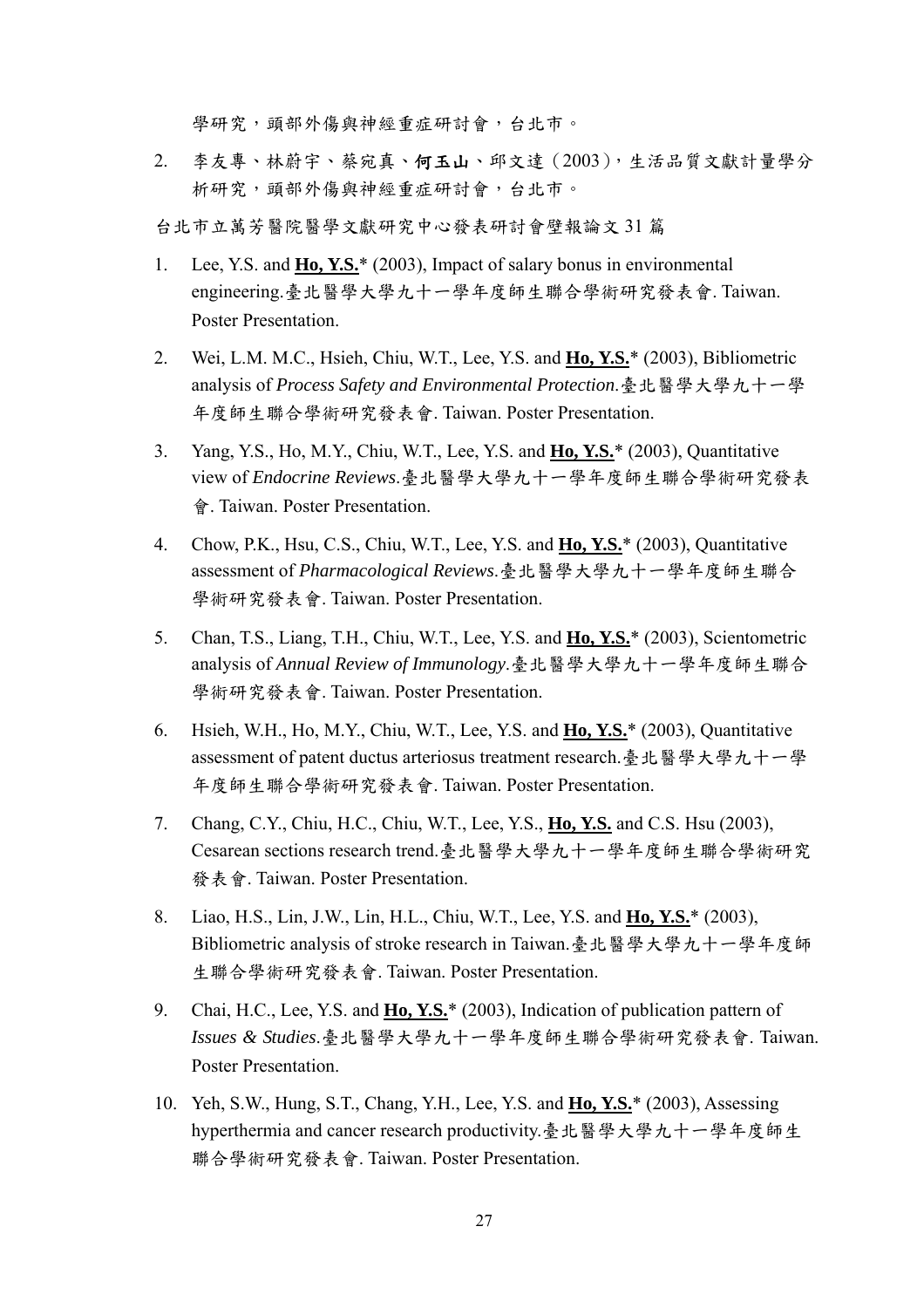學研究，頭部外傷與神經重症研討會，台北市。

2. 李友專、林蔚宇、蔡宛真、**何玉山**、邱文達（2003），生活品質文獻計量學分析研究，頭部外傷與神經重症研討會，台北市。

台北市立萬芳醫院醫學文獻研究中心發表研討會壁報論文 31 篇

1. Lee, Y.S. and **Ho, Y.S.**\* (2003), Impact of salary bonus in environmental engineering.臺北醫學大學九十一學年度師生聯合學術研究發表會. Taiwan. Poster Presentation.
2. Wei, L.M. M.C., Hsieh, Chiu, W.T., Lee, Y.S. and **Ho, Y.S.**\* (2003), Bibliometric analysis of *Process Safety and Environmental Protection*.臺北醫學大學九十一學年度師生聯合學術研究發表會. Taiwan. Poster Presentation.
3. Yang, Y.S., Ho, M.Y., Chiu, W.T., Lee, Y.S. and **Ho, Y.S.**\* (2003), Quantitative view of *Endocrine Reviews*.臺北醫學大學九十一學年度師生聯合學術研究發表會. Taiwan. Poster Presentation.
4. Chow, P.K., Hsu, C.S., Chiu, W.T., Lee, Y.S. and **Ho, Y.S.**\* (2003), Quantitative assessment of *Pharmacological Reviews*.臺北醫學大學九十一學年度師生聯合學術研究發表會. Taiwan. Poster Presentation.
5. Chan, T.S., Liang, T.H., Chiu, W.T., Lee, Y.S. and **Ho, Y.S.**\* (2003), Scientometric analysis of *Annual Review of Immunology*.臺北醫學大學九十一學年度師生聯合學術研究發表會. Taiwan. Poster Presentation.
6. Hsieh, W.H., Ho, M.Y., Chiu, W.T., Lee, Y.S. and **Ho, Y.S.**\* (2003), Quantitative assessment of patent ductus arteriosus treatment research.臺北醫學大學九十一學年度師生聯合學術研究發表會. Taiwan. Poster Presentation.
7. Chang, C.Y., Chiu, H.C., Chiu, W.T., Lee, Y.S., **Ho, Y.S.** and C.S. Hsu (2003), Cesarean sections research trend.臺北醫學大學九十一學年度師生聯合學術研究發表會. Taiwan. Poster Presentation.
8. Liao, H.S., Lin, J.W., Lin, H.L., Chiu, W.T., Lee, Y.S. and **Ho, Y.S.**\* (2003), Bibliometric analysis of stroke research in Taiwan.臺北醫學大學九十一學年度師生聯合學術研究發表會. Taiwan. Poster Presentation.
9. Chai, H.C., Lee, Y.S. and **Ho, Y.S.**\* (2003), Indication of publication pattern of *Issues & Studies*.臺北醫學大學九十一學年度師生聯合學術研究發表會. Taiwan. Poster Presentation.
10. Yeh, S.W., Hung, S.T., Chang, Y.H., Lee, Y.S. and **Ho, Y.S.**\* (2003), Assessing hyperthermia and cancer research productivity.臺北醫學大學九十一學年度師生聯合學術研究發表會. Taiwan. Poster Presentation.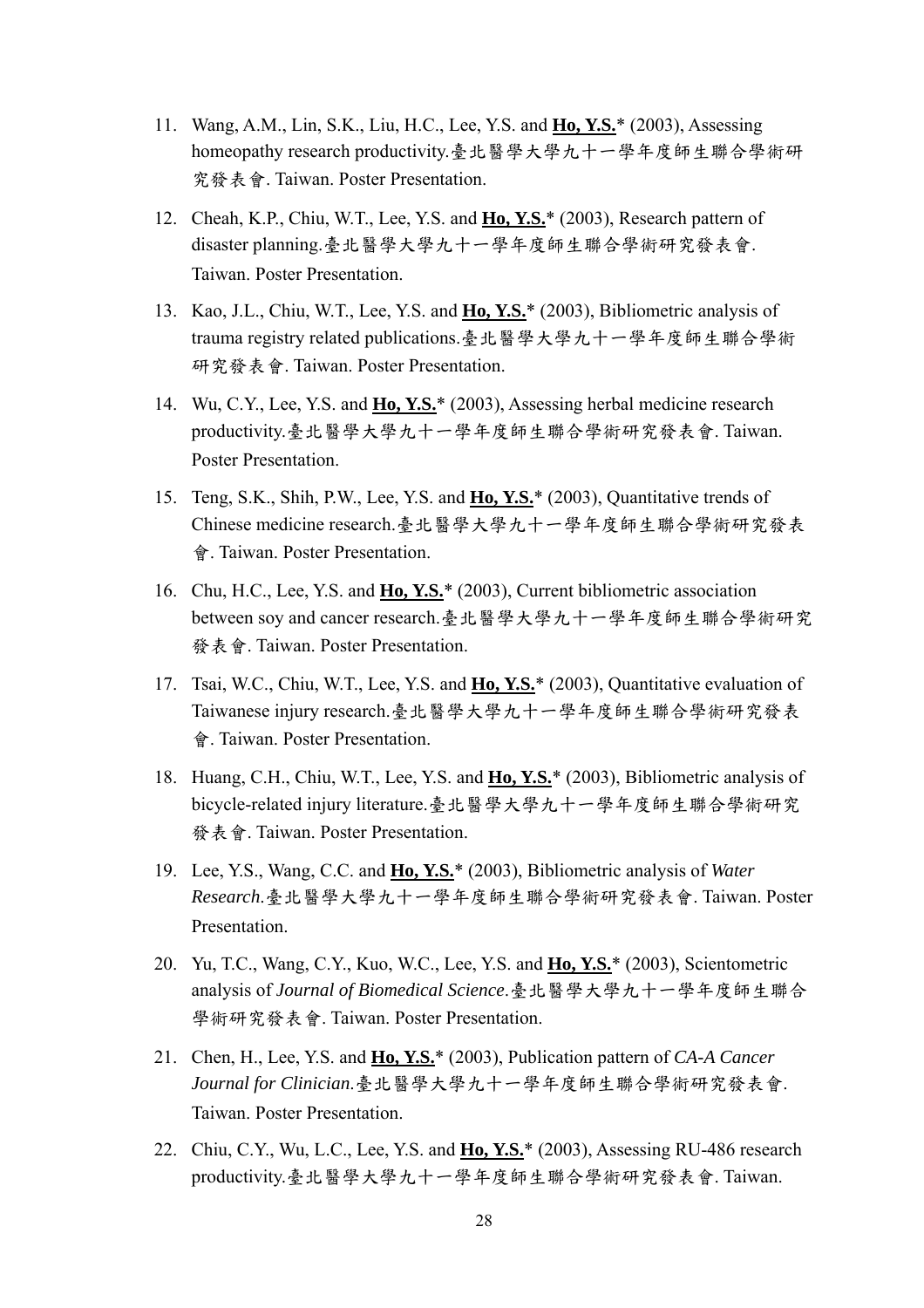11. Wang, A.M., Lin, S.K., Liu, H.C., Lee, Y.S. and **Ho, Y.S.*** (2003), Assessing homeopathy research productivity.臺北醫學大學九十一學年度師生聯合學術研究發表會. Taiwan. Poster Presentation.
12. Cheah, K.P., Chiu, W.T., Lee, Y.S. and **Ho, Y.S.*** (2003), Research pattern of disaster planning.臺北醫學大學九十一學年度師生聯合學術研究發表會. Taiwan. Poster Presentation.
13. Kao, J.L., Chiu, W.T., Lee, Y.S. and **Ho, Y.S.*** (2003), Bibliometric analysis of trauma registry related publications.臺北醫學大學九十一學年度師生聯合學術研究發表會. Taiwan. Poster Presentation.
14. Wu, C.Y., Lee, Y.S. and **Ho, Y.S.*** (2003), Assessing herbal medicine research productivity.臺北醫學大學九十一學年度師生聯合學術研究發表會. Taiwan. Poster Presentation.
15. Teng, S.K., Shih, P.W., Lee, Y.S. and **Ho, Y.S.*** (2003), Quantitative trends of Chinese medicine research.臺北醫學大學九十一學年度師生聯合學術研究發表會. Taiwan. Poster Presentation.
16. Chu, H.C., Lee, Y.S. and **Ho, Y.S.*** (2003), Current bibliometric association between soy and cancer research.臺北醫學大學九十一學年度師生聯合學術研究發表會. Taiwan. Poster Presentation.
17. Tsai, W.C., Chiu, W.T., Lee, Y.S. and **Ho, Y.S.*** (2003), Quantitative evaluation of Taiwanese injury research.臺北醫學大學九十一學年度師生聯合學術研究發表會. Taiwan. Poster Presentation.
18. Huang, C.H., Chiu, W.T., Lee, Y.S. and **Ho, Y.S.*** (2003), Bibliometric analysis of bicycle-related injury literature.臺北醫學大學九十一學年度師生聯合學術研究發表會. Taiwan. Poster Presentation.
19. Lee, Y.S., Wang, C.C. and **Ho, Y.S.*** (2003), Bibliometric analysis of *Water Research*.臺北醫學大學九十一學年度師生聯合學術研究發表會. Taiwan. Poster Presentation.
20. Yu, T.C., Wang, C.Y., Kuo, W.C., Lee, Y.S. and **Ho, Y.S.*** (2003), Scientometric analysis of *Journal of Biomedical Science*.臺北醫學大學九十一學年度師生聯合學術研究發表會. Taiwan. Poster Presentation.
21. Chen, H., Lee, Y.S. and **Ho, Y.S.*** (2003), Publication pattern of *CA-A Cancer Journal for Clinician*.臺北醫學大學九十一學年度師生聯合學術研究發表會. Taiwan. Poster Presentation.
22. Chiu, C.Y., Wu, L.C., Lee, Y.S. and **Ho, Y.S.*** (2003), Assessing RU-486 research productivity.臺北醫學大學九十一學年度師生聯合學術研究發表會. Taiwan.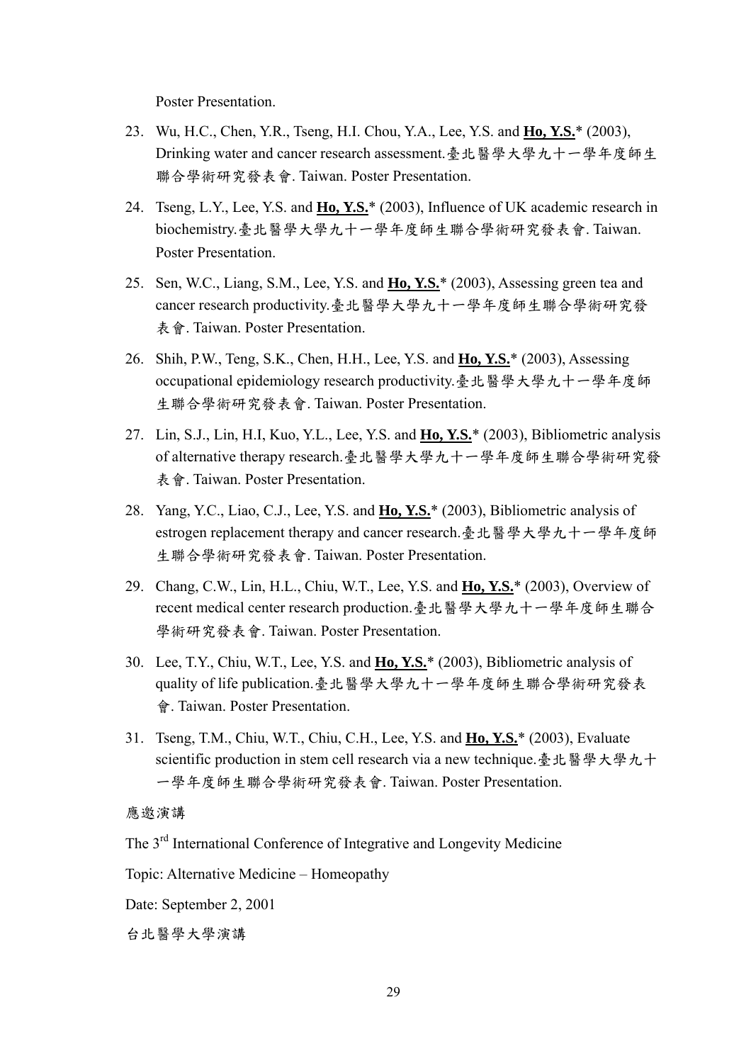Poster Presentation.

23. Wu, H.C., Chen, Y.R., Tseng, H.I. Chou, Y.A., Lee, Y.S. and **<u>Ho, Y.S.</u>*** (2003), Drinking water and cancer research assessment.臺北醫學大學九十一學年度師生聯合學術研究發表會. Taiwan. Poster Presentation.

24. Tseng, L.Y., Lee, Y.S. and **<u>Ho, Y.S.</u>*** (2003), Influence of UK academic research in biochemistry.臺北醫學大學九十一學年度師生聯合學術研究發表會. Taiwan. Poster Presentation.

25. Sen, W.C., Liang, S.M., Lee, Y.S. and **<u>Ho, Y.S.</u>*** (2003), Assessing green tea and cancer research productivity.臺北醫學大學九十一學年度師生聯合學術研究發表會. Taiwan. Poster Presentation.

26. Shih, P.W., Teng, S.K., Chen, H.H., Lee, Y.S. and **<u>Ho, Y.S.</u>*** (2003), Assessing occupational epidemiology research productivity.臺北醫學大學九十一學年度師生聯合學術研究發表會. Taiwan. Poster Presentation.

27. Lin, S.J., Lin, H.I, Kuo, Y.L., Lee, Y.S. and **<u>Ho, Y.S.</u>*** (2003), Bibliometric analysis of alternative therapy research.臺北醫學大學九十一學年度師生聯合學術研究發表會. Taiwan. Poster Presentation.

28. Yang, Y.C., Liao, C.J., Lee, Y.S. and **<u>Ho, Y.S.</u>*** (2003), Bibliometric analysis of estrogen replacement therapy and cancer research.臺北醫學大學九十一學年度師生聯合學術研究發表會. Taiwan. Poster Presentation.

29. Chang, C.W., Lin, H.L., Chiu, W.T., Lee, Y.S. and **<u>Ho, Y.S.</u>*** (2003), Overview of recent medical center research production.臺北醫學大學九十一學年度師生聯合學術研究發表會. Taiwan. Poster Presentation.

30. Lee, T.Y., Chiu, W.T., Lee, Y.S. and **<u>Ho, Y.S.</u>*** (2003), Bibliometric analysis of quality of life publication.臺北醫學大學九十一學年度師生聯合學術研究發表會. Taiwan. Poster Presentation.

31. Tseng, T.M., Chiu, W.T., Chiu, C.H., Lee, Y.S. and **<u>Ho, Y.S.</u>*** (2003), Evaluate scientific production in stem cell research via a new technique.臺北醫學大學九十一學年度師生聯合學術研究發表會. Taiwan. Poster Presentation.

應邀演講

The 3rd International Conference of Integrative and Longevity Medicine

Topic: Alternative Medicine – Homeopathy

Date: September 2, 2001

台北醫學大學演講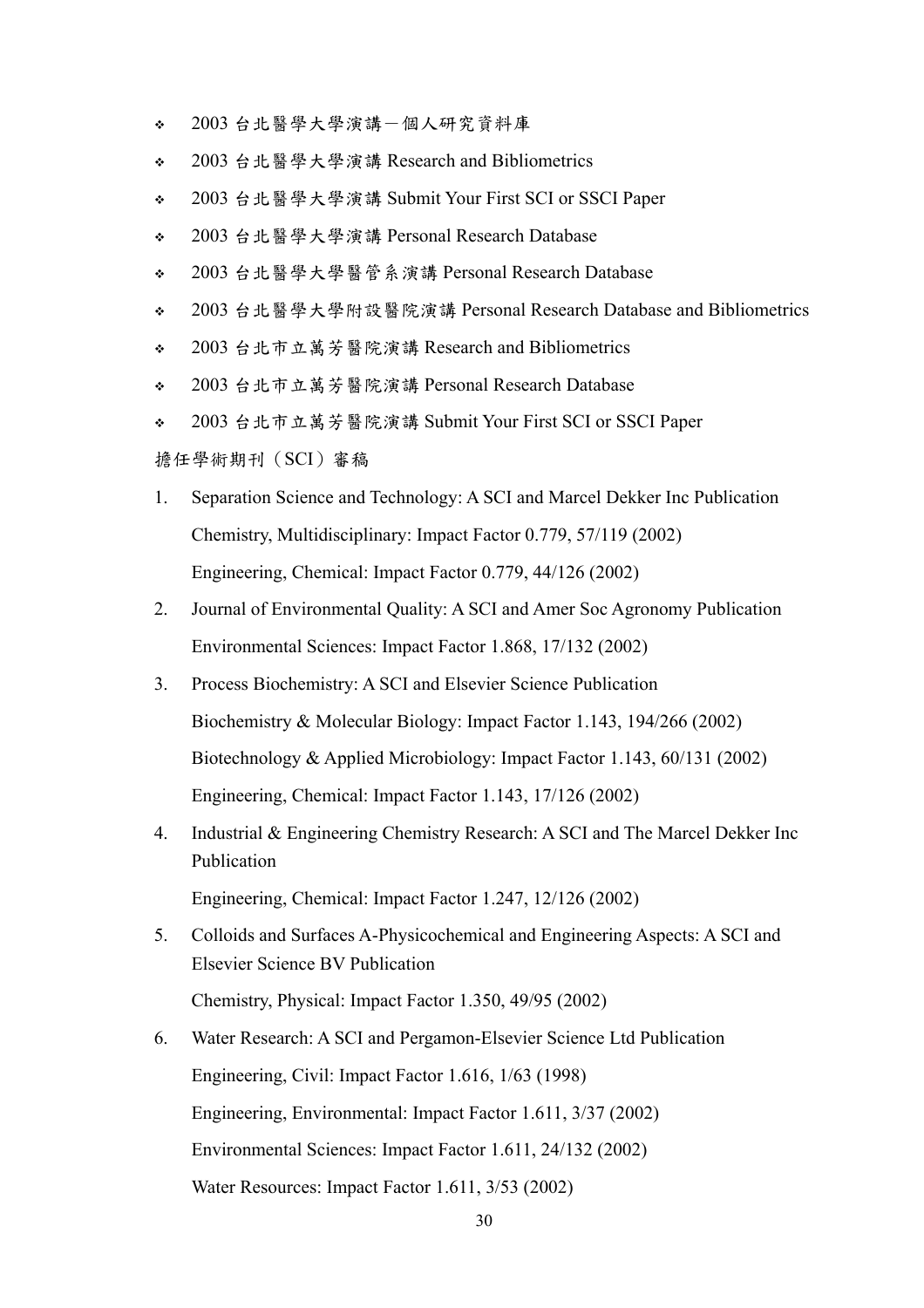- 2003 台北醫學大學演講－個人研究資料庫
- 2003 台北醫學大學演講 Research and Bibliometrics
- 2003 台北醫學大學演講 Submit Your First SCI or SSCI Paper
- 2003 台北醫學大學演講 Personal Research Database
- 2003 台北醫學大學醫管系演講 Personal Research Database
- 2003 台北醫學大學附設醫院演講 Personal Research Database and Bibliometrics
- 2003 台北市立萬芳醫院演講 Research and Bibliometrics
- 2003 台北市立萬芳醫院演講 Personal Research Database
- 2003 台北市立萬芳醫院演講 Submit Your First SCI or SSCI Paper

擔任學術期刊（SCI）審稿

1. Separation Science and Technology: A SCI and Marcel Dekker Inc Publication
   Chemistry, Multidisciplinary: Impact Factor 0.779, 57/119 (2002)
   Engineering, Chemical: Impact Factor 0.779, 44/126 (2002)
2. Journal of Environmental Quality: A SCI and Amer Soc Agronomy Publication
   Environmental Sciences: Impact Factor 1.868, 17/132 (2002)
3. Process Biochemistry: A SCI and Elsevier Science Publication
   Biochemistry & Molecular Biology: Impact Factor 1.143, 194/266 (2002)
   Biotechnology & Applied Microbiology: Impact Factor 1.143, 60/131 (2002)
   Engineering, Chemical: Impact Factor 1.143, 17/126 (2002)
4. Industrial & Engineering Chemistry Research: A SCI and The Marcel Dekker Inc Publication
   Engineering, Chemical: Impact Factor 1.247, 12/126 (2002)
5. Colloids and Surfaces A-Physicochemical and Engineering Aspects: A SCI and Elsevier Science BV Publication
   Chemistry, Physical: Impact Factor 1.350, 49/95 (2002)
6. Water Research: A SCI and Pergamon-Elsevier Science Ltd Publication
   Engineering, Civil: Impact Factor 1.616, 1/63 (1998)
   Engineering, Environmental: Impact Factor 1.611, 3/37 (2002)
   Environmental Sciences: Impact Factor 1.611, 24/132 (2002)
   Water Resources: Impact Factor 1.611, 3/53 (2002)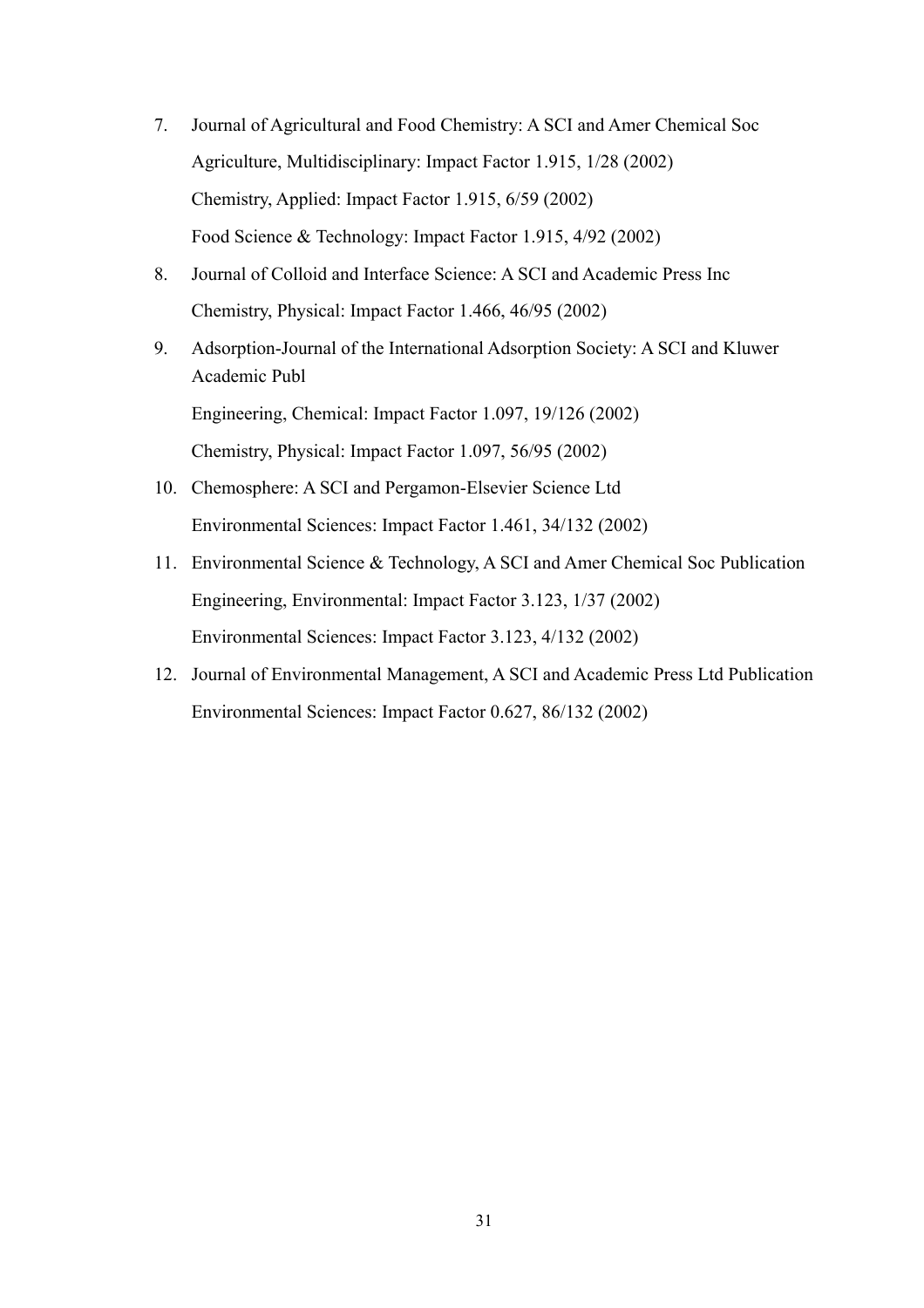7. Journal of Agricultural and Food Chemistry: A SCI and Amer Chemical Soc

   Agriculture, Multidisciplinary: Impact Factor 1.915, 1/28 (2002)

   Chemistry, Applied: Impact Factor 1.915, 6/59 (2002)

   Food Science & Technology: Impact Factor 1.915, 4/92 (2002)

8. Journal of Colloid and Interface Science: A SCI and Academic Press Inc

   Chemistry, Physical: Impact Factor 1.466, 46/95 (2002)

9. Adsorption-Journal of the International Adsorption Society: A SCI and Kluwer Academic Publ

   Engineering, Chemical: Impact Factor 1.097, 19/126 (2002)

   Chemistry, Physical: Impact Factor 1.097, 56/95 (2002)

10. Chemosphere: A SCI and Pergamon-Elsevier Science Ltd

    Environmental Sciences: Impact Factor 1.461, 34/132 (2002)

11. Environmental Science & Technology, A SCI and Amer Chemical Soc Publication

    Engineering, Environmental: Impact Factor 3.123, 1/37 (2002)

    Environmental Sciences: Impact Factor 3.123, 4/132 (2002)

12. Journal of Environmental Management, A SCI and Academic Press Ltd Publication

    Environmental Sciences: Impact Factor 0.627, 86/132 (2002)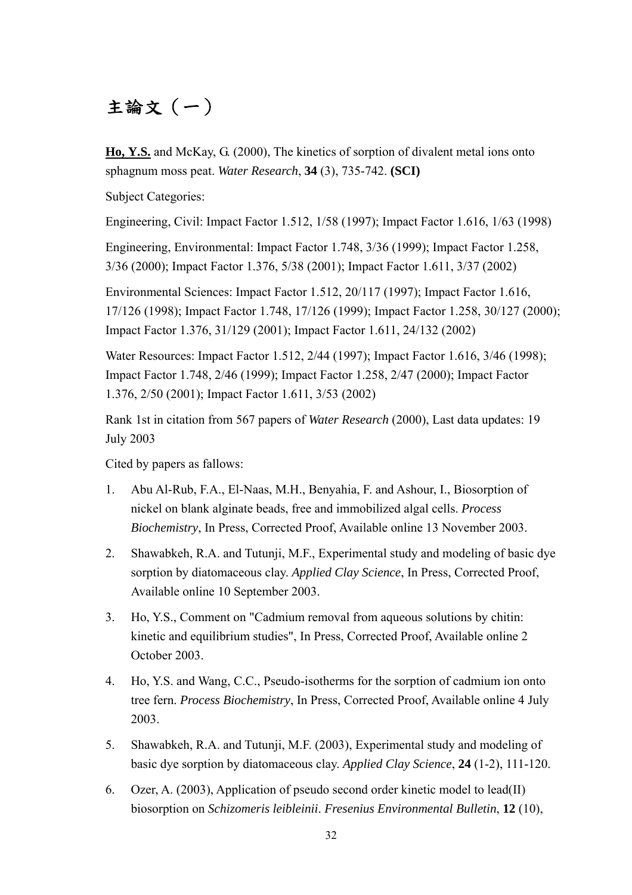# 主論文（一）

**<u>Ho, Y.S.</u>** and McKay, G. (2000), The kinetics of sorption of divalent metal ions onto sphagnum moss peat. *Water Research*, **34** (3), 735-742. **(SCI)**

Subject Categories:

Engineering, Civil: Impact Factor 1.512, 1/58 (1997); Impact Factor 1.616, 1/63 (1998)

Engineering, Environmental: Impact Factor 1.748, 3/36 (1999); Impact Factor 1.258, 3/36 (2000); Impact Factor 1.376, 5/38 (2001); Impact Factor 1.611, 3/37 (2002)

Environmental Sciences: Impact Factor 1.512, 20/117 (1997); Impact Factor 1.616, 17/126 (1998); Impact Factor 1.748, 17/126 (1999); Impact Factor 1.258, 30/127 (2000); Impact Factor 1.376, 31/129 (2001); Impact Factor 1.611, 24/132 (2002)

Water Resources: Impact Factor 1.512, 2/44 (1997); Impact Factor 1.616, 3/46 (1998); Impact Factor 1.748, 2/46 (1999); Impact Factor 1.258, 2/47 (2000); Impact Factor 1.376, 2/50 (2001); Impact Factor 1.611, 3/53 (2002)

Rank 1st in citation from 567 papers of *Water Research* (2000), Last data updates: 19 July 2003

Cited by papers as fallows:

1. Abu Al-Rub, F.A., El-Naas, M.H., Benyahia, F. and Ashour, I., Biosorption of nickel on blank alginate beads, free and immobilized algal cells. *Process Biochemistry*, In Press, Corrected Proof, Available online 13 November 2003.
2. Shawabkeh, R.A. and Tutunji, M.F., Experimental study and modeling of basic dye sorption by diatomaceous clay. *Applied Clay Science*, In Press, Corrected Proof, Available online 10 September 2003.
3. Ho, Y.S., Comment on "Cadmium removal from aqueous solutions by chitin: kinetic and equilibrium studies", In Press, Corrected Proof, Available online 2 October 2003.
4. Ho, Y.S. and Wang, C.C., Pseudo-isotherms for the sorption of cadmium ion onto tree fern. *Process Biochemistry*, In Press, Corrected Proof, Available online 4 July 2003.
5. Shawabkeh, R.A. and Tutunji, M.F. (2003), Experimental study and modeling of basic dye sorption by diatomaceous clay. *Applied Clay Science*, **24** (1-2), 111-120.
6. Ozer, A. (2003), Application of pseudo second order kinetic model to lead(II) biosorption on *Schizomeris leibleinii*. *Fresenius Environmental Bulletin*, **12** (10),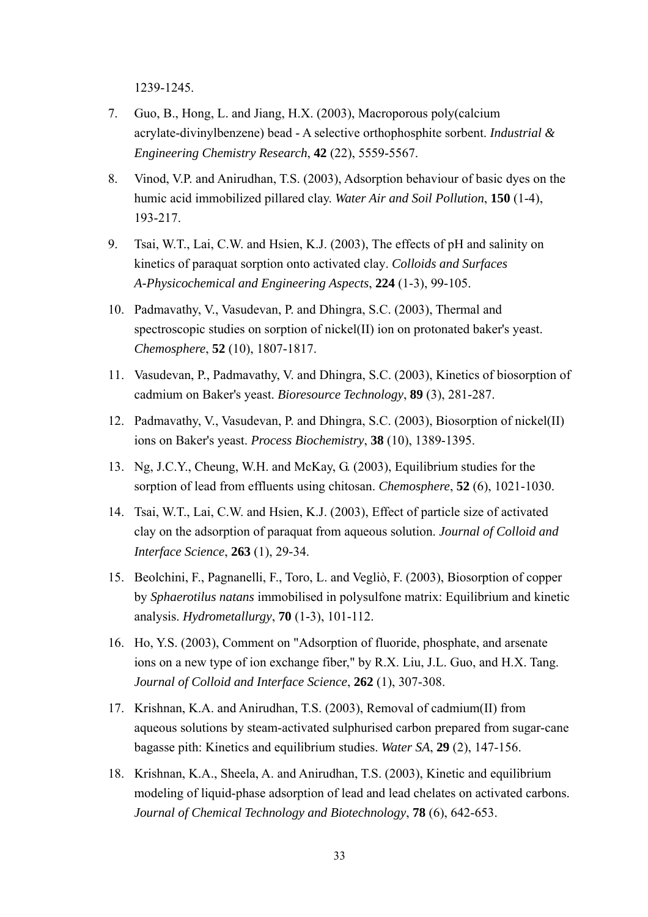1239-1245.

7. Guo, B., Hong, L. and Jiang, H.X. (2003), Macroporous poly(calcium acrylate-divinylbenzene) bead - A selective orthophosphite sorbent. *Industrial & Engineering Chemistry Research*, **42** (22), 5559-5567.

8. Vinod, V.P. and Anirudhan, T.S. (2003), Adsorption behaviour of basic dyes on the humic acid immobilized pillared clay. *Water Air and Soil Pollution*, **150** (1-4), 193-217.

9. Tsai, W.T., Lai, C.W. and Hsien, K.J. (2003), The effects of pH and salinity on kinetics of paraquat sorption onto activated clay. *Colloids and Surfaces A-Physicochemical and Engineering Aspects*, **224** (1-3), 99-105.

10. Padmavathy, V., Vasudevan, P. and Dhingra, S.C. (2003), Thermal and spectroscopic studies on sorption of nickel(II) ion on protonated baker's yeast. *Chemosphere*, **52** (10), 1807-1817.

11. Vasudevan, P., Padmavathy, V. and Dhingra, S.C. (2003), Kinetics of biosorption of cadmium on Baker's yeast. *Bioresource Technology*, **89** (3), 281-287.

12. Padmavathy, V., Vasudevan, P. and Dhingra, S.C. (2003), Biosorption of nickel(II) ions on Baker's yeast. *Process Biochemistry*, **38** (10), 1389-1395.

13. Ng, J.C.Y., Cheung, W.H. and McKay, G. (2003), Equilibrium studies for the sorption of lead from effluents using chitosan. *Chemosphere*, **52** (6), 1021-1030.

14. Tsai, W.T., Lai, C.W. and Hsien, K.J. (2003), Effect of particle size of activated clay on the adsorption of paraquat from aqueous solution. *Journal of Colloid and Interface Science*, **263** (1), 29-34.

15. Beolchini, F., Pagnanelli, F., Toro, L. and Vegliò, F. (2003), Biosorption of copper by *Sphaerotilus natans* immobilised in polysulfone matrix: Equilibrium and kinetic analysis. *Hydrometallurgy*, **70** (1-3), 101-112.

16. Ho, Y.S. (2003), Comment on "Adsorption of fluoride, phosphate, and arsenate ions on a new type of ion exchange fiber," by R.X. Liu, J.L. Guo, and H.X. Tang. *Journal of Colloid and Interface Science*, **262** (1), 307-308.

17. Krishnan, K.A. and Anirudhan, T.S. (2003), Removal of cadmium(II) from aqueous solutions by steam-activated sulphurised carbon prepared from sugar-cane bagasse pith: Kinetics and equilibrium studies. *Water SA*, **29** (2), 147-156.

18. Krishnan, K.A., Sheela, A. and Anirudhan, T.S. (2003), Kinetic and equilibrium modeling of liquid-phase adsorption of lead and lead chelates on activated carbons. *Journal of Chemical Technology and Biotechnology*, **78** (6), 642-653.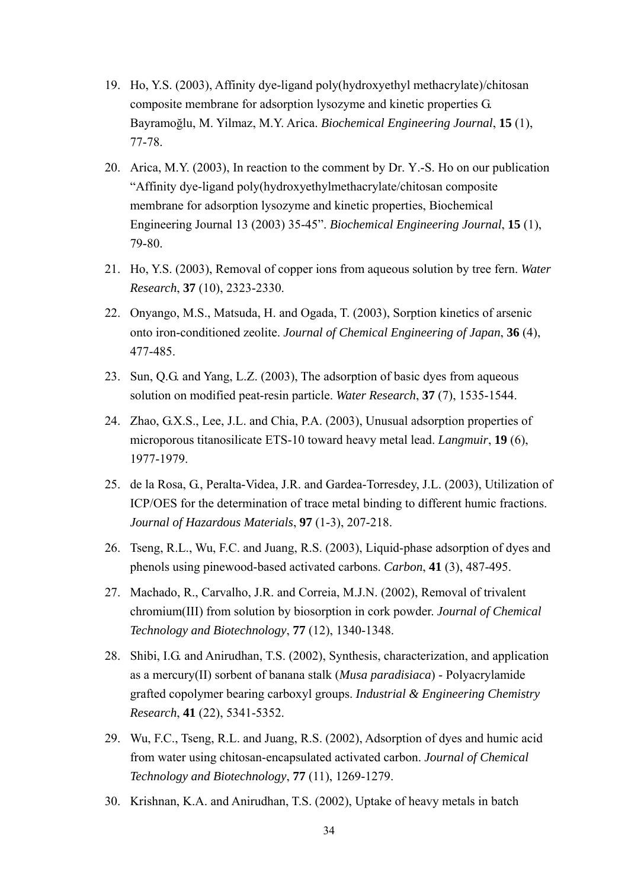19. Ho, Y.S. (2003), Affinity dye-ligand poly(hydroxyethyl methacrylate)/chitosan composite membrane for adsorption lysozyme and kinetic properties G. Bayramoğlu, M. Yilmaz, M.Y. Arica. *Biochemical Engineering Journal*, **15** (1), 77-78.

20. Arica, M.Y. (2003), In reaction to the comment by Dr. Y.-S. Ho on our publication "Affinity dye-ligand poly(hydroxyethylmethacrylate/chitosan composite membrane for adsorption lysozyme and kinetic properties, Biochemical Engineering Journal 13 (2003) 35-45". *Biochemical Engineering Journal*, **15** (1), 79-80.

21. Ho, Y.S. (2003), Removal of copper ions from aqueous solution by tree fern. *Water Research*, **37** (10), 2323-2330.

22. Onyango, M.S., Matsuda, H. and Ogada, T. (2003), Sorption kinetics of arsenic onto iron-conditioned zeolite. *Journal of Chemical Engineering of Japan*, **36** (4), 477-485.

23. Sun, Q.G. and Yang, L.Z. (2003), The adsorption of basic dyes from aqueous solution on modified peat-resin particle. *Water Research*, **37** (7), 1535-1544.

24. Zhao, G.X.S., Lee, J.L. and Chia, P.A. (2003), Unusual adsorption properties of microporous titanosilicate ETS-10 toward heavy metal lead. *Langmuir*, **19** (6), 1977-1979.

25. de la Rosa, G., Peralta-Videa, J.R. and Gardea-Torresdey, J.L. (2003), Utilization of ICP/OES for the determination of trace metal binding to different humic fractions. *Journal of Hazardous Materials*, **97** (1-3), 207-218.

26. Tseng, R.L., Wu, F.C. and Juang, R.S. (2003), Liquid-phase adsorption of dyes and phenols using pinewood-based activated carbons. *Carbon*, **41** (3), 487-495.

27. Machado, R., Carvalho, J.R. and Correia, M.J.N. (2002), Removal of trivalent chromium(III) from solution by biosorption in cork powder. *Journal of Chemical Technology and Biotechnology*, **77** (12), 1340-1348.

28. Shibi, I.G. and Anirudhan, T.S. (2002), Synthesis, characterization, and application as a mercury(II) sorbent of banana stalk (*Musa paradisiaca*) - Polyacrylamide grafted copolymer bearing carboxyl groups. *Industrial & Engineering Chemistry Research*, **41** (22), 5341-5352.

29. Wu, F.C., Tseng, R.L. and Juang, R.S. (2002), Adsorption of dyes and humic acid from water using chitosan-encapsulated activated carbon. *Journal of Chemical Technology and Biotechnology*, **77** (11), 1269-1279.

30. Krishnan, K.A. and Anirudhan, T.S. (2002), Uptake of heavy metals in batch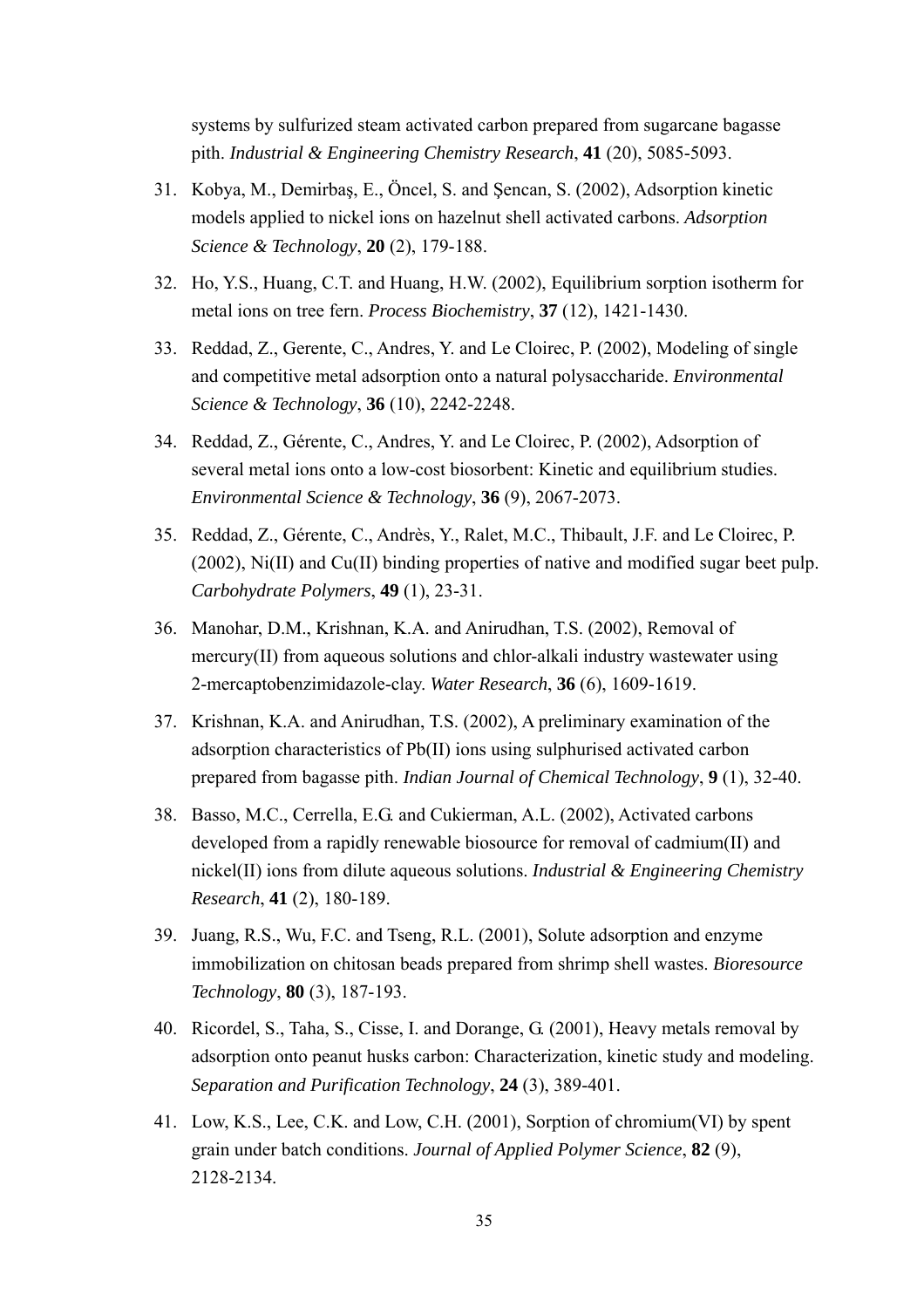systems by sulfurized steam activated carbon prepared from sugarcane bagasse pith. *Industrial & Engineering Chemistry Research*, **41** (20), 5085-5093.

31. Kobya, M., Demirbaş, E., Öncel, S. and Şencan, S. (2002), Adsorption kinetic models applied to nickel ions on hazelnut shell activated carbons. *Adsorption Science & Technology*, **20** (2), 179-188.

32. Ho, Y.S., Huang, C.T. and Huang, H.W. (2002), Equilibrium sorption isotherm for metal ions on tree fern. *Process Biochemistry*, **37** (12), 1421-1430.

33. Reddad, Z., Gerente, C., Andres, Y. and Le Cloirec, P. (2002), Modeling of single and competitive metal adsorption onto a natural polysaccharide. *Environmental Science & Technology*, **36** (10), 2242-2248.

34. Reddad, Z., Gérente, C., Andres, Y. and Le Cloirec, P. (2002), Adsorption of several metal ions onto a low-cost biosorbent: Kinetic and equilibrium studies. *Environmental Science & Technology*, **36** (9), 2067-2073.

35. Reddad, Z., Gérente, C., Andrès, Y., Ralet, M.C., Thibault, J.F. and Le Cloirec, P. (2002), Ni(II) and Cu(II) binding properties of native and modified sugar beet pulp. *Carbohydrate Polymers*, **49** (1), 23-31.

36. Manohar, D.M., Krishnan, K.A. and Anirudhan, T.S. (2002), Removal of mercury(II) from aqueous solutions and chlor-alkali industry wastewater using 2-mercaptobenzimidazole-clay. *Water Research*, **36** (6), 1609-1619.

37. Krishnan, K.A. and Anirudhan, T.S. (2002), A preliminary examination of the adsorption characteristics of Pb(II) ions using sulphurised activated carbon prepared from bagasse pith. *Indian Journal of Chemical Technology*, **9** (1), 32-40.

38. Basso, M.C., Cerrella, E.G. and Cukierman, A.L. (2002), Activated carbons developed from a rapidly renewable biosource for removal of cadmium(II) and nickel(II) ions from dilute aqueous solutions. *Industrial & Engineering Chemistry Research*, **41** (2), 180-189.

39. Juang, R.S., Wu, F.C. and Tseng, R.L. (2001), Solute adsorption and enzyme immobilization on chitosan beads prepared from shrimp shell wastes. *Bioresource Technology*, **80** (3), 187-193.

40. Ricordel, S., Taha, S., Cisse, I. and Dorange, G. (2001), Heavy metals removal by adsorption onto peanut husks carbon: Characterization, kinetic study and modeling. *Separation and Purification Technology*, **24** (3), 389-401.

41. Low, K.S., Lee, C.K. and Low, C.H. (2001), Sorption of chromium(VI) by spent grain under batch conditions. *Journal of Applied Polymer Science*, **82** (9), 2128-2134.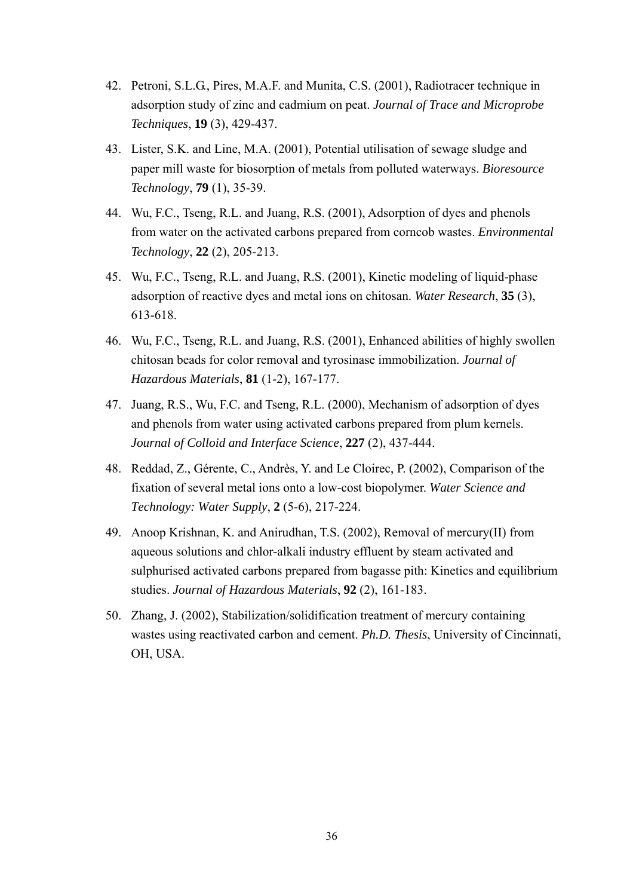42. Petroni, S.L.G., Pires, M.A.F. and Munita, C.S. (2001), Radiotracer technique in adsorption study of zinc and cadmium on peat. *Journal of Trace and Microprobe Techniques*, **19** (3), 429-437.

43. Lister, S.K. and Line, M.A. (2001), Potential utilisation of sewage sludge and paper mill waste for biosorption of metals from polluted waterways. *Bioresource Technology*, **79** (1), 35-39.

44. Wu, F.C., Tseng, R.L. and Juang, R.S. (2001), Adsorption of dyes and phenols from water on the activated carbons prepared from corncob wastes. *Environmental Technology*, **22** (2), 205-213.

45. Wu, F.C., Tseng, R.L. and Juang, R.S. (2001), Kinetic modeling of liquid-phase adsorption of reactive dyes and metal ions on chitosan. *Water Research*, **35** (3), 613-618.

46. Wu, F.C., Tseng, R.L. and Juang, R.S. (2001), Enhanced abilities of highly swollen chitosan beads for color removal and tyrosinase immobilization. *Journal of Hazardous Materials*, **81** (1-2), 167-177.

47. Juang, R.S., Wu, F.C. and Tseng, R.L. (2000), Mechanism of adsorption of dyes and phenols from water using activated carbons prepared from plum kernels. *Journal of Colloid and Interface Science*, **227** (2), 437-444.

48. Reddad, Z., Gérente, C., Andrès, Y. and Le Cloirec, P. (2002), Comparison of the fixation of several metal ions onto a low-cost biopolymer. *Water Science and Technology: Water Supply*, **2** (5-6), 217-224.

49. Anoop Krishnan, K. and Anirudhan, T.S. (2002), Removal of mercury(II) from aqueous solutions and chlor-alkali industry effluent by steam activated and sulphurised activated carbons prepared from bagasse pith: Kinetics and equilibrium studies. *Journal of Hazardous Materials*, **92** (2), 161-183.

50. Zhang, J. (2002), Stabilization/solidification treatment of mercury containing wastes using reactivated carbon and cement. *Ph.D. Thesis*, University of Cincinnati, OH, USA.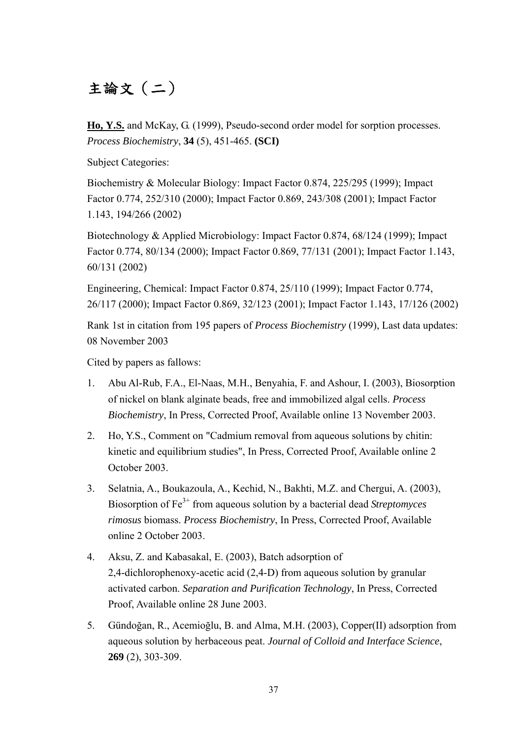# 主論文（二）

**Ho, Y.S.** and McKay, G. (1999), Pseudo-second order model for sorption processes. *Process Biochemistry*, **34** (5), 451-465. **(SCI)**

Subject Categories:

Biochemistry & Molecular Biology: Impact Factor 0.874, 225/295 (1999); Impact Factor 0.774, 252/310 (2000); Impact Factor 0.869, 243/308 (2001); Impact Factor 1.143, 194/266 (2002)

Biotechnology & Applied Microbiology: Impact Factor 0.874, 68/124 (1999); Impact Factor 0.774, 80/134 (2000); Impact Factor 0.869, 77/131 (2001); Impact Factor 1.143, 60/131 (2002)

Engineering, Chemical: Impact Factor 0.874, 25/110 (1999); Impact Factor 0.774, 26/117 (2000); Impact Factor 0.869, 32/123 (2001); Impact Factor 1.143, 17/126 (2002)

Rank 1st in citation from 195 papers of *Process Biochemistry* (1999), Last data updates: 08 November 2003

Cited by papers as fallows:

1. Abu Al-Rub, F.A., El-Naas, M.H., Benyahia, F. and Ashour, I. (2003), Biosorption of nickel on blank alginate beads, free and immobilized algal cells. *Process Biochemistry*, In Press, Corrected Proof, Available online 13 November 2003.
2. Ho, Y.S., Comment on "Cadmium removal from aqueous solutions by chitin: kinetic and equilibrium studies", In Press, Corrected Proof, Available online 2 October 2003.
3. Selatnia, A., Boukazoula, A., Kechid, N., Bakhti, M.Z. and Chergui, A. (2003), Biosorption of $Fe^{3+}$ from aqueous solution by a bacterial dead *Streptomyces rimosus* biomass. *Process Biochemistry*, In Press, Corrected Proof, Available online 2 October 2003.
4. Aksu, Z. and Kabasakal, E. (2003), Batch adsorption of 2,4-dichlorophenoxy-acetic acid (2,4-D) from aqueous solution by granular activated carbon. *Separation and Purification Technology*, In Press, Corrected Proof, Available online 28 June 2003.
5. Gündoğan, R., Acemioğlu, B. and Alma, M.H. (2003), Copper(II) adsorption from aqueous solution by herbaceous peat. *Journal of Colloid and Interface Science*, **269** (2), 303-309.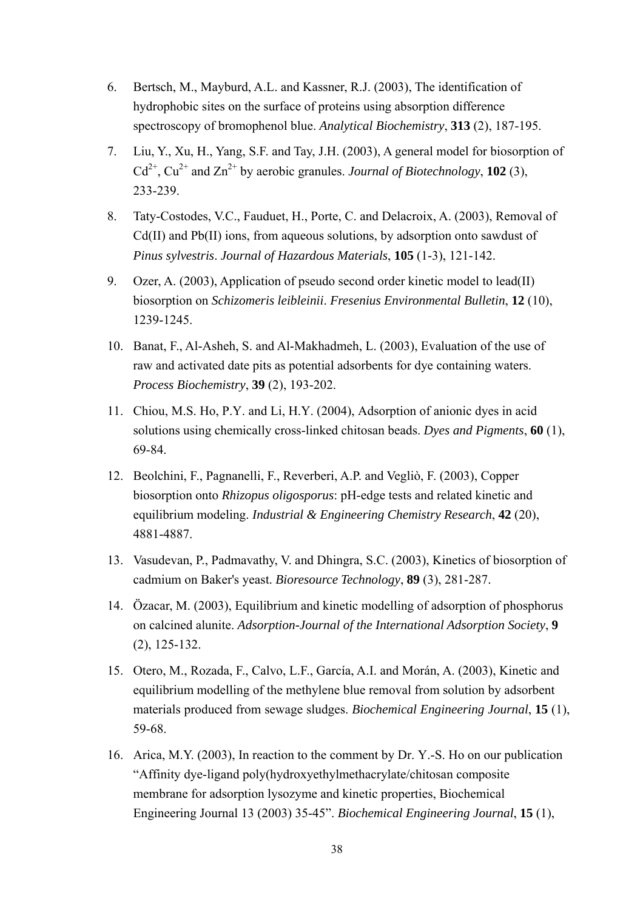6. Bertsch, M., Mayburd, A.L. and Kassner, R.J. (2003), The identification of hydrophobic sites on the surface of proteins using absorption difference spectroscopy of bromophenol blue. *Analytical Biochemistry*, **313** (2), 187-195.

7. Liu, Y., Xu, H., Yang, S.F. and Tay, J.H. (2003), A general model for biosorption of $Cd^{2+}$, $Cu^{2+}$ and $Zn^{2+}$ by aerobic granules. *Journal of Biotechnology*, **102** (3), 233-239.

8. Taty-Costodes, V.C., Fauduet, H., Porte, C. and Delacroix, A. (2003), Removal of Cd(II) and Pb(II) ions, from aqueous solutions, by adsorption onto sawdust of *Pinus sylvestris*. *Journal of Hazardous Materials*, **105** (1-3), 121-142.

9. Ozer, A. (2003), Application of pseudo second order kinetic model to lead(II) biosorption on *Schizomeris leibleinii*. *Fresenius Environmental Bulletin*, **12** (10), 1239-1245.

10. Banat, F., Al-Asheh, S. and Al-Makhadmeh, L. (2003), Evaluation of the use of raw and activated date pits as potential adsorbents for dye containing waters. *Process Biochemistry*, **39** (2), 193-202.

11. Chiou, M.S. Ho, P.Y. and Li, H.Y. (2004), Adsorption of anionic dyes in acid solutions using chemically cross-linked chitosan beads. *Dyes and Pigments*, **60** (1), 69-84.

12. Beolchini, F., Pagnanelli, F., Reverberi, A.P. and Vegliò, F. (2003), Copper biosorption onto *Rhizopus oligosporus*: pH-edge tests and related kinetic and equilibrium modeling. *Industrial & Engineering Chemistry Research*, **42** (20), 4881-4887.

13. Vasudevan, P., Padmavathy, V. and Dhingra, S.C. (2003), Kinetics of biosorption of cadmium on Baker's yeast. *Bioresource Technology*, **89** (3), 281-287.

14. Özacar, M. (2003), Equilibrium and kinetic modelling of adsorption of phosphorus on calcined alunite. *Adsorption-Journal of the International Adsorption Society*, **9** (2), 125-132.

15. Otero, M., Rozada, F., Calvo, L.F., García, A.I. and Morán, A. (2003), Kinetic and equilibrium modelling of the methylene blue removal from solution by adsorbent materials produced from sewage sludges. *Biochemical Engineering Journal*, **15** (1), 59-68.

16. Arica, M.Y. (2003), In reaction to the comment by Dr. Y.-S. Ho on our publication "Affinity dye-ligand poly(hydroxyethylmethacrylate/chitosan composite membrane for adsorption lysozyme and kinetic properties, Biochemical Engineering Journal 13 (2003) 35-45". *Biochemical Engineering Journal*, **15** (1),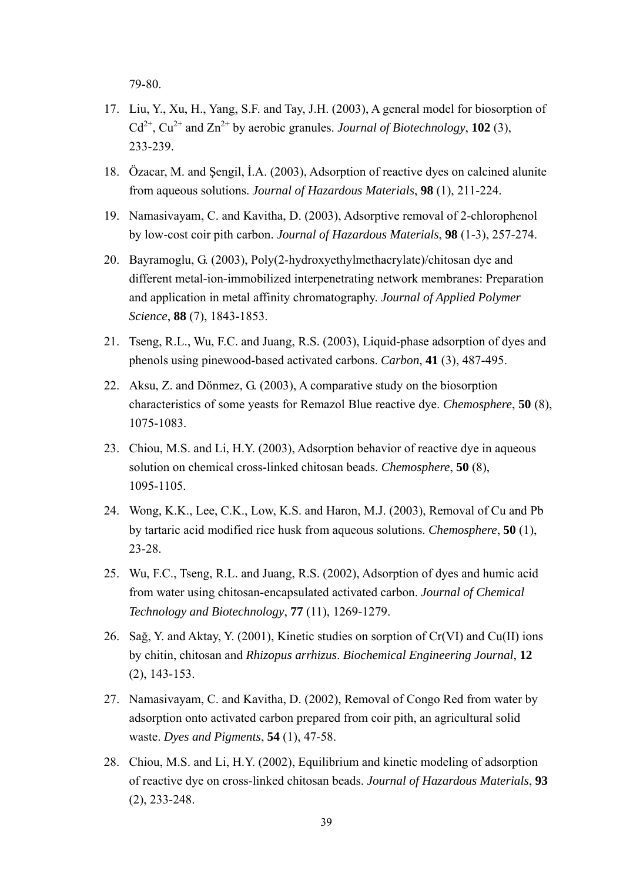79-80.

17. Liu, Y., Xu, H., Yang, S.F. and Tay, J.H. (2003), A general model for biosorption of $Cd^{2+}$, $Cu^{2+}$ and $Zn^{2+}$ by aerobic granules. *Journal of Biotechnology*, **102** (3), 233-239.

18. Özacar, M. and Şengil, İ.A. (2003), Adsorption of reactive dyes on calcined alunite from aqueous solutions. *Journal of Hazardous Materials*, **98** (1), 211-224.

19. Namasivayam, C. and Kavitha, D. (2003), Adsorptive removal of 2-chlorophenol by low-cost coir pith carbon. *Journal of Hazardous Materials*, **98** (1-3), 257-274.

20. Bayramoglu, G. (2003), Poly(2-hydroxyethylmethacrylate)/chitosan dye and different metal-ion-immobilized interpenetrating network membranes: Preparation and application in metal affinity chromatography. *Journal of Applied Polymer Science*, **88** (7), 1843-1853.

21. Tseng, R.L., Wu, F.C. and Juang, R.S. (2003), Liquid-phase adsorption of dyes and phenols using pinewood-based activated carbons. *Carbon*, **41** (3), 487-495.

22. Aksu, Z. and Dönmez, G. (2003), A comparative study on the biosorption characteristics of some yeasts for Remazol Blue reactive dye. *Chemosphere*, **50** (8), 1075-1083.

23. Chiou, M.S. and Li, H.Y. (2003), Adsorption behavior of reactive dye in aqueous solution on chemical cross-linked chitosan beads. *Chemosphere*, **50** (8), 1095-1105.

24. Wong, K.K., Lee, C.K., Low, K.S. and Haron, M.J. (2003), Removal of Cu and Pb by tartaric acid modified rice husk from aqueous solutions. *Chemosphere*, **50** (1), 23-28.

25. Wu, F.C., Tseng, R.L. and Juang, R.S. (2002), Adsorption of dyes and humic acid from water using chitosan-encapsulated activated carbon. *Journal of Chemical Technology and Biotechnology*, **77** (11), 1269-1279.

26. Sağ, Y. and Aktay, Y. (2001), Kinetic studies on sorption of Cr(VI) and Cu(II) ions by chitin, chitosan and *Rhizopus arrhizus*. *Biochemical Engineering Journal*, **12** (2), 143-153.

27. Namasivayam, C. and Kavitha, D. (2002), Removal of Congo Red from water by adsorption onto activated carbon prepared from coir pith, an agricultural solid waste. *Dyes and Pigments*, **54** (1), 47-58.

28. Chiou, M.S. and Li, H.Y. (2002), Equilibrium and kinetic modeling of adsorption of reactive dye on cross-linked chitosan beads. *Journal of Hazardous Materials*, **93** (2), 233-248.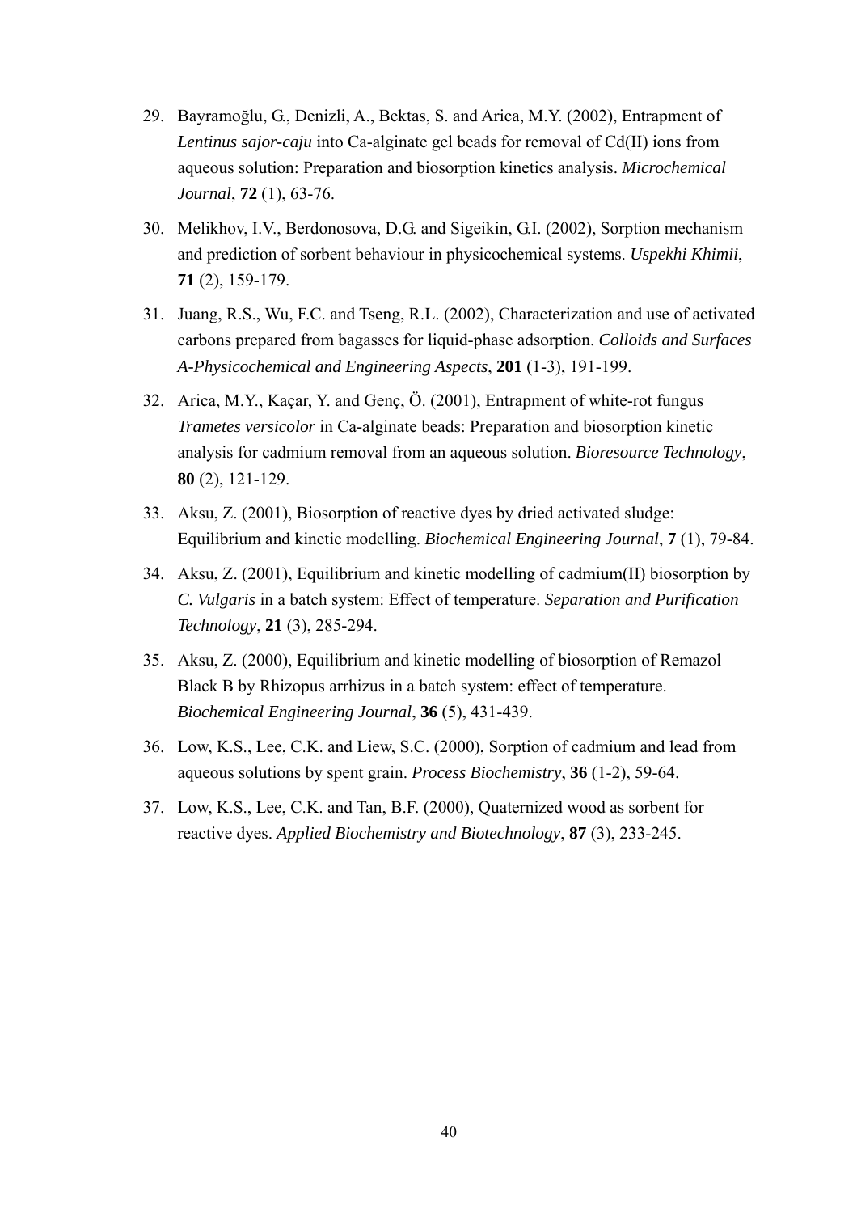29. Bayramoğlu, G., Denizli, A., Bektas, S. and Arica, M.Y. (2002), Entrapment of *Lentinus sajor-caju* into Ca-alginate gel beads for removal of Cd(II) ions from aqueous solution: Preparation and biosorption kinetics analysis. *Microchemical Journal*, **72** (1), 63-76.

30. Melikhov, I.V., Berdonosova, D.G. and Sigeikin, G.I. (2002), Sorption mechanism and prediction of sorbent behaviour in physicochemical systems. *Uspekhi Khimii*, **71** (2), 159-179.

31. Juang, R.S., Wu, F.C. and Tseng, R.L. (2002), Characterization and use of activated carbons prepared from bagasses for liquid-phase adsorption. *Colloids and Surfaces A-Physicochemical and Engineering Aspects*, **201** (1-3), 191-199.

32. Arica, M.Y., Kaçar, Y. and Genç, Ö. (2001), Entrapment of white-rot fungus *Trametes versicolor* in Ca-alginate beads: Preparation and biosorption kinetic analysis for cadmium removal from an aqueous solution. *Bioresource Technology*, **80** (2), 121-129.

33. Aksu, Z. (2001), Biosorption of reactive dyes by dried activated sludge: Equilibrium and kinetic modelling. *Biochemical Engineering Journal*, **7** (1), 79-84.

34. Aksu, Z. (2001), Equilibrium and kinetic modelling of cadmium(II) biosorption by *C. Vulgaris* in a batch system: Effect of temperature. *Separation and Purification Technology*, **21** (3), 285-294.

35. Aksu, Z. (2000), Equilibrium and kinetic modelling of biosorption of Remazol Black B by Rhizopus arrhizus in a batch system: effect of temperature. *Biochemical Engineering Journal*, **36** (5), 431-439.

36. Low, K.S., Lee, C.K. and Liew, S.C. (2000), Sorption of cadmium and lead from aqueous solutions by spent grain. *Process Biochemistry*, **36** (1-2), 59-64.

37. Low, K.S., Lee, C.K. and Tan, B.F. (2000), Quaternized wood as sorbent for reactive dyes. *Applied Biochemistry and Biotechnology*, **87** (3), 233-245.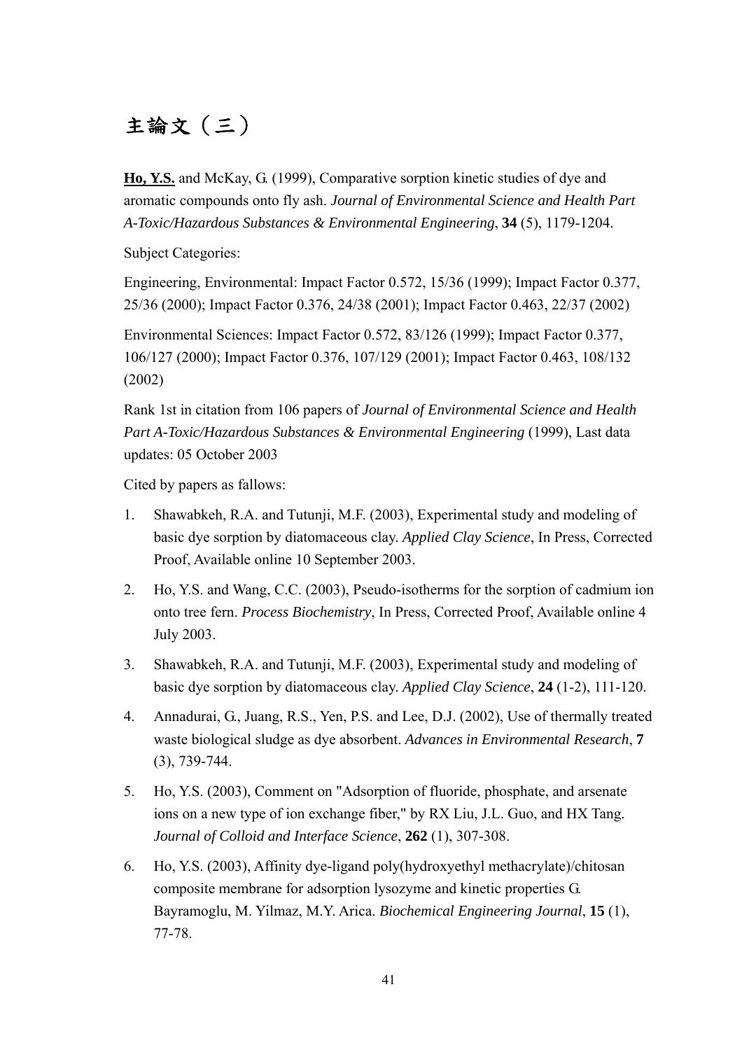# 主論文（三）

**<u>Ho, Y.S.</u>** and McKay, G. (1999), Comparative sorption kinetic studies of dye and aromatic compounds onto fly ash. *Journal of Environmental Science and Health Part A-Toxic/Hazardous Substances & Environmental Engineering*, **34** (5), 1179-1204.

Subject Categories:

Engineering, Environmental: Impact Factor 0.572, 15/36 (1999); Impact Factor 0.377, 25/36 (2000); Impact Factor 0.376, 24/38 (2001); Impact Factor 0.463, 22/37 (2002)

Environmental Sciences: Impact Factor 0.572, 83/126 (1999); Impact Factor 0.377, 106/127 (2000); Impact Factor 0.376, 107/129 (2001); Impact Factor 0.463, 108/132 (2002)

Rank 1st in citation from 106 papers of *Journal of Environmental Science and Health Part A-Toxic/Hazardous Substances & Environmental Engineering* (1999), Last data updates: 05 October 2003

Cited by papers as fallows:

1. Shawabkeh, R.A. and Tutunji, M.F. (2003), Experimental study and modeling of basic dye sorption by diatomaceous clay. *Applied Clay Science*, In Press, Corrected Proof, Available online 10 September 2003.
2. Ho, Y.S. and Wang, C.C. (2003), Pseudo-isotherms for the sorption of cadmium ion onto tree fern. *Process Biochemistry*, In Press, Corrected Proof, Available online 4 July 2003.
3. Shawabkeh, R.A. and Tutunji, M.F. (2003), Experimental study and modeling of basic dye sorption by diatomaceous clay. *Applied Clay Science*, **24** (1-2), 111-120.
4. Annadurai, G., Juang, R.S., Yen, P.S. and Lee, D.J. (2002), Use of thermally treated waste biological sludge as dye absorbent. *Advances in Environmental Research*, **7** (3), 739-744.
5. Ho, Y.S. (2003), Comment on "Adsorption of fluoride, phosphate, and arsenate ions on a new type of ion exchange fiber," by RX Liu, J.L. Guo, and HX Tang. *Journal of Colloid and Interface Science*, **262** (1), 307-308.
6. Ho, Y.S. (2003), Affinity dye-ligand poly(hydroxyethyl methacrylate)/chitosan composite membrane for adsorption lysozyme and kinetic properties G. Bayramoglu, M. Yilmaz, M.Y. Arica. *Biochemical Engineering Journal*, **15** (1), 77-78.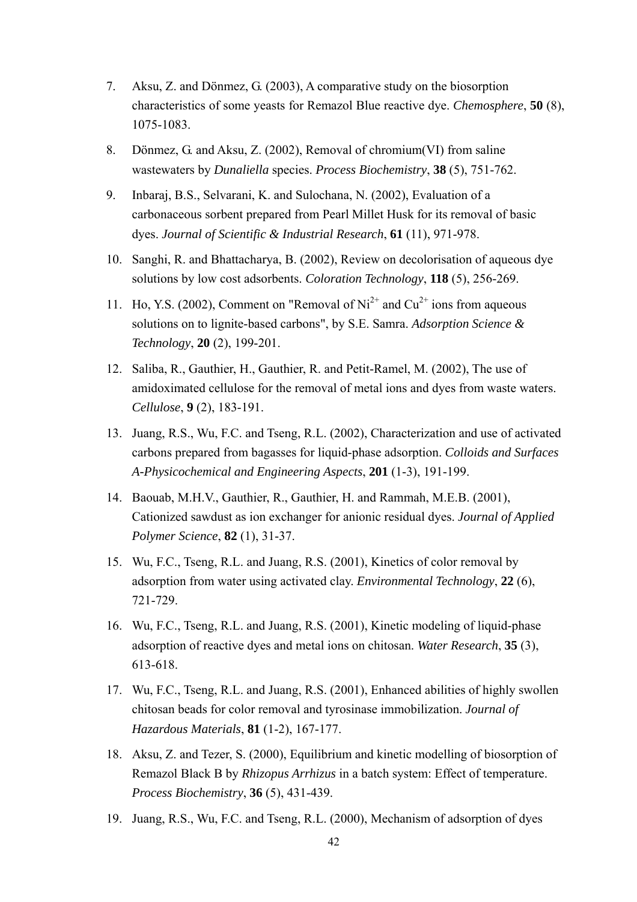7. Aksu, Z. and Dönmez, G. (2003), A comparative study on the biosorption characteristics of some yeasts for Remazol Blue reactive dye. *Chemosphere*, **50** (8), 1075-1083.

8. Dönmez, G. and Aksu, Z. (2002), Removal of chromium(VI) from saline wastewaters by *Dunaliella* species. *Process Biochemistry*, **38** (5), 751-762.

9. Inbaraj, B.S., Selvarani, K. and Sulochana, N. (2002), Evaluation of a carbonaceous sorbent prepared from Pearl Millet Husk for its removal of basic dyes. *Journal of Scientific & Industrial Research*, **61** (11), 971-978.

10. Sanghi, R. and Bhattacharya, B. (2002), Review on decolorisation of aqueous dye solutions by low cost adsorbents. *Coloration Technology*, **118** (5), 256-269.

11. Ho, Y.S. (2002), Comment on "Removal of $Ni^{2+}$ and $Cu^{2+}$ ions from aqueous solutions on to lignite-based carbons", by S.E. Samra. *Adsorption Science & Technology*, **20** (2), 199-201.

12. Saliba, R., Gauthier, H., Gauthier, R. and Petit-Ramel, M. (2002), The use of amidoximated cellulose for the removal of metal ions and dyes from waste waters. *Cellulose*, **9** (2), 183-191.

13. Juang, R.S., Wu, F.C. and Tseng, R.L. (2002), Characterization and use of activated carbons prepared from bagasses for liquid-phase adsorption. *Colloids and Surfaces A-Physicochemical and Engineering Aspects*, **201** (1-3), 191-199.

14. Baouab, M.H.V., Gauthier, R., Gauthier, H. and Rammah, M.E.B. (2001), Cationized sawdust as ion exchanger for anionic residual dyes. *Journal of Applied Polymer Science*, **82** (1), 31-37.

15. Wu, F.C., Tseng, R.L. and Juang, R.S. (2001), Kinetics of color removal by adsorption from water using activated clay. *Environmental Technology*, **22** (6), 721-729.

16. Wu, F.C., Tseng, R.L. and Juang, R.S. (2001), Kinetic modeling of liquid-phase adsorption of reactive dyes and metal ions on chitosan. *Water Research*, **35** (3), 613-618.

17. Wu, F.C., Tseng, R.L. and Juang, R.S. (2001), Enhanced abilities of highly swollen chitosan beads for color removal and tyrosinase immobilization. *Journal of Hazardous Materials*, **81** (1-2), 167-177.

18. Aksu, Z. and Tezer, S. (2000), Equilibrium and kinetic modelling of biosorption of Remazol Black B by *Rhizopus Arrhizus* in a batch system: Effect of temperature. *Process Biochemistry*, **36** (5), 431-439.

19. Juang, R.S., Wu, F.C. and Tseng, R.L. (2000), Mechanism of adsorption of dyes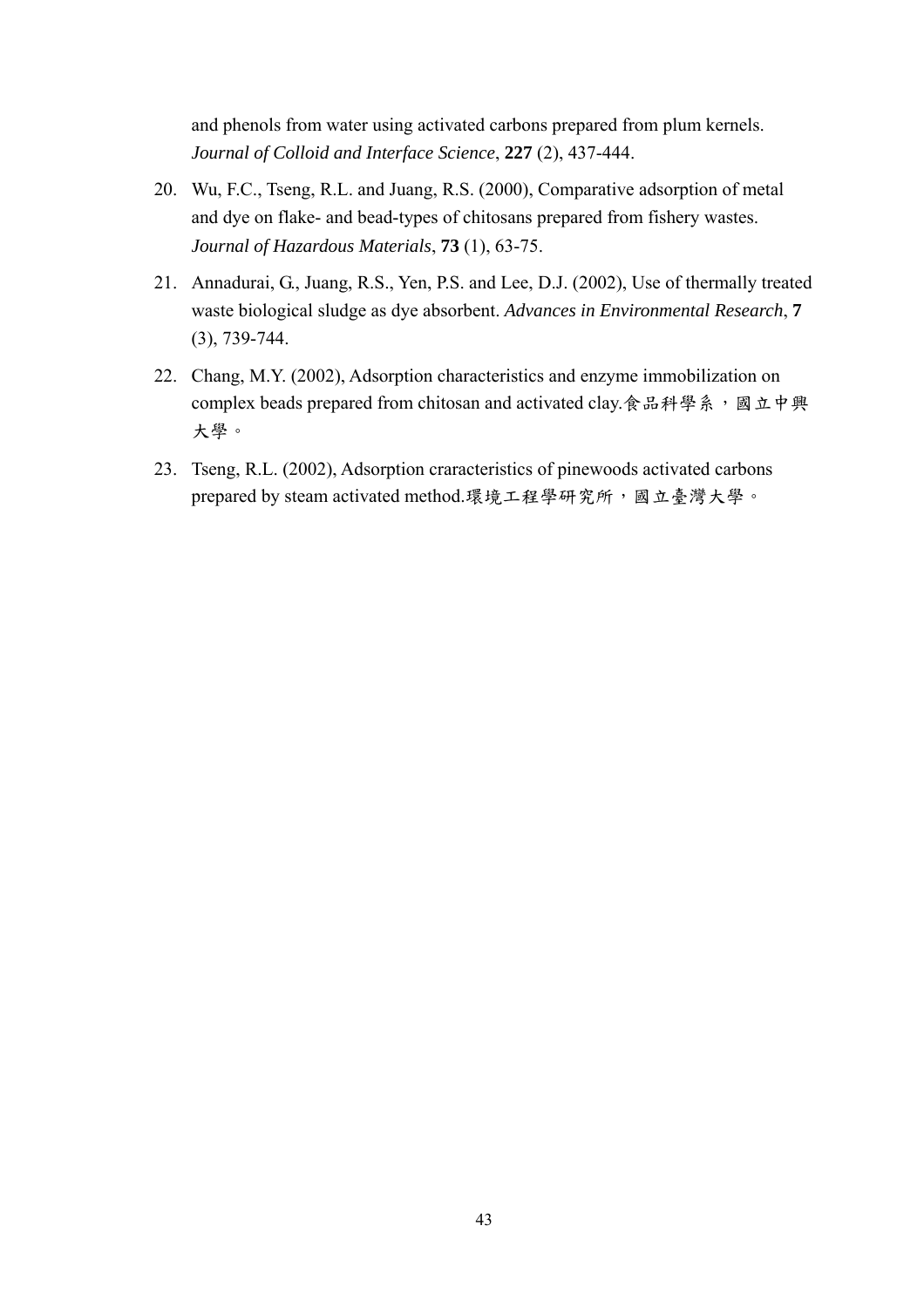and phenols from water using activated carbons prepared from plum kernels. *Journal of Colloid and Interface Science*, **227** (2), 437-444.

20. Wu, F.C., Tseng, R.L. and Juang, R.S. (2000), Comparative adsorption of metal and dye on flake- and bead-types of chitosans prepared from fishery wastes. *Journal of Hazardous Materials*, **73** (1), 63-75.

21. Annadurai, G., Juang, R.S., Yen, P.S. and Lee, D.J. (2002), Use of thermally treated waste biological sludge as dye absorbent. *Advances in Environmental Research*, **7** (3), 739-744.

22. Chang, M.Y. (2002), Adsorption characteristics and enzyme immobilization on complex beads prepared from chitosan and activated clay.食品科學系，國立中興大學。

23. Tseng, R.L. (2002), Adsorption craracteristics of pinewoods activated carbons prepared by steam activated method.環境工程學研究所，國立臺灣大學。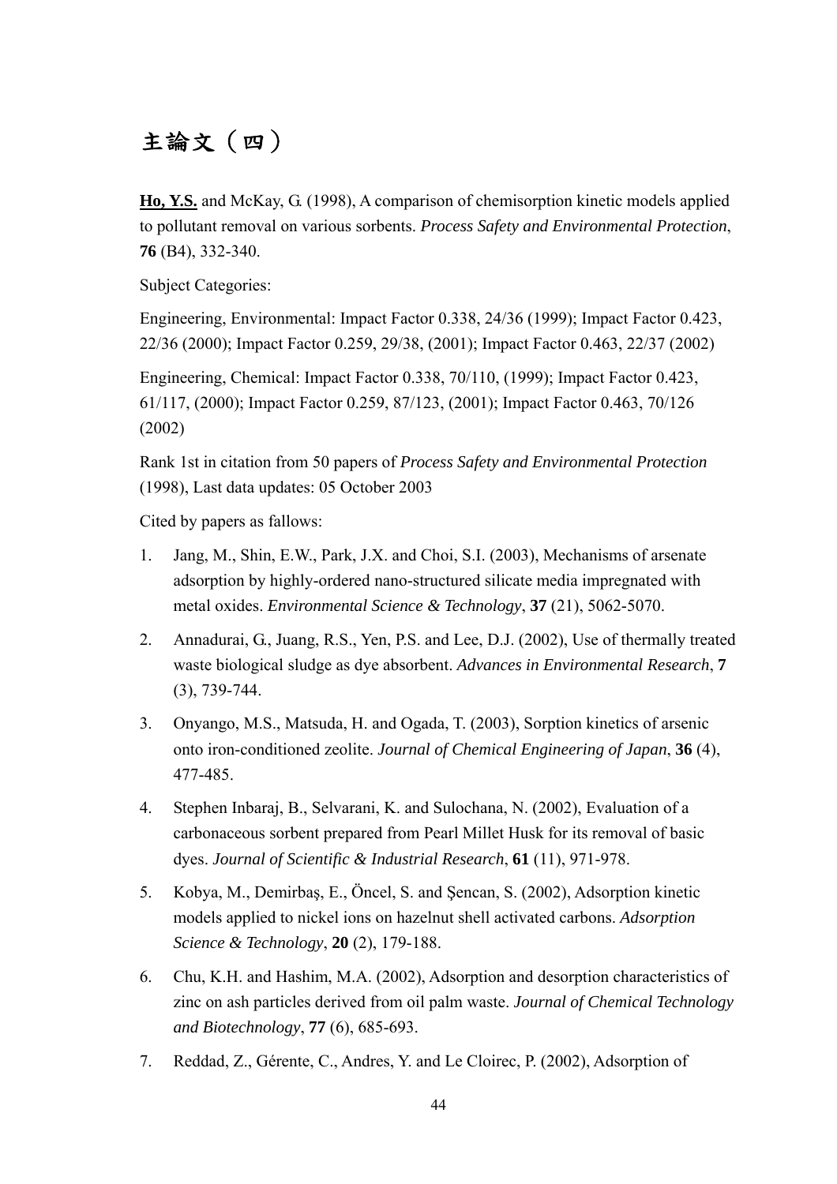# 主論文（四）

**<u>Ho, Y.S.</u>** and McKay, G. (1998), A comparison of chemisorption kinetic models applied to pollutant removal on various sorbents. *Process Safety and Environmental Protection*, **76** (B4), 332-340.

Subject Categories:

Engineering, Environmental: Impact Factor 0.338, 24/36 (1999); Impact Factor 0.423, 22/36 (2000); Impact Factor 0.259, 29/38, (2001); Impact Factor 0.463, 22/37 (2002)

Engineering, Chemical: Impact Factor 0.338, 70/110, (1999); Impact Factor 0.423, 61/117, (2000); Impact Factor 0.259, 87/123, (2001); Impact Factor 0.463, 70/126 (2002)

Rank 1st in citation from 50 papers of *Process Safety and Environmental Protection* (1998), Last data updates: 05 October 2003

Cited by papers as fallows:

1. Jang, M., Shin, E.W., Park, J.X. and Choi, S.I. (2003), Mechanisms of arsenate adsorption by highly-ordered nano-structured silicate media impregnated with metal oxides. *Environmental Science & Technology*, **37** (21), 5062-5070.
2. Annadurai, G., Juang, R.S., Yen, P.S. and Lee, D.J. (2002), Use of thermally treated waste biological sludge as dye absorbent. *Advances in Environmental Research*, **7** (3), 739-744.
3. Onyango, M.S., Matsuda, H. and Ogada, T. (2003), Sorption kinetics of arsenic onto iron-conditioned zeolite. *Journal of Chemical Engineering of Japan*, **36** (4), 477-485.
4. Stephen Inbaraj, B., Selvarani, K. and Sulochana, N. (2002), Evaluation of a carbonaceous sorbent prepared from Pearl Millet Husk for its removal of basic dyes. *Journal of Scientific & Industrial Research*, **61** (11), 971-978.
5. Kobya, M., Demirbaş, E., Öncel, S. and Şencan, S. (2002), Adsorption kinetic models applied to nickel ions on hazelnut shell activated carbons. *Adsorption Science & Technology*, **20** (2), 179-188.
6. Chu, K.H. and Hashim, M.A. (2002), Adsorption and desorption characteristics of zinc on ash particles derived from oil palm waste. *Journal of Chemical Technology and Biotechnology*, **77** (6), 685-693.
7. Reddad, Z., Gérente, C., Andres, Y. and Le Cloirec, P. (2002), Adsorption of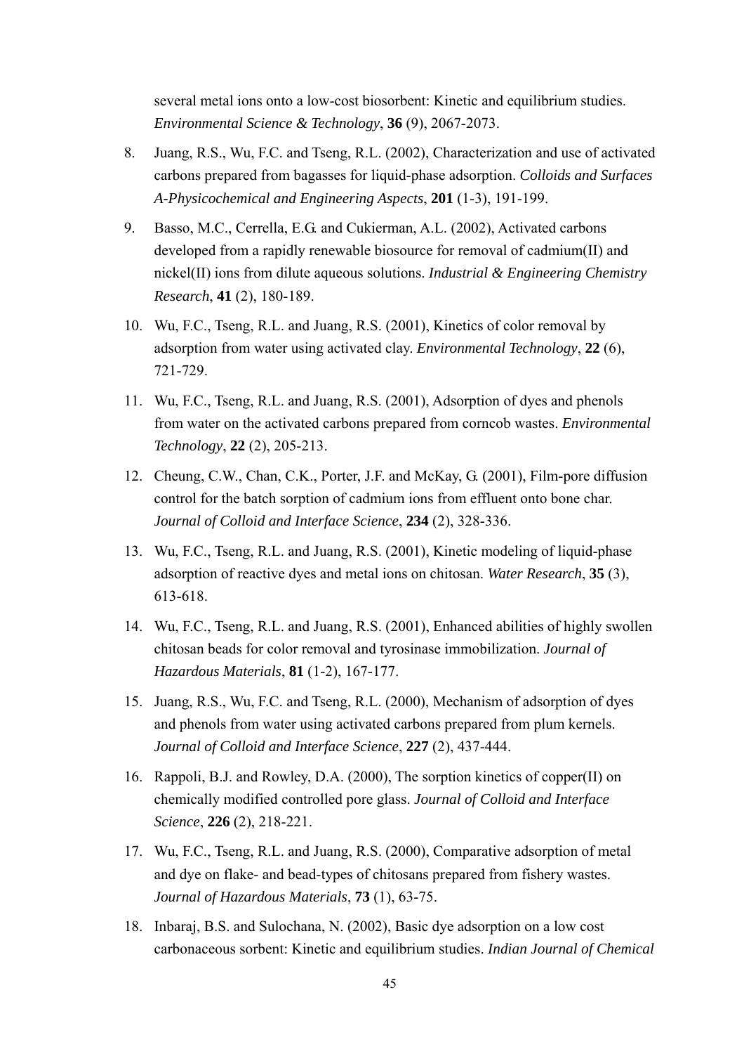several metal ions onto a low-cost biosorbent: Kinetic and equilibrium studies. *Environmental Science & Technology*, **36** (9), 2067-2073.

8. Juang, R.S., Wu, F.C. and Tseng, R.L. (2002), Characterization and use of activated carbons prepared from bagasses for liquid-phase adsorption. *Colloids and Surfaces A-Physicochemical and Engineering Aspects*, **201** (1-3), 191-199.

9. Basso, M.C., Cerrella, E.G. and Cukierman, A.L. (2002), Activated carbons developed from a rapidly renewable biosource for removal of cadmium(II) and nickel(II) ions from dilute aqueous solutions. *Industrial & Engineering Chemistry Research*, **41** (2), 180-189.

10. Wu, F.C., Tseng, R.L. and Juang, R.S. (2001), Kinetics of color removal by adsorption from water using activated clay. *Environmental Technology*, **22** (6), 721-729.

11. Wu, F.C., Tseng, R.L. and Juang, R.S. (2001), Adsorption of dyes and phenols from water on the activated carbons prepared from corncob wastes. *Environmental Technology*, **22** (2), 205-213.

12. Cheung, C.W., Chan, C.K., Porter, J.F. and McKay, G. (2001), Film-pore diffusion control for the batch sorption of cadmium ions from effluent onto bone char. *Journal of Colloid and Interface Science*, **234** (2), 328-336.

13. Wu, F.C., Tseng, R.L. and Juang, R.S. (2001), Kinetic modeling of liquid-phase adsorption of reactive dyes and metal ions on chitosan. *Water Research*, **35** (3), 613-618.

14. Wu, F.C., Tseng, R.L. and Juang, R.S. (2001), Enhanced abilities of highly swollen chitosan beads for color removal and tyrosinase immobilization. *Journal of Hazardous Materials*, **81** (1-2), 167-177.

15. Juang, R.S., Wu, F.C. and Tseng, R.L. (2000), Mechanism of adsorption of dyes and phenols from water using activated carbons prepared from plum kernels. *Journal of Colloid and Interface Science*, **227** (2), 437-444.

16. Rappoli, B.J. and Rowley, D.A. (2000), The sorption kinetics of copper(II) on chemically modified controlled pore glass. *Journal of Colloid and Interface Science*, **226** (2), 218-221.

17. Wu, F.C., Tseng, R.L. and Juang, R.S. (2000), Comparative adsorption of metal and dye on flake- and bead-types of chitosans prepared from fishery wastes. *Journal of Hazardous Materials*, **73** (1), 63-75.

18. Inbaraj, B.S. and Sulochana, N. (2002), Basic dye adsorption on a low cost carbonaceous sorbent: Kinetic and equilibrium studies. *Indian Journal of Chemical*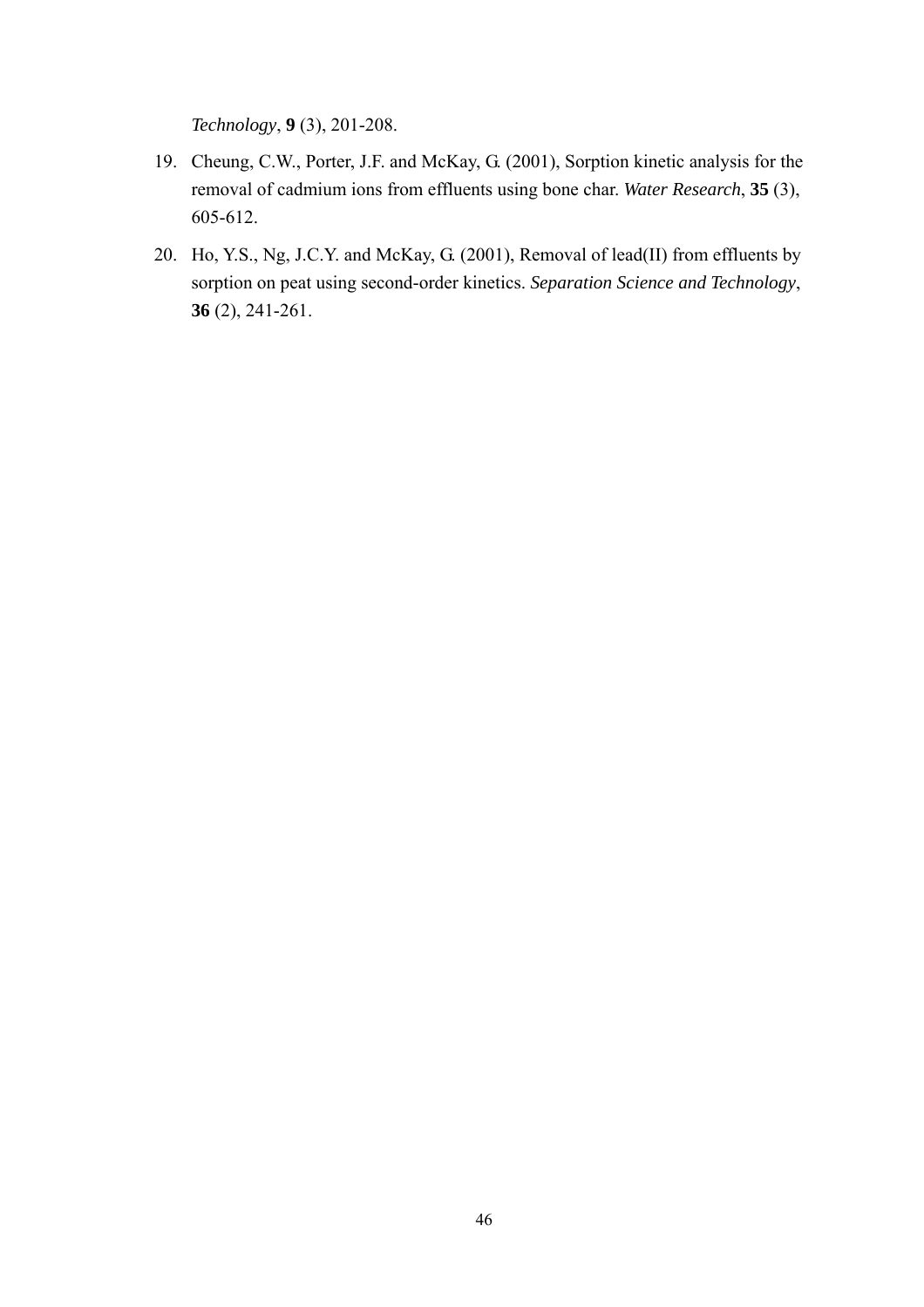*Technology*, **9** (3), 201-208.

19. Cheung, C.W., Porter, J.F. and McKay, G. (2001), Sorption kinetic analysis for the removal of cadmium ions from effluents using bone char. *Water Research*, **35** (3), 605-612.

20. Ho, Y.S., Ng, J.C.Y. and McKay, G. (2001), Removal of lead(II) from effluents by sorption on peat using second-order kinetics. *Separation Science and Technology*, **36** (2), 241-261.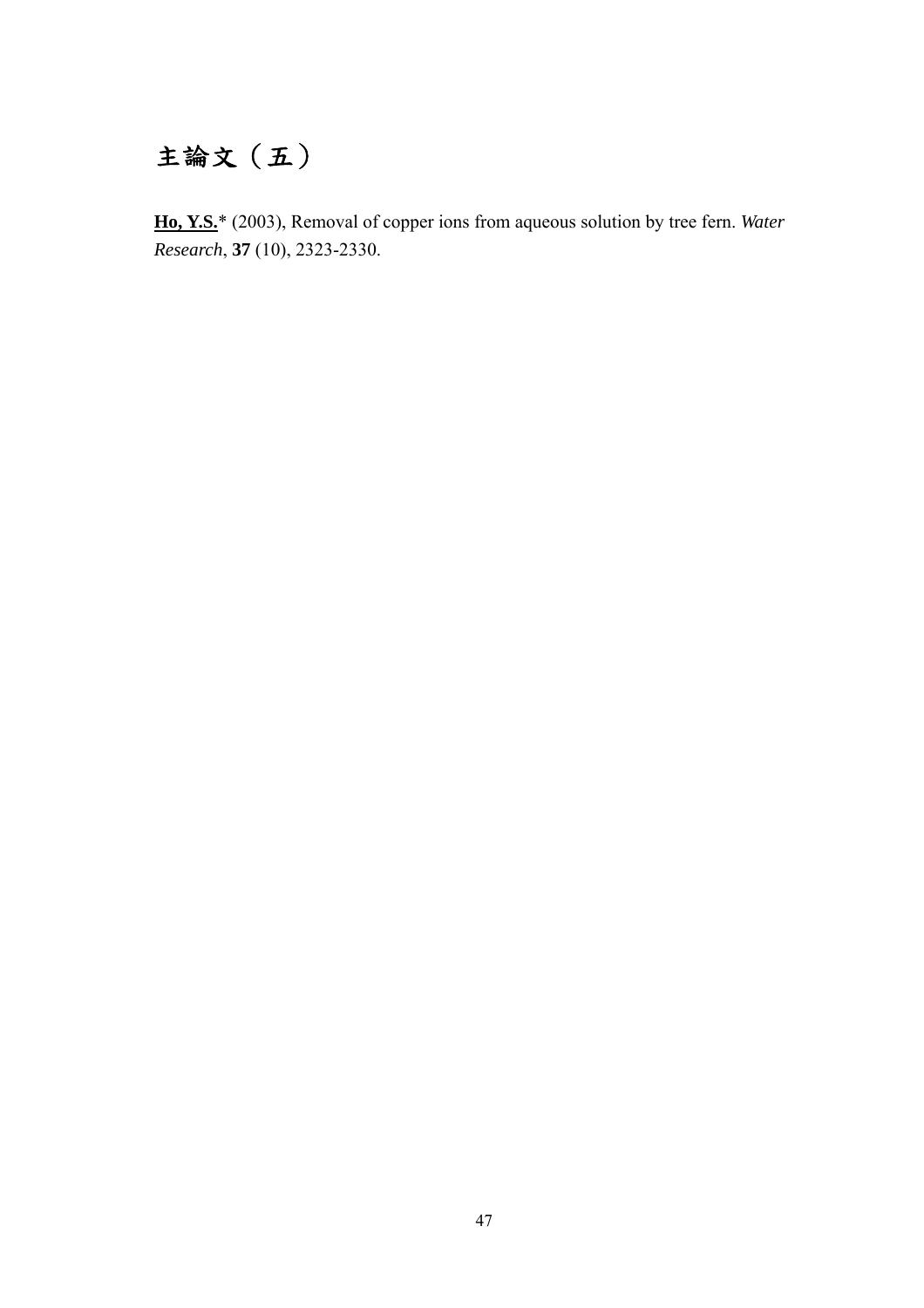# 主論文（五）

**<u>Ho, Y.S.</u>*** (2003), Removal of copper ions from aqueous solution by tree fern. *Water Research*, **37** (10), 2323-2330.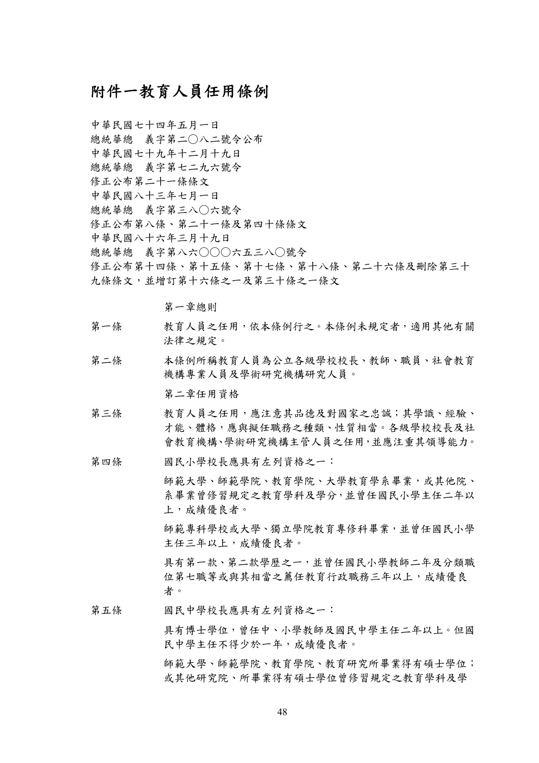# 附件一教育人員任用條例

中華民國七十四年五月一日
總統華總　義字第二〇八二號令公布
中華民國七十九年十二月十九日
總統華總　義字第七二九六號令
修正公布第二十一條條文
中華民國八十三年七月一日
總統華總　義字第三八〇六號令
修正公布第八條、第二十一條及第四十條條文
中華民國八十六年三月十九日
總統華總　義字第八六〇〇〇六五三八〇號令
修正公布第十四條、第十五條、第十七條、第十八條、第二十六條及刪除第三十九條條文，並增訂第十六條之一及第三十條之一條文

## 第一章總則

第一條　教育人員之任用，依本條例行之。本條例未規定者，適用其他有關法律之規定。

第二條　本條例所稱教育人員為公立各級學校校長、教師、職員、社會教育機構專業人員及學術研究機構研究人員。

## 第二章任用資格

第三條　教育人員之任用，應注意其品德及對國家之忠誠；其學識、經驗、才能、體格，應與擬任職務之種類、性質相當。各級學校校長及社會教育機構、學術研究機構主管人員之任用，並應注重其領導能力。

第四條　國民小學校長應具有左列資格之一：

師範大學、師範學院、教育學院、大學教育學系畢業，或其他院、系畢業曾修習規定之教育學科及學分，並曾任國民小學主任二年以上，成績優良者。

師範專科學校或大學、獨立學院教育專修科畢業，並曾任國民小學主任三年以上，成績優良者。

具有第一款、第二款學歷之一，並曾任國民小學教師二年及分類職位第七職等或與其相當之薦任教育行政職務三年以上，成績優良者。

第五條　國民中學校長應具有左列資格之一：

具有博士學位，曾任中、小學教師及國民中學主任二年以上。但國民中學主任不得少於一年，成績優良者。

師範大學、師範學院、教育學院、教育研究所畢業得有碩士學位；或其他研究院、所畢業得有碩士學位曾修習規定之教育學科及學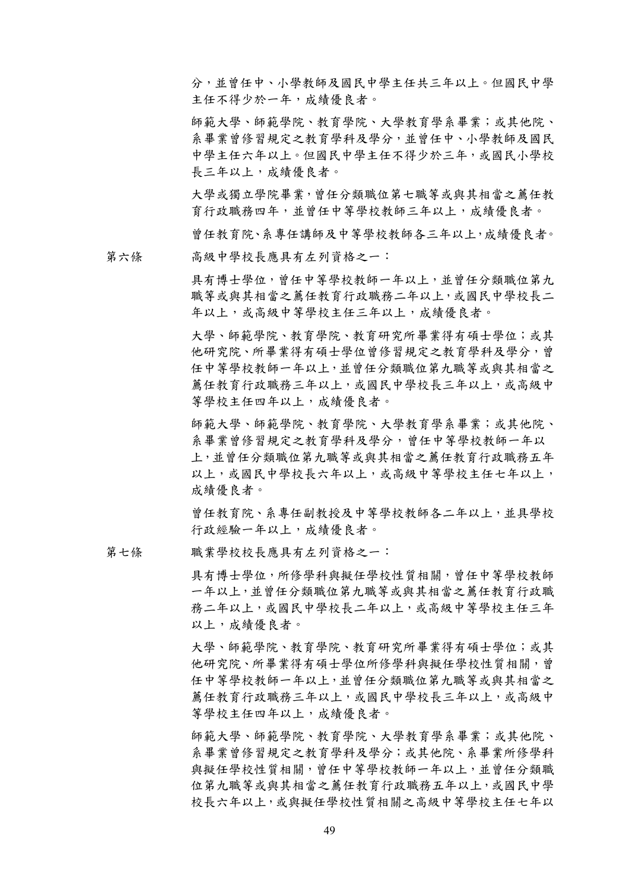分，並曾任中、小學教師及國民中學主任共三年以上。但國民中學主任不得少於一年，成績優良者。

師範大學、師範學院、教育學院、大學教育學系畢業；或其他院、系畢業曾修習規定之教育學科及學分，並曾任中、小學教師及國民中學主任六年以上。但國民中學主任不得少於三年，或國民小學校長三年以上，成績優良者。

大學或獨立學院畢業，曾任分類職位第七職等或與其相當之薦任教育行政職務四年，並曾任中等學校教師三年以上，成績優良者。

曾任教育院、系專任講師及中等學校教師各三年以上，成績優良者。

第六條　　高級中學校長應具有左列資格之一：

具有博士學位，曾任中等學校教師一年以上，並曾任分類職位第九職等或與其相當之薦任教育行政職務二年以上，或國民中學校長二年以上，或高級中等學校主任三年以上，成績優良者。

大學、師範學院、教育學院、教育研究所畢業得有碩士學位；或其他研究院、所畢業得有碩士學位曾修習規定之教育學科及學分，曾任中等學校教師一年以上，並曾任分類職位第九職等或與其相當之薦任教育行政職務三年以上，或國民中學校長三年以上，或高級中等學校主任四年以上，成績優良者。

師範大學、師範學院、教育學院、大學教育學系畢業；或其他院、系畢業曾修習規定之教育學科及學分，曾任中等學校教師一年以上，並曾任分類職位第九職等或與其相當之薦任教育行政職務五年以上，或國民中學校長六年以上，或高級中等學校主任七年以上，成績優良者。

曾任教育院、系專任副教授及中等學校教師各二年以上，並具學校行政經驗一年以上，成績優良者。

第七條　　職業學校校長應具有左列資格之一：

具有博士學位，所修學科與擬任學校性質相關，曾任中等學校教師一年以上，並曾任分類職位第九職等或與其相當之薦任教育行政職務二年以上，或國民中學校長二年以上，或高級中等學校主任三年以上，成績優良者。

大學、師範學院、教育學院、教育研究所畢業得有碩士學位；或其他研究院、所畢業得有碩士學位所修學科與擬任學校性質相關，曾任中等學校教師一年以上，並曾任分類職位第九職等或與其相當之薦任教育行政職務三年以上，或國民中學校長三年以上，或高級中等學校主任四年以上，成績優良者。

師範大學、師範學院、教育學院、大學教育學系畢業；或其他院、系畢業曾修習規定之教育學科及學分；或其他院、系畢業所修學科與擬任學校性質相關，曾任中等學校教師一年以上，並曾任分類職位第九職等或與其相當之薦任教育行政職務五年以上，或國民中學校長六年以上，或與擬任學校性質相關之高級中等學校主任七年以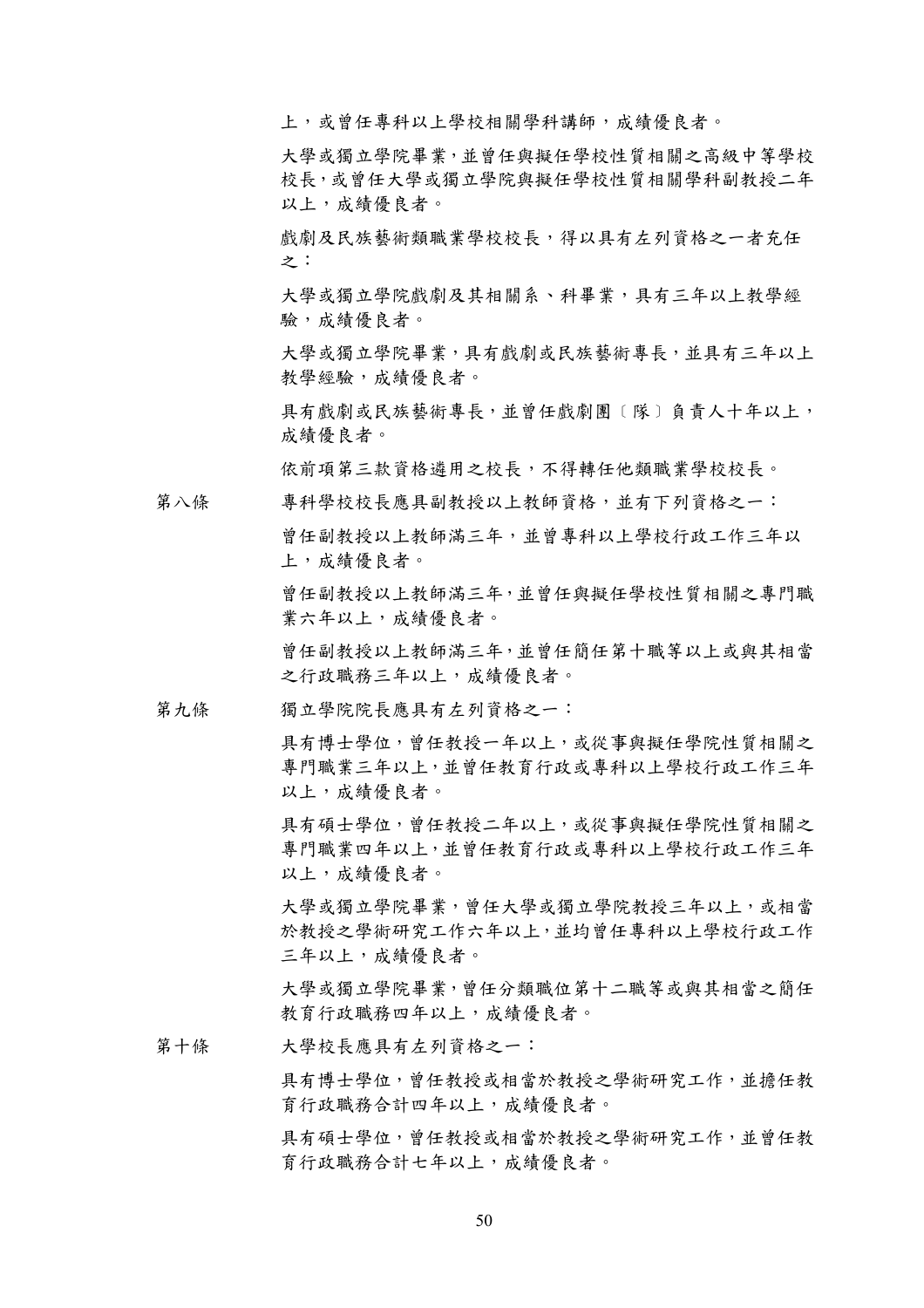上，或曾任專科以上學校相關學科講師，成績優良者。

大學或獨立學院畢業，並曾任與擬任學校性質相關之高級中等學校校長，或曾任大學或獨立學院與擬任學校性質相關學科副教授二年以上，成績優良者。

戲劇及民族藝術類職業學校校長，得以具有左列資格之一者充任之：

大學或獨立學院戲劇及其相關系、科畢業，具有三年以上教學經驗，成績優良者。

大學或獨立學院畢業，具有戲劇或民族藝術專長，並具有三年以上教學經驗，成績優良者。

具有戲劇或民族藝術專長，並曾任戲劇團〔隊〕負責人十年以上，成績優良者。

依前項第三款資格遴用之校長，不得轉任他類職業學校校長。

第八條　　專科學校校長應具副教授以上教師資格，並有下列資格之一：

曾任副教授以上教師滿三年，並曾專科以上學校行政工作三年以上，成績優良者。

曾任副教授以上教師滿三年，並曾任與擬任學校性質相關之專門職業六年以上，成績優良者。

曾任副教授以上教師滿三年，並曾任簡任第十職等以上或與其相當之行政職務三年以上，成績優良者。

第九條　　獨立學院院長應具有左列資格之一：

具有博士學位，曾任教授一年以上，或從事與擬任學院性質相關之專門職業三年以上，並曾任教育行政或專科以上學校行政工作三年以上，成績優良者。

具有碩士學位，曾任教授二年以上，或從事與擬任學院性質相關之專門職業四年以上，並曾任教育行政或專科以上學校行政工作三年以上，成績優良者。

大學或獨立學院畢業，曾任大學或獨立學院教授三年以上，或相當於教授之學術研究工作六年以上，並均曾任專科以上學校行政工作三年以上，成績優良者。

大學或獨立學院畢業，曾任分類職位第十二職等或與其相當之簡任教育行政職務四年以上，成績優良者。

第十條　　大學校長應具有左列資格之一：

具有博士學位，曾任教授或相當於教授之學術研究工作，並擔任教育行政職務合計四年以上，成績優良者。

具有碩士學位，曾任教授或相當於教授之學術研究工作，並曾任教育行政職務合計七年以上，成績優良者。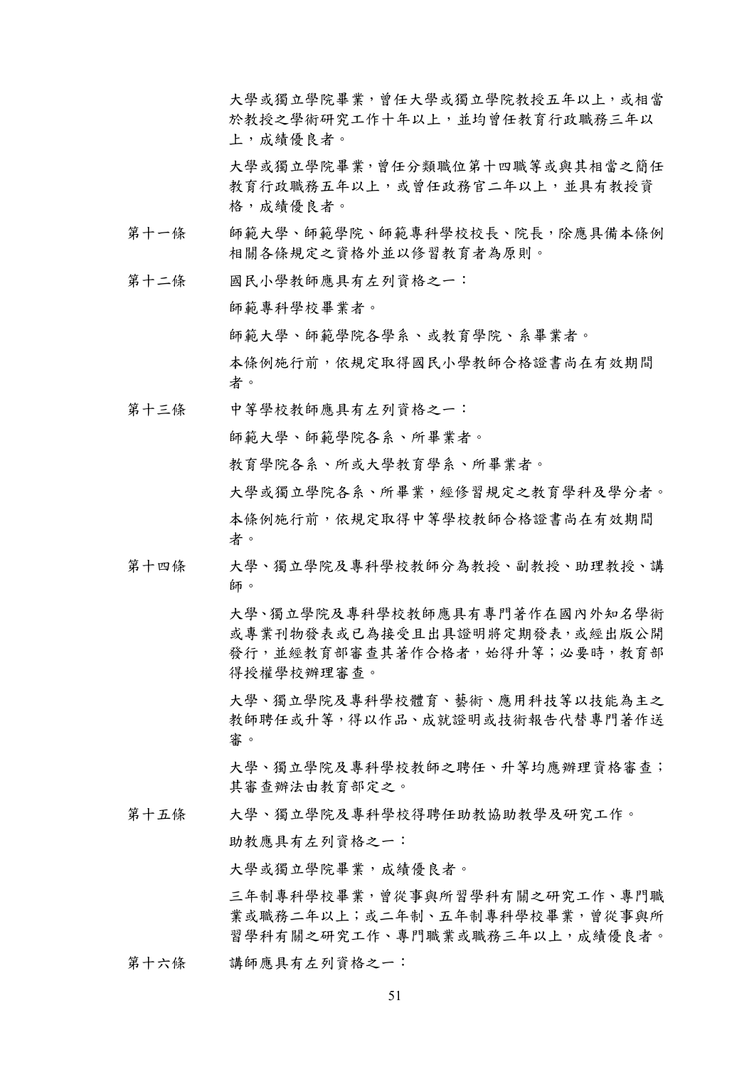大學或獨立學院畢業，曾任大學或獨立學院教授五年以上，或相當於教授之學術研究工作十年以上，並均曾任教育行政職務三年以上，成績優良者。

大學或獨立學院畢業，曾任分類職位第十四職等或與其相當之簡任教育行政職務五年以上，或曾任政務官二年以上，並具有教授資格，成績優良者。

第十一條　師範大學、師範學院、師範專科學校校長、院長，除應具備本條例相關各條規定之資格外並以修習教育者為原則。

第十二條　國民小學教師應具有左列資格之一：

師範專科學校畢業者。

師範大學、師範學院各學系、或教育學院、系畢業者。

本條例施行前，依規定取得國民小學教師合格證書尚在有效期間者。

第十三條　中等學校教師應具有左列資格之一：

師範大學、師範學院各系、所畢業者。

教育學院各系、所或大學教育學系、所畢業者。

大學或獨立學院各系、所畢業，經修習規定之教育學科及學分者。

本條例施行前，依規定取得中等學校教師合格證書尚在有效期間者。

第十四條　大學、獨立學院及專科學校教師分為教授、副教授、助理教授、講師。

大學、獨立學院及專科學校教師應具有專門著作在國內外知名學術或專業刊物發表或已為接受且出具證明將定期發表，或經出版公開發行，並經教育部審查其著作合格者，始得升等；必要時，教育部得授權學校辦理審查。

大學、獨立學院及專科學校體育、藝術、應用科技等以技能為主之教師聘任或升等，得以作品、成就證明或技術報告代替專門著作送審。

大學、獨立學院及專科學校教師之聘任、升等均應辦理資格審查；其審查辦法由教育部定之。

第十五條　大學、獨立學院及專科學校得聘任助教協助教學及研究工作。

助教應具有左列資格之一：

大學或獨立學院畢業，成績優良者。

三年制專科學校畢業，曾從事與所習學科有關之研究工作、專門職業或職務二年以上；或二年制、五年制專科學校畢業，曾從事與所習學科有關之研究工作、專門職業或職務三年以上，成績優良者。

第十六條　講師應具有左列資格之一：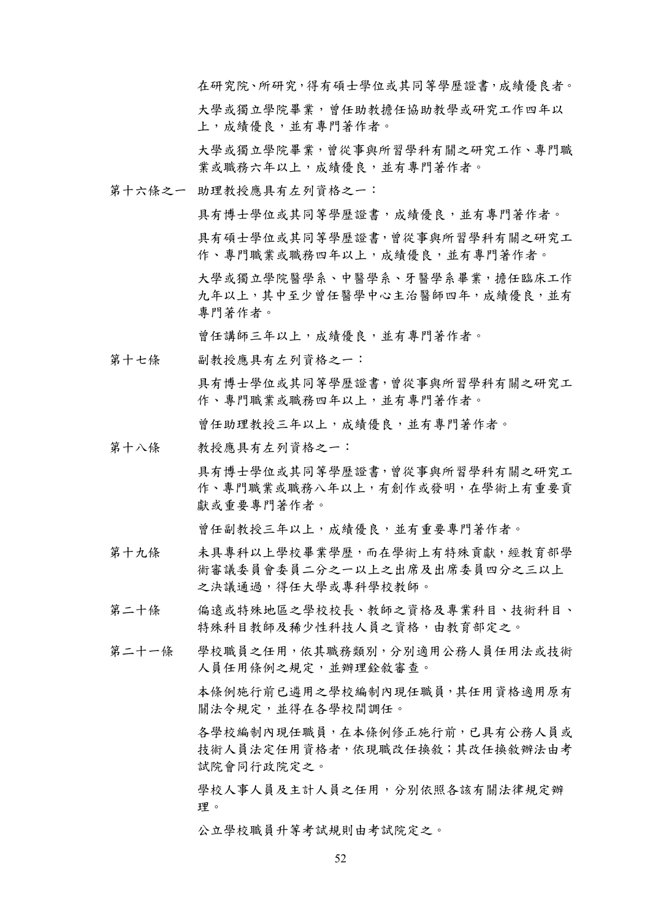在研究院、所研究，得有碩士學位或其同等學歷證書，成績優良者。

大學或獨立學院畢業，曾任助教擔任協助教學或研究工作四年以上，成績優良，並有專門著作者。

大學或獨立學院畢業，曾從事與所習學科有關之研究工作、專門職業或職務六年以上，成績優良，並有專門著作者。

第十六條之一　助理教授應具有左列資格之一：

具有博士學位或其同等學歷證書，成績優良，並有專門著作者。

具有碩士學位或其同等學歷證書，曾從事與所習學科有關之研究工作、專門職業或職務四年以上，成績優良，並有專門著作者。

大學或獨立學院醫學系、中醫學系、牙醫學系畢業，擔任臨床工作九年以上，其中至少曾任醫學中心主治醫師四年，成績優良，並有專門著作者。

曾任講師三年以上，成績優良，並有專門著作者。

第十七條　副教授應具有左列資格之一：

具有博士學位或其同等學歷證書，曾從事與所習學科有關之研究工作、專門職業或職務四年以上，並有專門著作者。

曾任助理教授三年以上，成績優良，並有專門著作者。

第十八條　教授應具有左列資格之一：

具有博士學位或其同等學歷證書，曾從事與所習學科有關之研究工作、專門職業或職務八年以上，有創作或發明，在學術上有重要貢獻或重要專門著作者。

曾任副教授三年以上，成績優良，並有重要專門著作者。

第十九條　未具專科以上學校畢業學歷，而在學術上有特殊貢獻，經教育部學術審議委員會委員二分之一以上之出席及出席委員四分之三以上之決議通過，得任大學或專科學校教師。

第二十條　偏遠或特殊地區之學校校長、教師之資格及專業科目、技術科目、特殊科目教師及稀少性科技人員之資格，由教育部定之。

第二十一條　學校職員之任用，依其職務類別，分別適用公務人員任用法或技術人員任用條例之規定，並辦理銓敘審查。

本條例施行前已遴用之學校編制內現任職員，其任用資格適用原有關法令規定，並得在各學校間調任。

各學校編制內現任職員，在本條例修正施行前，已具有公務人員或技術人員法定任用資格者，依現職改任換敘；其改任換敘辦法由考試院會同行政院定之。

學校人事人員及主計人員之任用，分別依照各該有關法律規定辦理。

公立學校職員升等考試規則由考試院定之。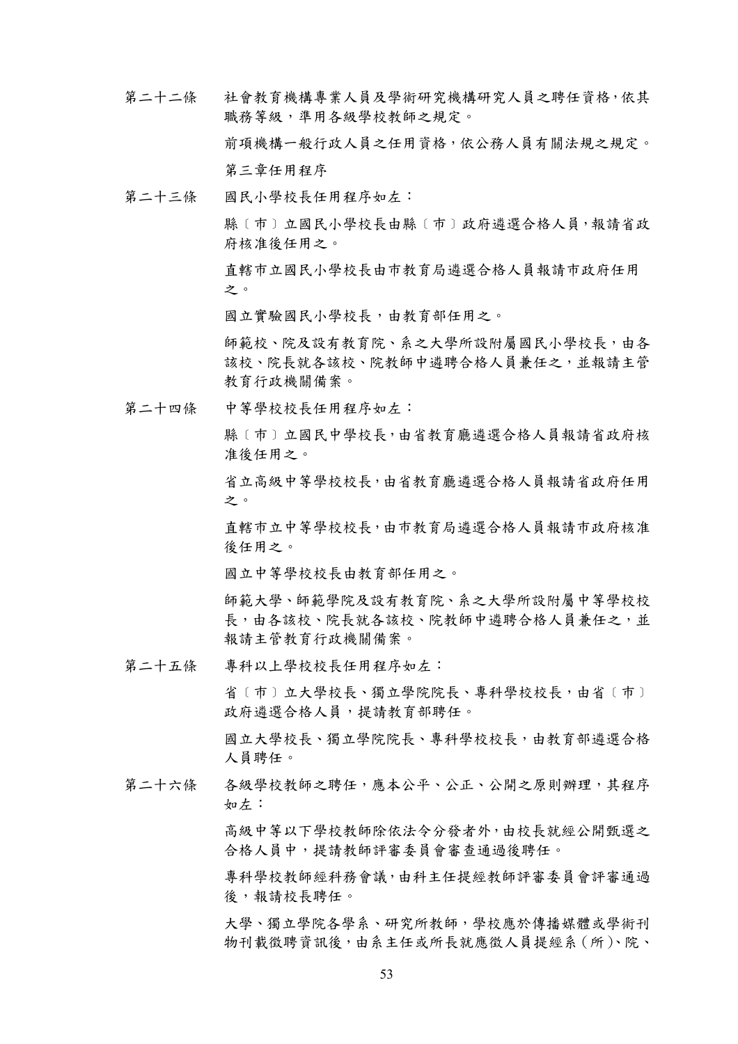第二十二條　社會教育機構專業人員及學術研究機構研究人員之聘任資格，依其職務等級，準用各級學校教師之規定。

前項機構一般行政人員之任用資格，依公務人員有關法規之規定。

第三章任用程序

第二十三條　國民小學校長任用程序如左：

縣〔市〕立國民小學校長由縣〔市〕政府遴選合格人員，報請省政府核准後任用之。

直轄市立國民小學校長由市教育局遴選合格人員報請市政府任用之。

國立實驗國民小學校長，由教育部任用之。

師範校、院及設有教育院、系之大學所設附屬國民小學校長，由各該校、院長就各該校、院教師中遴聘合格人員兼任之，並報請主管教育行政機關備案。

第二十四條　中等學校校長任用程序如左：

縣〔市〕立國民中學校長，由省教育廳遴選合格人員報請省政府核准後任用之。

省立高級中等學校校長，由省教育廳遴選合格人員報請省政府任用之。

直轄市立中等學校校長，由市教育局遴選合格人員報請市政府核准後任用之。

國立中等學校校長由教育部任用之。

師範大學、師範學院及設有教育院、系之大學所設附屬中等學校校長，由各該校、院長就各該校、院教師中遴聘合格人員兼任之，並報請主管教育行政機關備案。

第二十五條　專科以上學校校長任用程序如左：

省〔市〕立大學校長、獨立學院院長、專科學校校長，由省〔市〕政府遴選合格人員，提請教育部聘任。

國立大學校長、獨立學院院長、專科學校校長，由教育部遴選合格人員聘任。

第二十六條　各級學校教師之聘任，應本公平、公正、公開之原則辦理，其程序如左：

高級中等以下學校教師除依法令分發者外，由校長就經公開甄選之合格人員中，提請教師評審委員會審查通過後聘任。

專科學校教師經科務會議，由科主任提經教師評審委員會評審通過後，報請校長聘任。

大學、獨立學院各學系、研究所教師，學校應於傳播媒體或學術刊物刊載徵聘資訊後，由系主任或所長就應徵人員提經系（所）、院、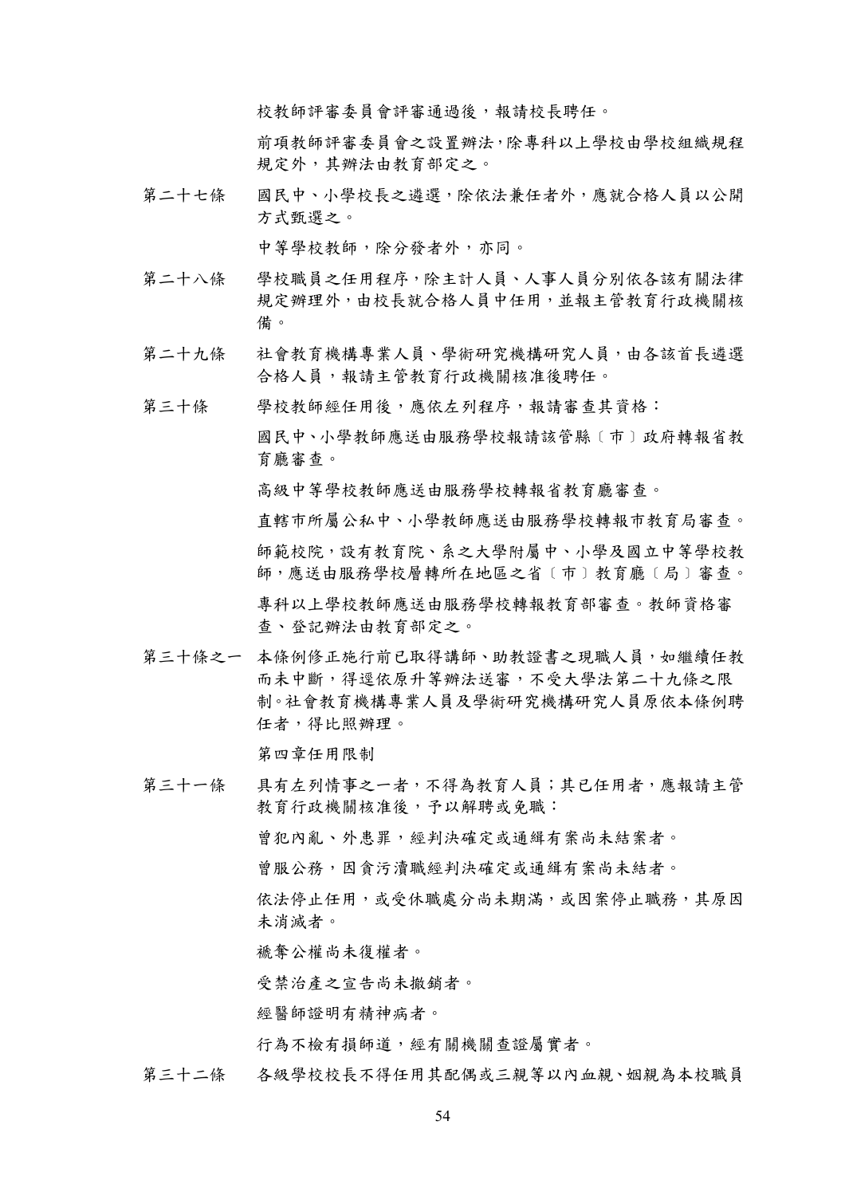校教師評審委員會評審通過後，報請校長聘任。

前項教師評審委員會之設置辦法，除專科以上學校由學校組織規程規定外，其辦法由教育部定之。

第二十七條　國民中、小學校長之遴選，除依法兼任者外，應就合格人員以公開方式甄選之。

中等學校教師，除分發者外，亦同。

第二十八條　學校職員之任用程序，除主計人員、人事人員分別依各該有關法律規定辦理外，由校長就合格人員中任用，並報主管教育行政機關核備。

第二十九條　社會教育機構專業人員、學術研究機構研究人員，由各該首長遴選合格人員，報請主管教育行政機關核准後聘任。

第三十條　學校教師經任用後，應依左列程序，報請審查其資格：

國民中、小學教師應送由服務學校報請該管縣〔市〕政府轉報省教育廳審查。

高級中等學校教師應送由服務學校轉報省教育廳審查。

直轄市所屬公私中、小學教師應送由服務學校轉報市教育局審查。

師範校院，設有教育院、系之大學附屬中、小學及國立中等學校教師，應送由服務學校層轉所在地區之省〔市〕教育廳〔局〕審查。

專科以上學校教師應送由服務學校轉報教育部審查。教師資格審查、登記辦法由教育部定之。

第三十條之一　本條例修正施行前已取得講師、助教證書之現職人員，如繼續任教而未中斷，得逕依原升等辦法送審，不受大學法第二十九條之限制。社會教育機構專業人員及學術研究機構研究人員原依本條例聘任者，得比照辦理。

第四章任用限制

第三十一條　具有左列情事之一者，不得為教育人員；其已任用者，應報請主管教育行政機關核准後，予以解聘或免職：

曾犯內亂、外患罪，經判決確定或通緝有案尚未結案者。

曾服公務，因貪污瀆職經判決確定或通緝有案尚未結者。

依法停止任用，或受休職處分尚未期滿，或因案停止職務，其原因未消滅者。

褫奪公權尚未復權者。

受禁治產之宣告尚未撤銷者。

經醫師證明有精神病者。

行為不檢有損師道，經有關機關查證屬實者。

第三十二條　各級學校校長不得任用其配偶或三親等以內血親、姻親為本校職員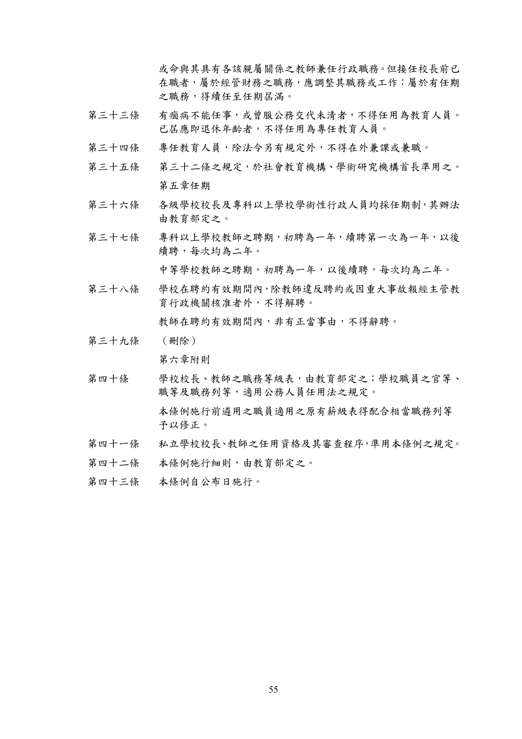或命與其具有各該親屬關係之教師兼任行政職務。但接任校長前已在職者，屬於經管財務之職務，應調整其職務或工作；屬於有任期之職務，得續任至任期屆滿。

第三十三條　有痼病不能任事，或曾服公務交代未清者，不得任用為教育人員。已屆應即退休年齡者，不得任用為專任教育人員。

第三十四條　專任教育人員，除法令另有規定外，不得在外兼課或兼職。

第三十五條　第三十二條之規定，於社會教育機構、學術研究機構首長準用之。

## 第五章任期

第三十六條　各級學校校長及專科以上學校學術性行政人員均採任期制，其辦法由教育部定之。

第三十七條　專科以上學校教師之聘期，初聘為一年，續聘第一次為一年，以後續聘，每次均為二年。

中等學校教師之聘期，初聘為一年，以後續聘，每次均為二年。

第三十八條　學校在聘約有效期間內，除教師違反聘約或因重大事故報經主管教育行政機關核准者外，不得解聘。

教師在聘約有效期間內，非有正當事由，不得辭聘。

第三十九條　（刪除）

## 第六章附則

第四十條　學校校長、教師之職務等級表，由教育部定之；學校職員之官等、職等及職務列等，適用公務人員任用法之規定。

本條例施行前遴用之職員適用之原有薪級表得配合相當職務列等予以修正。

第四十一條　私立學校校長、教師之任用資格及其審查程序，準用本條例之規定。

第四十二條　本條例施行細則，由教育部定之。

第四十三條　本條例自公布日施行。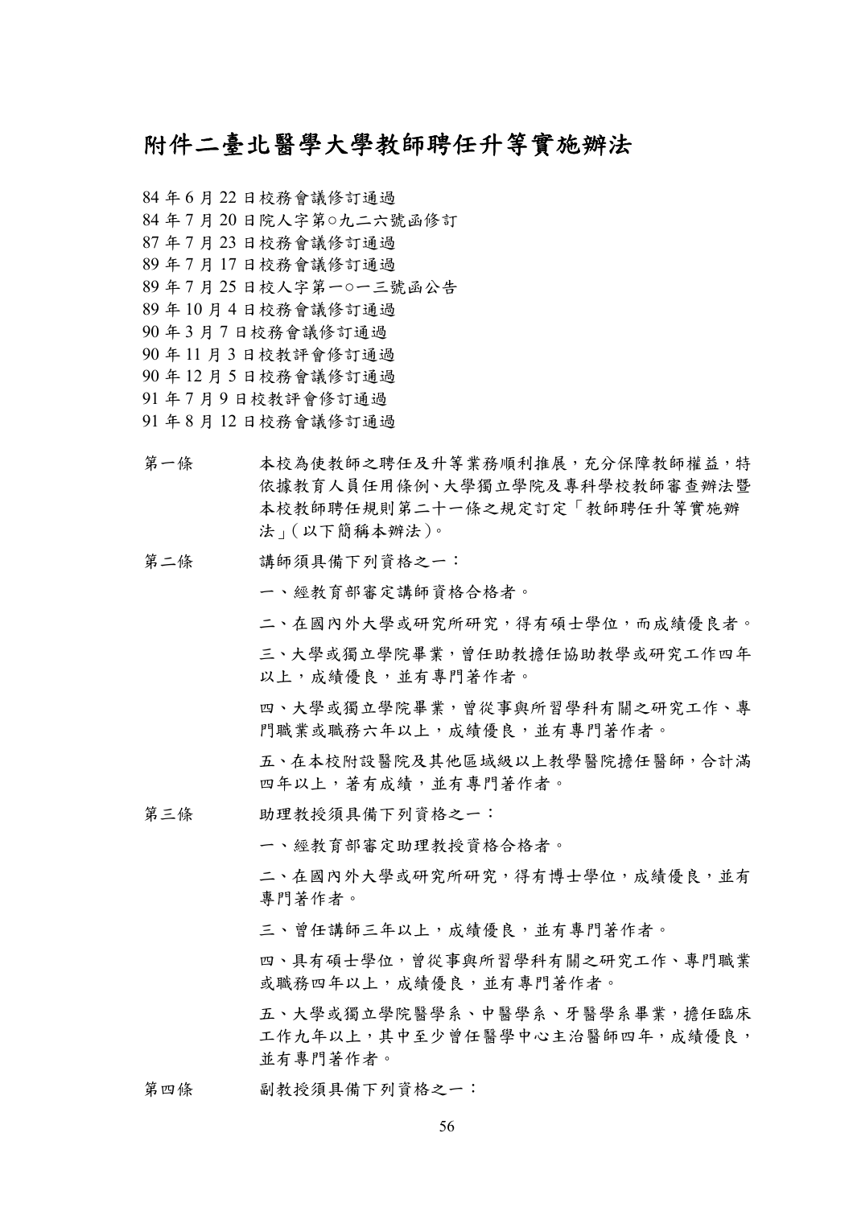# 附件二臺北醫學大學教師聘任升等實施辦法

84 年 6 月 22 日校務會議修訂通過
84 年 7 月 20 日院人字第○九二六號函修訂
87 年 7 月 23 日校務會議修訂通過
89 年 7 月 17 日校務會議修訂通過
89 年 7 月 25 日校人字第一○一三號函公告
89 年 10 月 4 日校務會議修訂通過
90 年 3 月 7 日校務會議修訂通過
90 年 11 月 3 日校教評會修訂通過
90 年 12 月 5 日校務會議修訂通過
91 年 7 月 9 日校教評會修訂通過
91 年 8 月 12 日校務會議修訂通過

第一條　本校為使教師之聘任及升等業務順利推展，充分保障教師權益，特依據教育人員任用條例、大學獨立學院及專科學校教師審查辦法暨本校教師聘任規則第二十一條之規定訂定「教師聘任升等實施辦法」(以下簡稱本辦法)。

第二條　講師須具備下列資格之一：

一、經教育部審定講師資格合格者。

二、在國內外大學或研究所研究，得有碩士學位，而成績優良者。

三、大學或獨立學院畢業，曾任助教擔任協助教學或研究工作四年以上，成績優良，並有專門著作者。

四、大學或獨立學院畢業，曾從事與所習學科有關之研究工作、專門職業或職務六年以上，成績優良，並有專門著作者。

五、在本校附設醫院及其他區域級以上教學醫院擔任醫師，合計滿四年以上，著有成績，並有專門著作者。

第三條　助理教授須具備下列資格之一：

一、經教育部審定助理教授資格合格者。

二、在國內外大學或研究所研究，得有博士學位，成績優良，並有專門著作者。

三、曾任講師三年以上，成績優良，並有專門著作者。

四、具有碩士學位，曾從事與所習學科有關之研究工作、專門職業或職務四年以上，成績優良，並有專門著作者。

五、大學或獨立學院醫學系、中醫學系、牙醫學系畢業，擔任臨床工作九年以上，其中至少曾任醫學中心主治醫師四年，成績優良，並有專門著作者。

第四條　副教授須具備下列資格之一：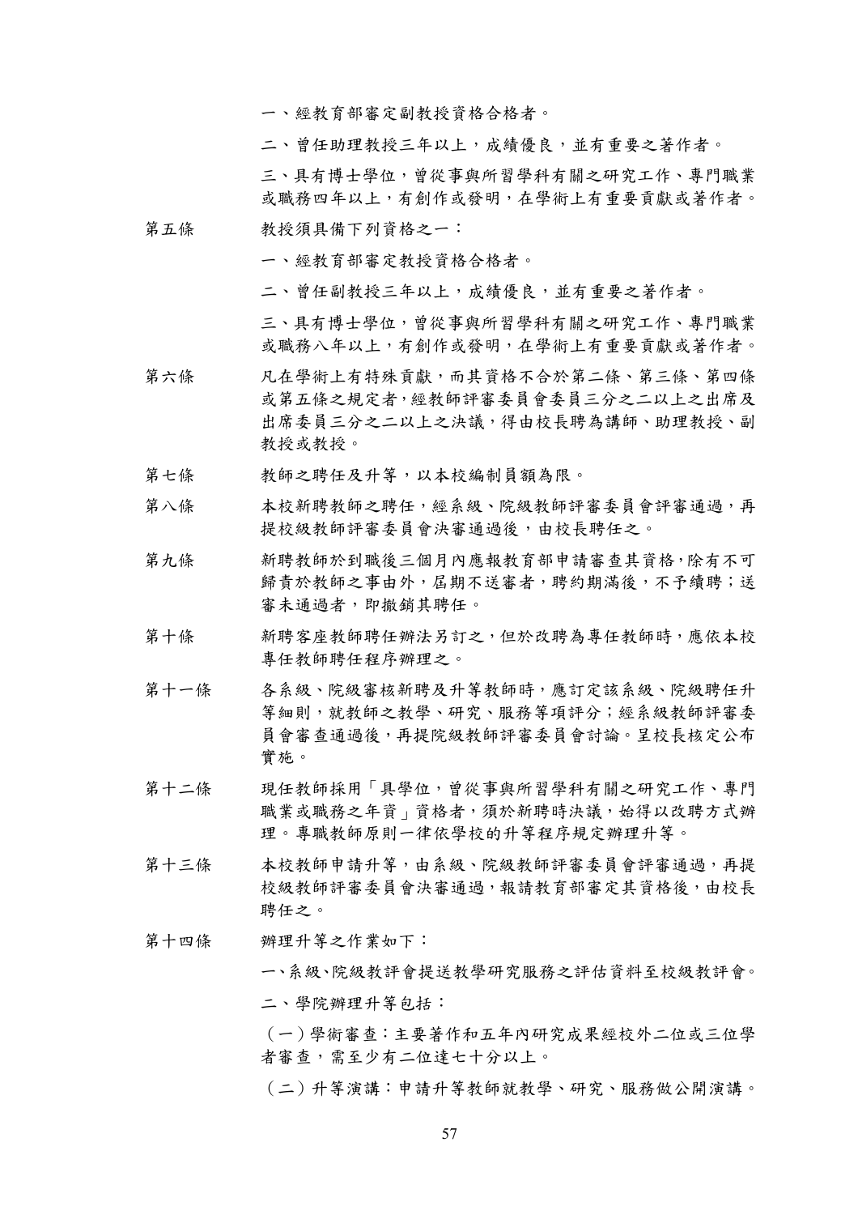一、經教育部審定副教授資格合格者。

二、曾任助理教授三年以上，成績優良，並有重要之著作者。

三、具有博士學位，曾從事與所習學科有關之研究工作、專門職業或職務四年以上，有創作或發明，在學術上有重要貢獻或著作者。

第五條　教授須具備下列資格之一：

一、經教育部審定教授資格合格者。

二、曾任副教授三年以上，成績優良，並有重要之著作者。

三、具有博士學位，曾從事與所習學科有關之研究工作、專門職業或職務八年以上，有創作或發明，在學術上有重要貢獻或著作者。

第六條　凡在學術上有特殊貢獻，而其資格不合於第二條、第三條、第四條或第五條之規定者，經教師評審委員會委員三分之二以上之出席及出席委員三分之二以上之決議，得由校長聘為講師、助理教授、副教授或教授。

第七條　教師之聘任及升等，以本校編制員額為限。

第八條　本校新聘教師之聘任，經系級、院級教師評審委員會評審通過，再提校級教師評審委員會決審通過後，由校長聘任之。

第九條　新聘教師於到職後三個月內應報教育部申請審查其資格，除有不可歸責於教師之事由外，屆期不送審者，聘約期滿後，不予續聘；送審未通過者，即撤銷其聘任。

第十條　新聘客座教師聘任辦法另訂之，但於改聘為專任教師時，應依本校專任教師聘任程序辦理之。

第十一條　各系級、院級審核新聘及升等教師時，應訂定該系級、院級聘任升等細則，就教師之教學、研究、服務等項評分；經系級教師評審委員會審查通過後，再提院級教師評審委員會討論。呈校長核定公布實施。

第十二條　現任教師採用「具學位，曾從事與所習學科有關之研究工作、專門職業或職務之年資」資格者，須於新聘時決議，始得以改聘方式辦理。專職教師原則一律依學校的升等程序規定辦理升等。

第十三條　本校教師申請升等，由系級、院級教師評審委員會評審通過，再提校級教師評審委員會決審通過，報請教育部審定其資格後，由校長聘任之。

第十四條　辦理升等之作業如下：

一、系級、院級教評會提送教學研究服務之評估資料至校級教評會。

二、學院辦理升等包括：

（一）學術審查：主要著作和五年內研究成果經校外二位或三位學者審查，需至少有二位達七十分以上。

（二）升等演講：申請升等教師就教學、研究、服務做公開演講。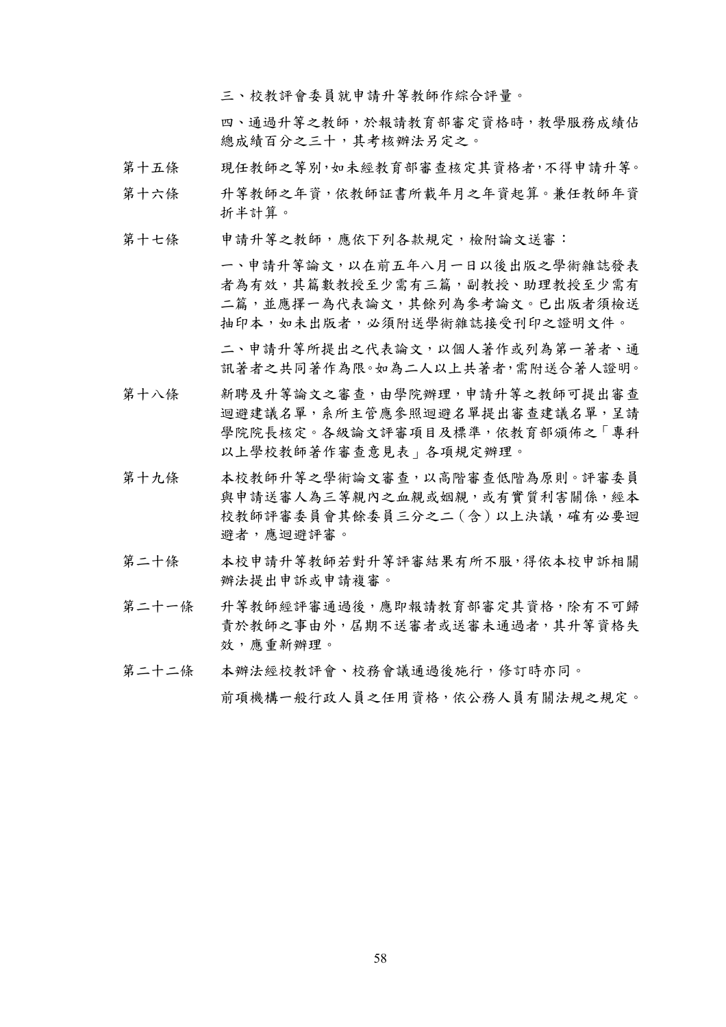三、校教評會委員就申請升等教師作綜合評量。

四、通過升等之教師，於報請教育部審定資格時，教學服務成績佔總成績百分之三十，其考核辦法另定之。

第十五條　現任教師之等別,如未經教育部審查核定其資格者,不得申請升等。

第十六條　升等教師之年資，依教師証書所載年月之年資起算。兼任教師年資折半計算。

第十七條　申請升等之教師，應依下列各款規定，檢附論文送審：

一、申請升等論文，以在前五年八月一日以後出版之學術雜誌發表者為有效，其篇數教授至少需有三篇，副教授、助理教授至少需有二篇，並應擇一為代表論文，其餘列為參考論文。已出版者須檢送抽印本，如未出版者，必須附送學術雜誌接受刊印之證明文件。

二、申請升等所提出之代表論文，以個人著作或列為第一著者、通訊著者之共同著作為限。如為二人以上共著者,需附送合著人證明。

第十八條　新聘及升等論文之審查，由學院辦理，申請升等之教師可提出審查迴避建議名單，系所主管應參照迴避名單提出審查建議名單，呈請學院院長核定。各級論文評審項目及標準，依教育部頒佈之「專科以上學校教師著作審查意見表」各項規定辦理。

第十九條　本校教師升等之學術論文審查，以高階審查低階為原則。評審委員與申請送審人為三等親內之血親或姻親，或有實質利害關係，經本校教師評審委員會其餘委員三分之二（含）以上決議，確有必要迴避者，應迴避評審。

第二十條　本校申請升等教師若對升等評審結果有所不服,得依本校申訴相關辦法提出申訴或申請複審。

第二十一條　升等教師經評審通過後，應即報請教育部審定其資格，除有不可歸責於教師之事由外，屆期不送審者或送審未通過者，其升等資格失效，應重新辦理。

第二十二條　本辦法經校教評會、校務會議通過後施行，修訂時亦同。

前項機構一般行政人員之任用資格，依公務人員有關法規之規定。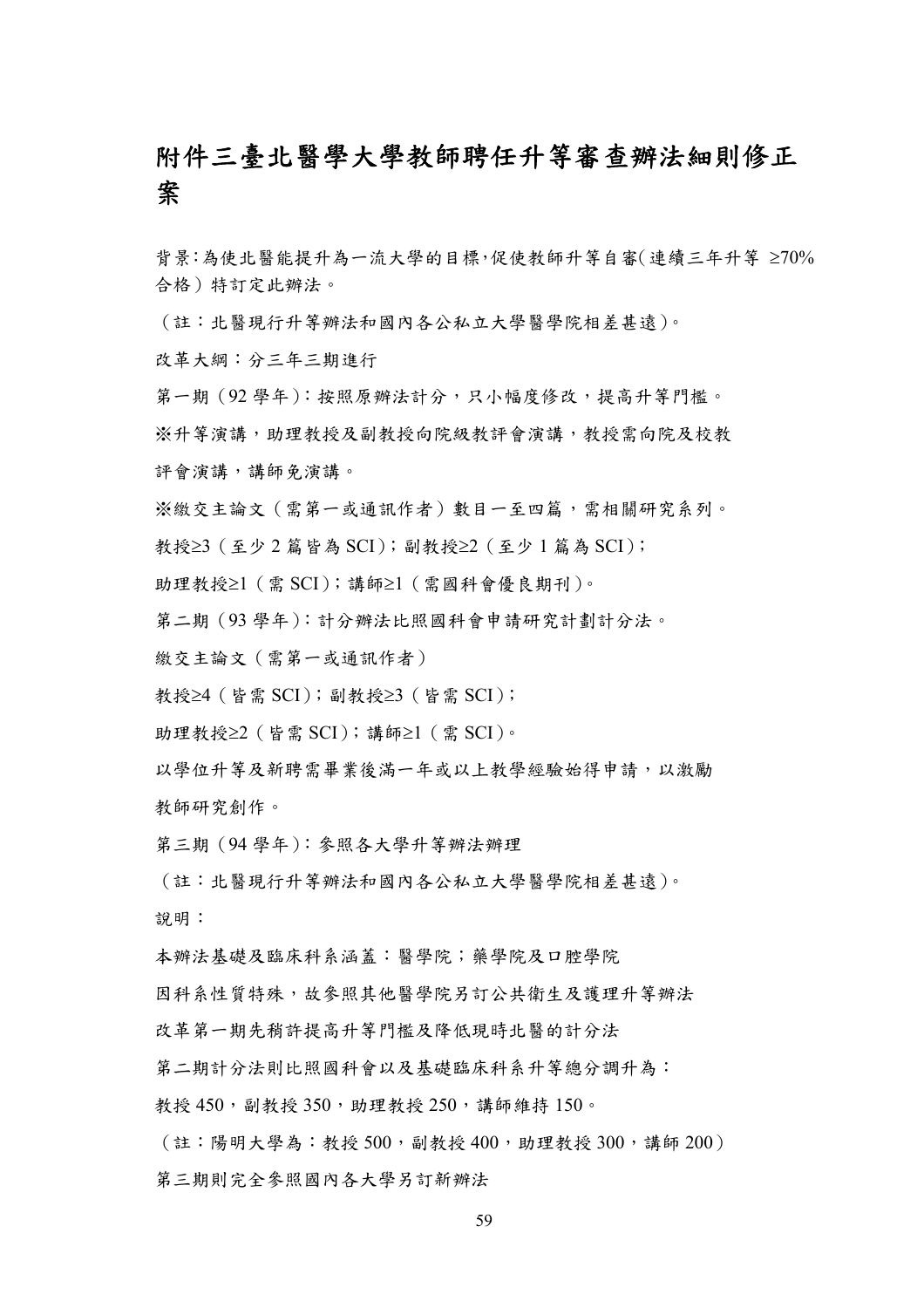# 附件三臺北醫學大學教師聘任升等審查辦法細則修正案

背景:為使北醫能提升為一流大學的目標,促使教師升等自審(連續三年升等 ≥70% 合格)特訂定此辦法。

(註:北醫現行升等辦法和國內各公私立大學醫學院相差甚遠)。

改革大綱:分三年三期進行

第一期(92 學年):按照原辦法計分,只小幅度修改,提高升等門檻。

※升等演講,助理教授及副教授向院級教評會演講,教授需向院及校教評會演講,講師免演講。

※繳交主論文(需第一或通訊作者)數目一至四篇,需相關研究系列。

教授≥3(至少 2 篇皆為 SCI);副教授≥2(至少 1 篇為 SCI);

助理教授≥1(需 SCI);講師≥1(需國科會優良期刊)。

第二期(93 學年):計分辦法比照國科會申請研究計劃計分法。

繳交主論文(需第一或通訊作者)

教授≥4(皆需 SCI);副教授≥3(皆需 SCI);

助理教授≥2(皆需 SCI);講師≥1(需 SCI)。

以學位升等及新聘需畢業後滿一年或以上教學經驗始得申請,以激勵教師研究創作。

第三期(94 學年):參照各大學升等辦法辦理

(註:北醫現行升等辦法和國內各公私立大學醫學院相差甚遠)。

說明:

本辦法基礎及臨床科系涵蓋:醫學院;藥學院及口腔學院

因科系性質特殊,故參照其他醫學院另訂公共衛生及護理升等辦法

改革第一期先稍許提高升等門檻及降低現時北醫的計分法

第二期計分法則比照國科會以及基礎臨床科系升等總分調升為:

教授 450,副教授 350,助理教授 250,講師維持 150。

(註:陽明大學為:教授 500,副教授 400,助理教授 300,講師 200)

第三期則完全參照國內各大學另訂新辦法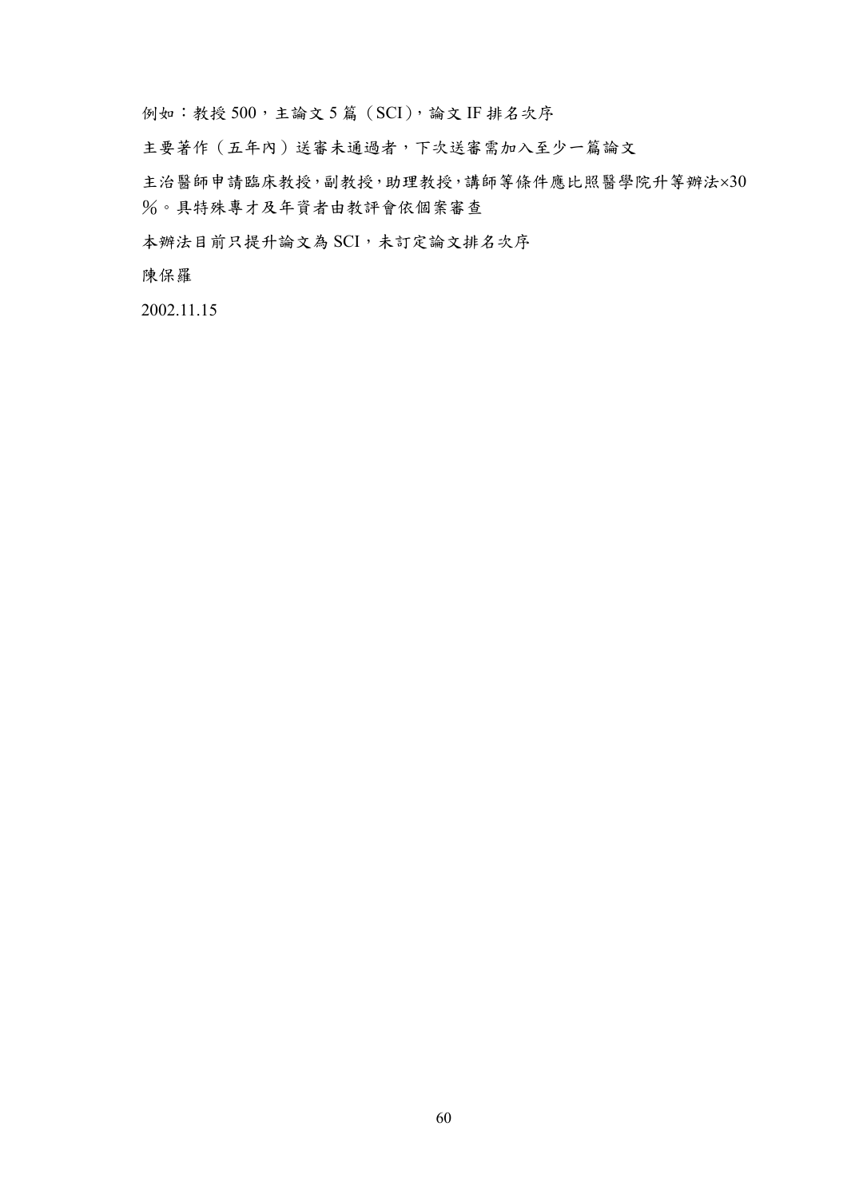例如：教授 500，主論文 5 篇（SCI），論文 IF 排名次序

主要著作（五年內）送審未通過者，下次送審需加入至少一篇論文

主治醫師申請臨床教授,副教授,助理教授,講師等條件應比照醫學院升等辦法×30％。具特殊專才及年資者由教評會依個案審查

本辦法目前只提升論文為 SCI，未訂定論文排名次序

陳保羅

2002.11.15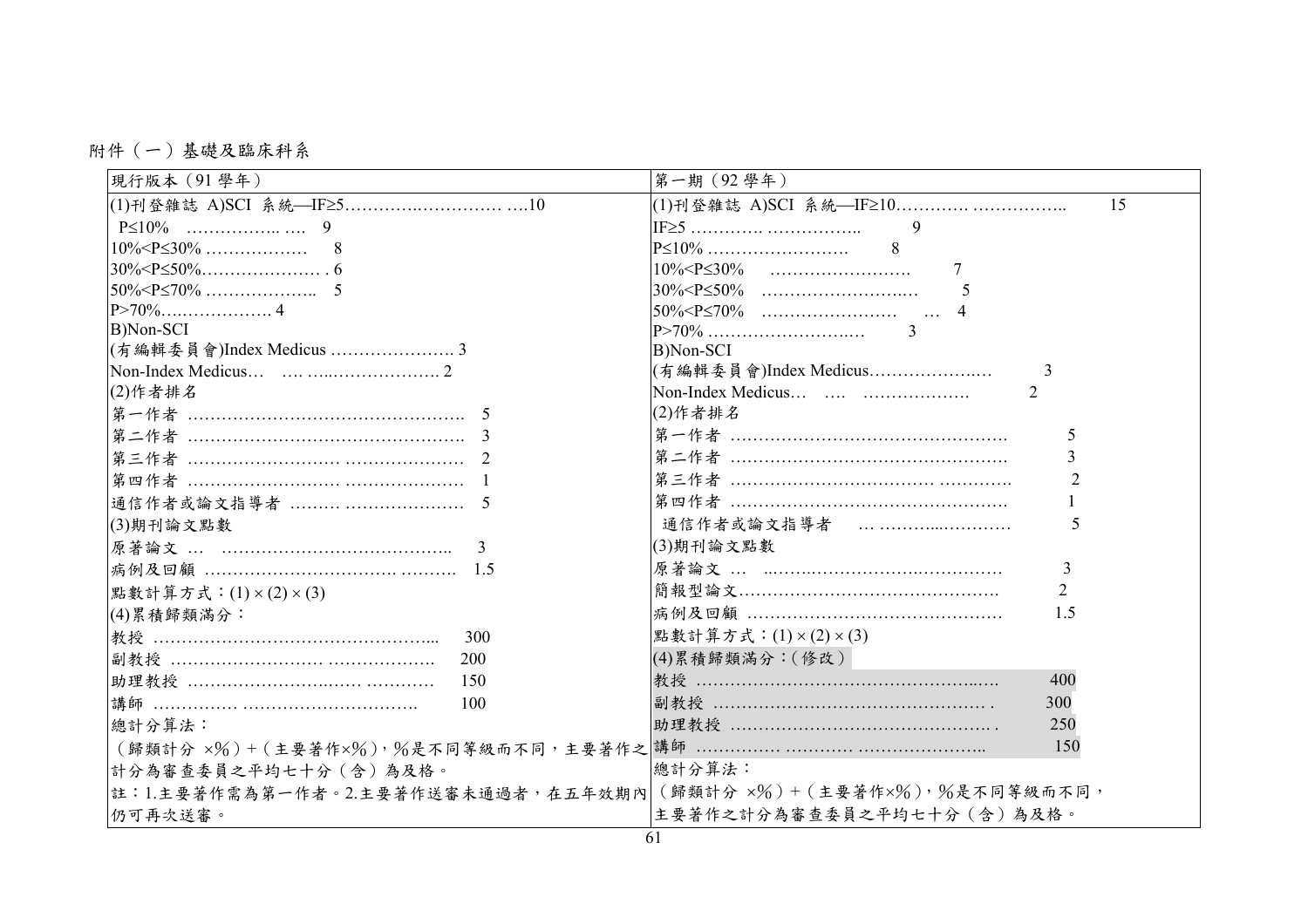附件（一）基礎及臨床科系

| 現行版本（91 學年） | 第一期（92 學年） |
|---|---|
| (1)刊登雜誌 A)SCI 系統—IF≥5…………………………10<br>P≤10% …………….. …. 9<br>10%<P≤30% ……………… 8<br>30%<P≤50%………………… . 6<br>50%<P≤70% ……………….. 5<br>P>70%………………. 4<br>B)Non-SCI<br>(有編輯委員會)Index Medicus …………………. 3<br>Non-Index Medicus… …. …..………………. 2<br>(2)作者排名<br>第一作者 …………………………………………. 5<br>第二作者 …………………………………………. 3<br>第三作者 …………………… ………………… 2<br>第四作者 …………………… ………………… 1<br>通信作者或論文指導者 ……… ………………… 5<br>(3)期刊論文點數<br>原著論文 … ………………………………….. 3<br>病例及回顧 …………………………. ………. 1.5<br>點數計算方式：(1) × (2) × (3)<br>(4)累積歸類滿分：<br>教授 …………………………………………... 300<br>副教授 …………………… ………………. 200<br>助理教授 …………………….…… ………… 150<br>講師 …………… ………………………. 100<br>總計分算法：<br>（歸類計分 ×%）+（主要著作×%），%是不同等級而不同，主要著作之計分為審查委員之平均七十分（含）為及格。<br>註：1.主要著作需為第一作者。2.主要著作送審未通過者，在五年效期內仍可再次送審。 | (1)刊登雜誌 A)SCI 系統—IF≥10………… …………….. 15<br>IF≥5 …………. …………….. 9<br>P≤10% ……………………. 8<br>10%<P≤30% ……………………. 7<br>30%<P≤50% ………………….…. 5<br>50%<P≤70% …………………… … 4<br>P>70% ……………………..… 3<br>B)Non-SCI<br>(有編輯委員會)Index Medicus………………..… 3<br>Non-Index Medicus… …. ………………. 2<br>(2)作者排名<br>第一作者 …………………………………………. 5<br>第二作者 …………………………………………. 3<br>第三作者 ……………………………… ………… 2<br>第四作者 …………………………………………. 1<br>通信作者或論文指導者 … ………...………… 5<br>(3)期刊論文點數<br>原著論文 … ..…….……………….…………… 3<br>簡報型論文………………………………………. 2<br>病例及回顧 ……………………………………… 1.5<br>點數計算方式：(1) × (2) × (3)<br>(4)累積歸類滿分：(修改)<br>教授 ……………………………………….…. 400<br>副教授 ………………………………………… . 300<br>助理教授 ………………………………………. . 250<br>講師 …………… ………… ………………….. 150<br>總計分算法：<br>（歸類計分 ×%）+（主要著作×%），%是不同等級而不同，主要著作之計分為審查委員之平均七十分（含）為及格。 |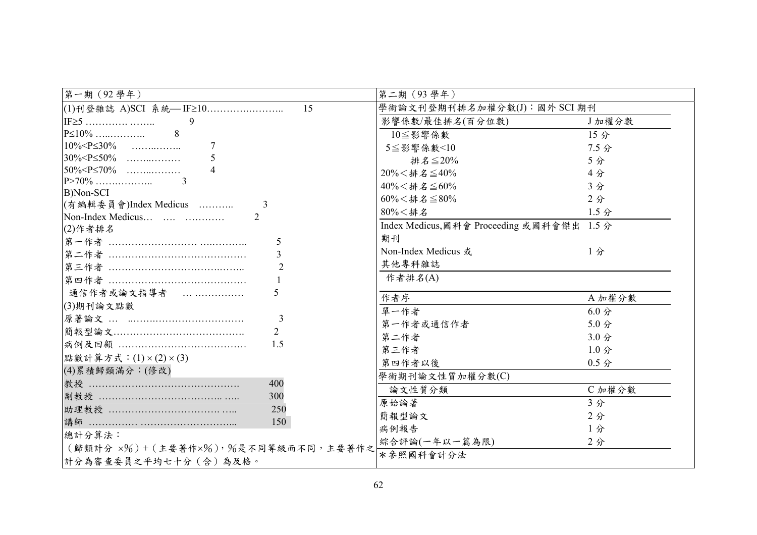| 第一期（92 學年） | 第二期（93 學年） |
|---|---|
| (1)刊登雜誌 A)SCI 系統— IF≥10…………………….. 15<br>IF≥5 …………. …….. 9<br>P≤10% …..……….. 8<br>10%<P≤30% ……..…….. 7<br>30%<P≤50% ……..……… 5<br>50%<P≤70% ……..……… 4<br>P>70% ……………... 3<br>B)Non-SCI<br>(有編輯委員會)Index Medicus ……….. 3<br>Non-Index Medicus… …. ………… 2<br>(2)作者排名<br>第一作者 …………………… ….……….. 5<br>第二作者 ………………………………… 3<br>第三作者 ……………………………..…... 2<br>第四作者 ………………………………… 1<br>通信作者或論文指導者 … …………… 5<br>(3)期刊論文點數<br>原著論文 … ..…………………………… 3<br>簡報型論文…………………………………. 2<br>病例及回顧 ………………………………… 1.5<br>點數計算方式：(1) × (2) × (3)<br>(4)累積歸類滿分：(修改)<br>教授 ……………………………………… 400<br>副教授 ………………………….. ….. 300<br>助理教授 …………………………. ….. 250<br>講師 …………. ……………………... 150<br>總計分算法：<br>（歸類計分 ×%）+（主要著作×%），%是不同等級而不同，主要著作之計分為審查委員之平均七十分（含）為及格。 | 學術論文刊登期刊排名加權分數(J)：國外 SCI 期刊<br>影響係數/最佳排名(百分位數) — J 加權分數<br>10≦影響係數 — 15 分<br>5≦影響係數<10 — 7.5 分<br>排名≦20% — 5 分<br>20%＜排名≦40% — 4 分<br>40%＜排名≦60% — 3 分<br>60%＜排名≦80% — 2 分<br>80%＜排名 — 1.5 分<br>Index Medicus,國科會 Proceeding 或國科會傑出期刊 — 1.5 分<br>Non-Index Medicus 或其他專科雜誌 — 1 分<br>作者排名(A)<br>作者序 — A 加權分數<br>單一作者 — 6.0 分<br>第一作者或通信作者 — 5.0 分<br>第二作者 — 3.0 分<br>第三作者 — 1.0 分<br>第四作者以後 — 0.5 分<br>學術期刊論文性質加權分數(C)<br>論文性質分類 — C 加權分數<br>原始論著 — 3 分<br>簡報型論文 — 2 分<br>病例報告 — 1 分<br>綜合評論(一年以一篇為限) — 2 分<br>*參照國科會計分法 |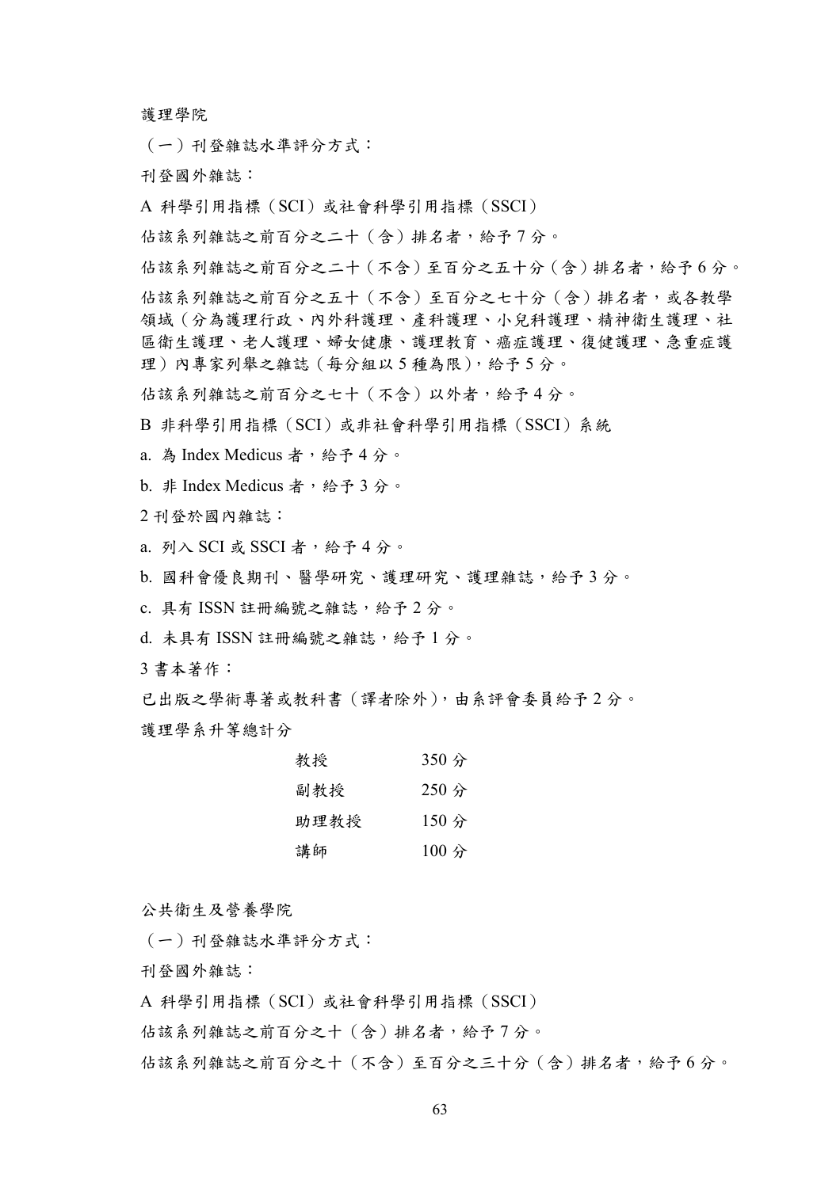護理學院

（一）刊登雜誌水準評分方式：

刊登國外雜誌：

A 科學引用指標（SCI）或社會科學引用指標（SSCI）

佔該系列雜誌之前百分之二十（含）排名者，給予 7 分。

佔該系列雜誌之前百分之二十（不含）至百分之五十分（含）排名者，給予 6 分。

佔該系列雜誌之前百分之五十（不含）至百分之七十分（含）排名者，或各教學領域（分為護理行政、內外科護理、產科護理、小兒科護理、精神衛生護理、社區衛生護理、老人護理、婦女健康、護理教育、癌症護理、復健護理、急重症護理）內專家列舉之雜誌（每分組以 5 種為限），給予 5 分。

佔該系列雜誌之前百分之七十（不含）以外者，給予 4 分。

B 非科學引用指標（SCI）或非社會科學引用指標（SSCI）系統

a. 為 Index Medicus 者，給予 4 分。

b. 非 Index Medicus 者，給予 3 分。

2 刊登於國內雜誌：

a. 列入 SCI 或 SSCI 者，給予 4 分。

b. 國科會優良期刊、醫學研究、護理研究、護理雜誌，給予 3 分。

c. 具有 ISSN 註冊編號之雜誌，給予 2 分。

d. 未具有 ISSN 註冊編號之雜誌，給予 1 分。

3 書本著作：

已出版之學術專著或教科書（譯者除外），由系評會委員給予 2 分。

護理學系升等總計分

| | |
|---|---|
| 教授 | 350 分 |
| 副教授 | 250 分 |
| 助理教授 | 150 分 |
| 講師 | 100 分 |

公共衛生及營養學院

（一）刊登雜誌水準評分方式：

刊登國外雜誌：

A 科學引用指標（SCI）或社會科學引用指標（SSCI）

佔該系列雜誌之前百分之十（含）排名者，給予 7 分。

佔該系列雜誌之前百分之十（不含）至百分之三十分（含）排名者，給予 6 分。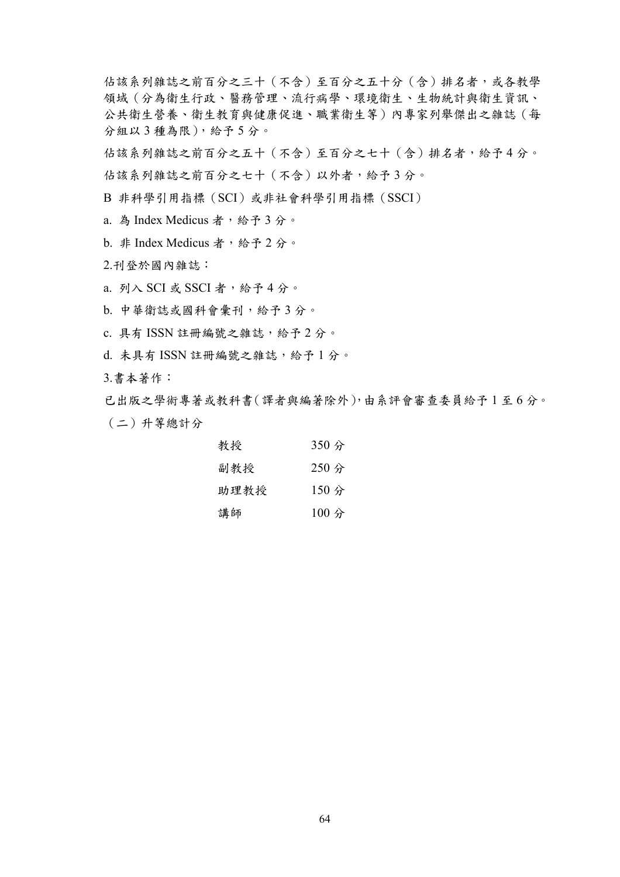佔該系列雜誌之前百分之三十（不含）至百分之五十分（含）排名者，或各教學領域（分為衛生行政、醫務管理、流行病學、環境衛生、生物統計與衛生資訊、公共衛生營養、衛生教育與健康促進、職業衛生等）內專家列舉傑出之雜誌（每分組以 3 種為限），給予 5 分。

佔該系列雜誌之前百分之五十（不含）至百分之七十（含）排名者，給予 4 分。

佔該系列雜誌之前百分之七十（不含）以外者，給予 3 分。

B 非科學引用指標（SCI）或非社會科學引用指標（SSCI）

a. 為 Index Medicus 者，給予 3 分。

b. 非 Index Medicus 者，給予 2 分。

2.刊登於國內雜誌：

a. 列入 SCI 或 SSCI 者，給予 4 分。

b. 中華衛誌或國科會彙刊，給予 3 分。

c. 具有 ISSN 註冊編號之雜誌，給予 2 分。

d. 未具有 ISSN 註冊編號之雜誌，給予 1 分。

3.書本著作：

已出版之學術專著或教科書（譯者與編著除外），由系評會審查委員給予 1 至 6 分。

（二）升等總計分

| | |
|---|---|
| 教授 | 350 分 |
| 副教授 | 250 分 |
| 助理教授 | 150 分 |
| 講師 | 100 分 |